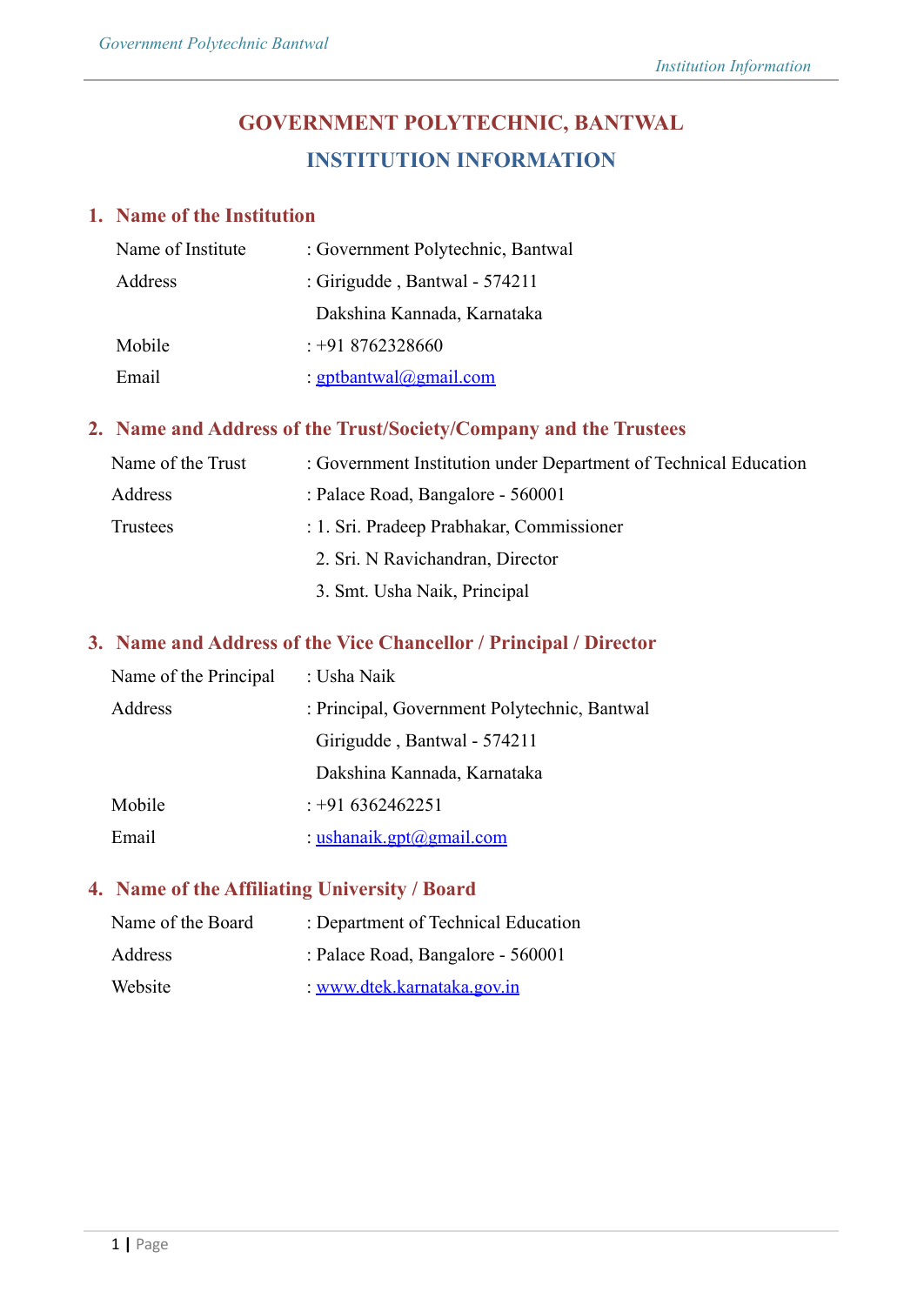# GOVERNMENT POLYTECHNIC, BANTWAL

## INSTITUTION INFORMATION

### 1. Name of the Institution

| | |
|---|---|
| Name of Institute | : Government Polytechnic, Bantwal |
| Address | : Girigudde , Bantwal - 574211 |
| | Dakshina Kannada, Karnataka |
| Mobile | : +91 8762328660 |
| Email | : gptbantwal@gmail.com |

### 2. Name and Address of the Trust/Society/Company and the Trustees

| | |
|---|---|
| Name of the Trust | : Government Institution under Department of Technical Education |
| Address | : Palace Road, Bangalore - 560001 |
| Trustees | : 1. Sri. Pradeep Prabhakar, Commissioner |
| | 2. Sri. N Ravichandran, Director |
| | 3. Smt. Usha Naik, Principal |

### 3. Name and Address of the Vice Chancellor / Principal / Director

| | |
|---|---|
| Name of the Principal | : Usha Naik |
| Address | : Principal, Government Polytechnic, Bantwal |
| | Girigudde , Bantwal - 574211 |
| | Dakshina Kannada, Karnataka |
| Mobile | : +91 6362462251 |
| Email | : ushanaik.gpt@gmail.com |

### 4. Name of the Affiliating University / Board

| | |
|---|---|
| Name of the Board | : Department of Technical Education |
| Address | : Palace Road, Bangalore - 560001 |
| Website | : www.dtek.karnataka.gov.in |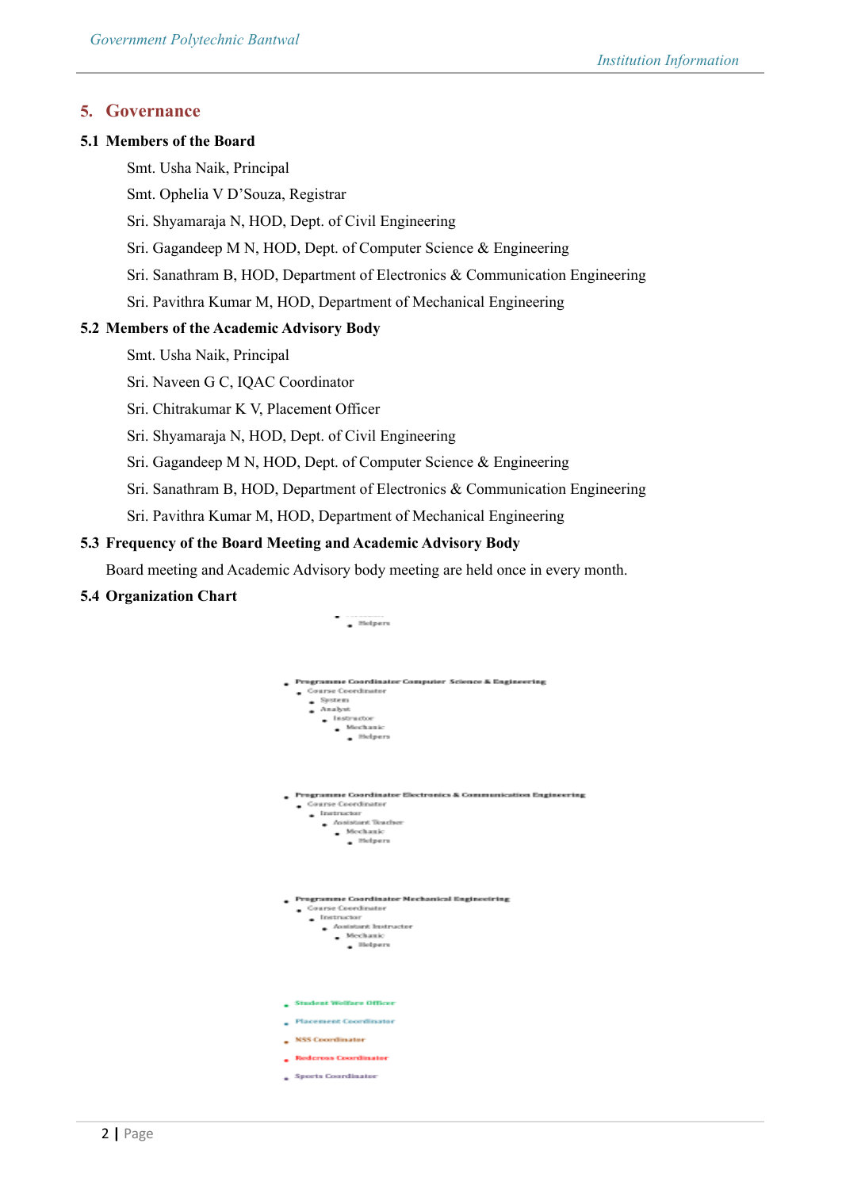## 5. Governance

### 5.1 Members of the Board

Smt. Usha Naik, Principal

Smt. Ophelia V D'Souza, Registrar

Sri. Shyamaraja N, HOD, Dept. of Civil Engineering

Sri. Gagandeep M N, HOD, Dept. of Computer Science & Engineering

Sri. Sanathram B, HOD, Department of Electronics & Communication Engineering

Sri. Pavithra Kumar M, HOD, Department of Mechanical Engineering

### 5.2 Members of the Academic Advisory Body

Smt. Usha Naik, Principal

Sri. Naveen G C, IQAC Coordinator

Sri. Chitrakumar K V, Placement Officer

Sri. Shyamaraja N, HOD, Dept. of Civil Engineering

Sri. Gagandeep M N, HOD, Dept. of Computer Science & Engineering

Sri. Sanathram B, HOD, Department of Electronics & Communication Engineering

Sri. Pavithra Kumar M, HOD, Department of Mechanical Engineering

### 5.3 Frequency of the Board Meeting and Academic Advisory Body

Board meeting and Academic Advisory body meeting are held once in every month.

### 5.4 Organization Chart

- Helpers

- Programme Coordinator Computer Science & Engineering
  - Course Coordinator
    - System
    - Analyst
      - Instructor
        - Mechanic
          - Helpers

- Programme Coordinator Electronics & Communication Engineering
  - Course Coordinator
    - Instructor
      - Assistant Teacher
        - Mechanic
          - Helpers

- Programme Coordinator Mechanical Engineering
  - Course Coordinator
    - Instructor
      - Assistant Instructor
        - Mechanic
          - Helpers

- Student Welfare Officer
- Placement Coordinator
- NSS Coordinator
- Redcross Coordinator
- Sports Coordinator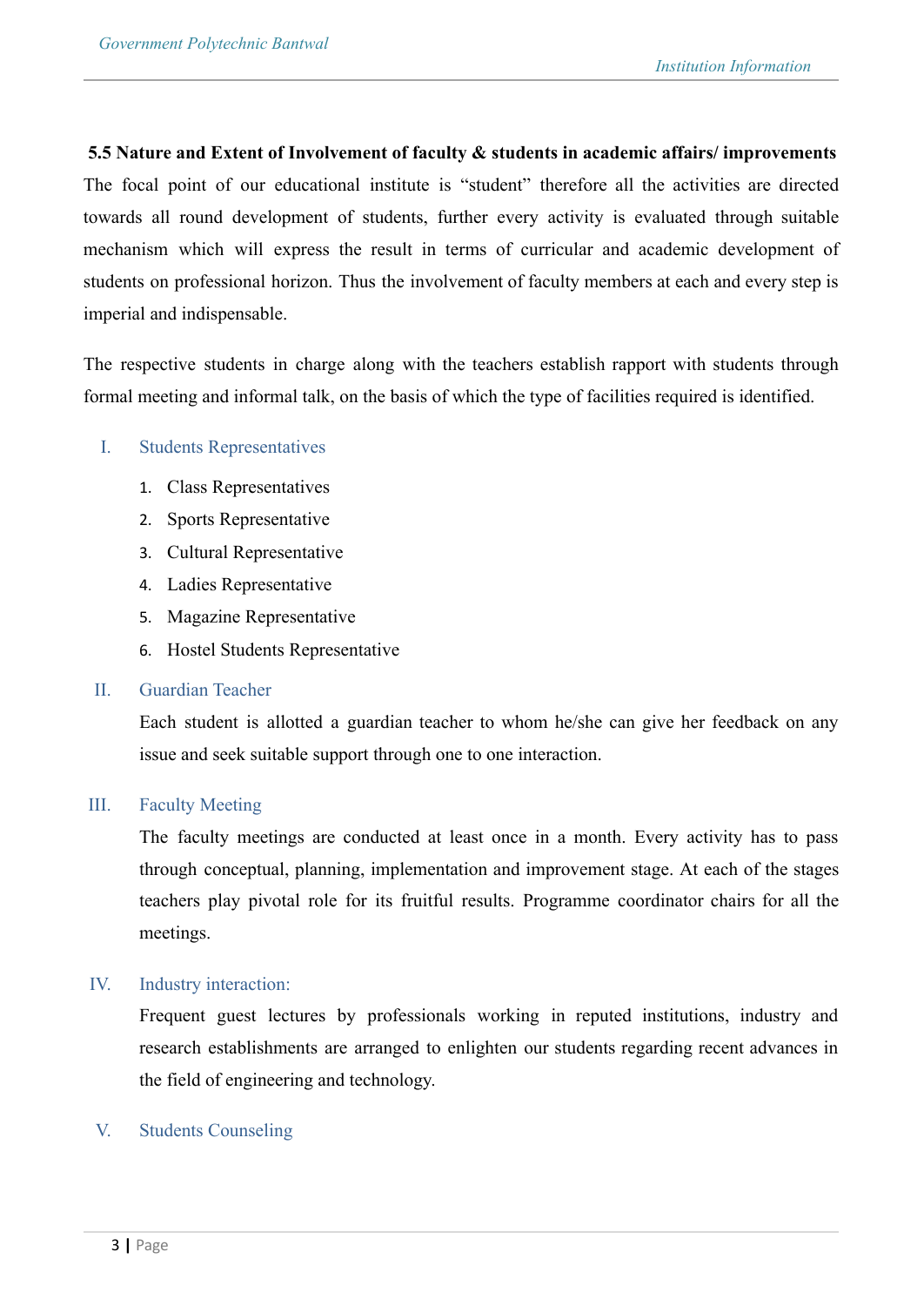### 5.5 Nature and Extent of Involvement of faculty & students in academic affairs/ improvements

The focal point of our educational institute is "student" therefore all the activities are directed towards all round development of students, further every activity is evaluated through suitable mechanism which will express the result in terms of curricular and academic development of students on professional horizon. Thus the involvement of faculty members at each and every step is imperial and indispensable.

The respective students in charge along with the teachers establish rapport with students through formal meeting and informal talk, on the basis of which the type of facilities required is identified.

I. Students Representatives

1. Class Representatives
2. Sports Representative
3. Cultural Representative
4. Ladies Representative
5. Magazine Representative
6. Hostel Students Representative

II. Guardian Teacher

Each student is allotted a guardian teacher to whom he/she can give her feedback on any issue and seek suitable support through one to one interaction.

III. Faculty Meeting

The faculty meetings are conducted at least once in a month. Every activity has to pass through conceptual, planning, implementation and improvement stage. At each of the stages teachers play pivotal role for its fruitful results. Programme coordinator chairs for all the meetings.

IV. Industry interaction:

Frequent guest lectures by professionals working in reputed institutions, industry and research establishments are arranged to enlighten our students regarding recent advances in the field of engineering and technology.

V. Students Counseling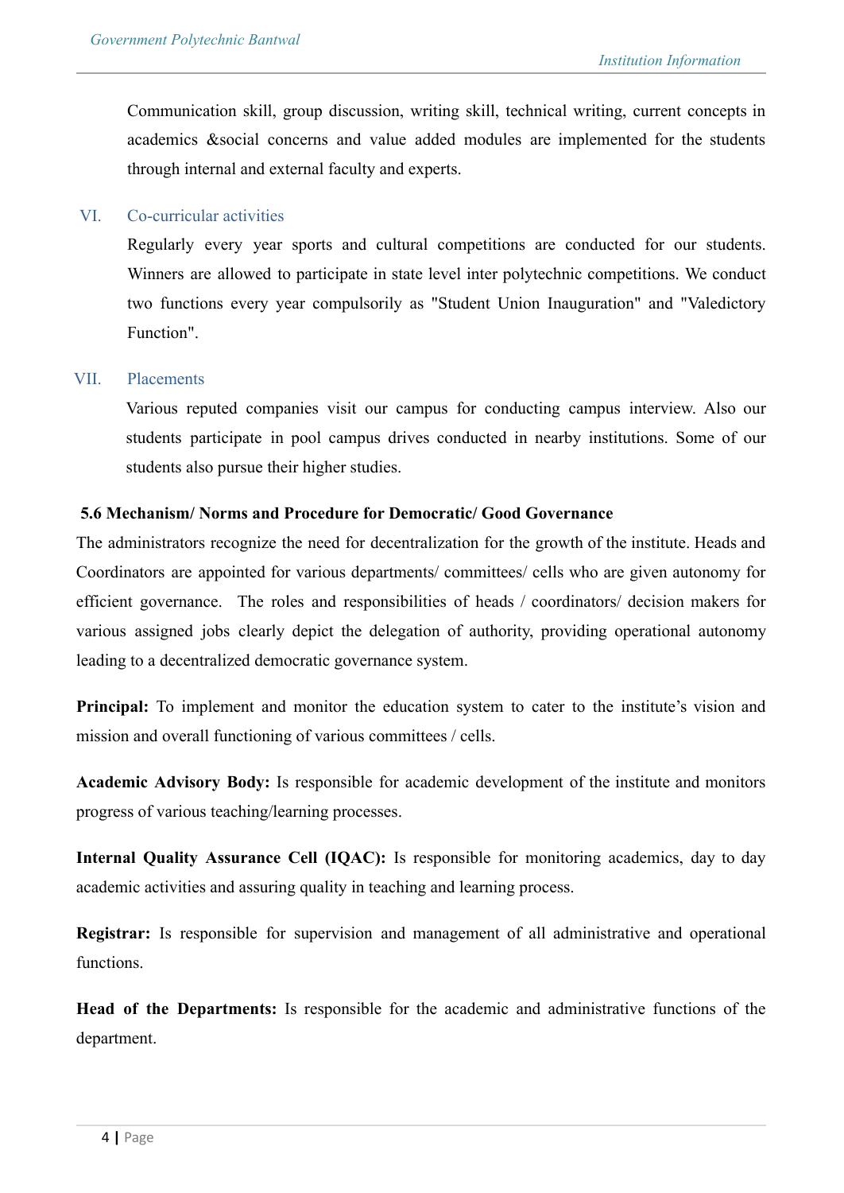Communication skill, group discussion, writing skill, technical writing, current concepts in academics &social concerns and value added modules are implemented for the students through internal and external faculty and experts.

VI. Co-curricular activities

Regularly every year sports and cultural competitions are conducted for our students. Winners are allowed to participate in state level inter polytechnic competitions. We conduct two functions every year compulsorily as "Student Union Inauguration" and "Valedictory Function".

VII. Placements

Various reputed companies visit our campus for conducting campus interview. Also our students participate in pool campus drives conducted in nearby institutions. Some of our students also pursue their higher studies.

### 5.6 Mechanism/ Norms and Procedure for Democratic/ Good Governance

The administrators recognize the need for decentralization for the growth of the institute. Heads and Coordinators are appointed for various departments/ committees/ cells who are given autonomy for efficient governance. The roles and responsibilities of heads / coordinators/ decision makers for various assigned jobs clearly depict the delegation of authority, providing operational autonomy leading to a decentralized democratic governance system.

**Principal:** To implement and monitor the education system to cater to the institute's vision and mission and overall functioning of various committees / cells.

**Academic Advisory Body:** Is responsible for academic development of the institute and monitors progress of various teaching/learning processes.

**Internal Quality Assurance Cell (IQAC):** Is responsible for monitoring academics, day to day academic activities and assuring quality in teaching and learning process.

**Registrar:** Is responsible for supervision and management of all administrative and operational functions.

**Head of the Departments:** Is responsible for the academic and administrative functions of the department.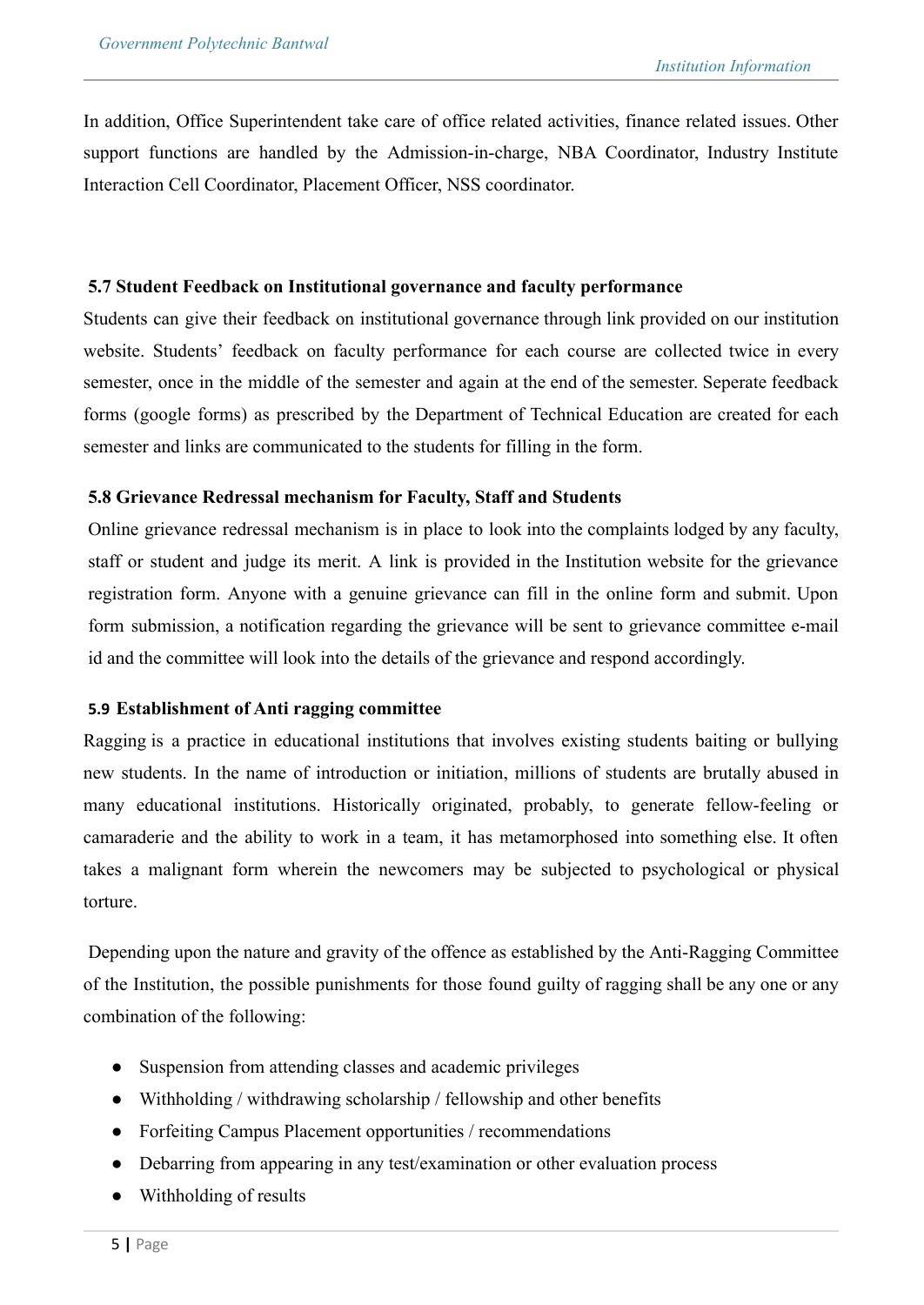In addition, Office Superintendent take care of office related activities, finance related issues. Other support functions are handled by the Admission-in-charge, NBA Coordinator, Industry Institute Interaction Cell Coordinator, Placement Officer, NSS coordinator.

### 5.7 Student Feedback on Institutional governance and faculty performance

Students can give their feedback on institutional governance through link provided on our institution website. Students' feedback on faculty performance for each course are collected twice in every semester, once in the middle of the semester and again at the end of the semester. Seperate feedback forms (google forms) as prescribed by the Department of Technical Education are created for each semester and links are communicated to the students for filling in the form.

### 5.8 Grievance Redressal mechanism for Faculty, Staff and Students

Online grievance redressal mechanism is in place to look into the complaints lodged by any faculty, staff or student and judge its merit. A link is provided in the Institution website for the grievance registration form. Anyone with a genuine grievance can fill in the online form and submit. Upon form submission, a notification regarding the grievance will be sent to grievance committee e-mail id and the committee will look into the details of the grievance and respond accordingly.

### 5.9 Establishment of Anti ragging committee

Ragging is a practice in educational institutions that involves existing students baiting or bullying new students. In the name of introduction or initiation, millions of students are brutally abused in many educational institutions. Historically originated, probably, to generate fellow-feeling or camaraderie and the ability to work in a team, it has metamorphosed into something else. It often takes a malignant form wherein the newcomers may be subjected to psychological or physical torture.

Depending upon the nature and gravity of the offence as established by the Anti-Ragging Committee of the Institution, the possible punishments for those found guilty of ragging shall be any one or any combination of the following:

- Suspension from attending classes and academic privileges
- Withholding / withdrawing scholarship / fellowship and other benefits
- Forfeiting Campus Placement opportunities / recommendations
- Debarring from appearing in any test/examination or other evaluation process
- Withholding of results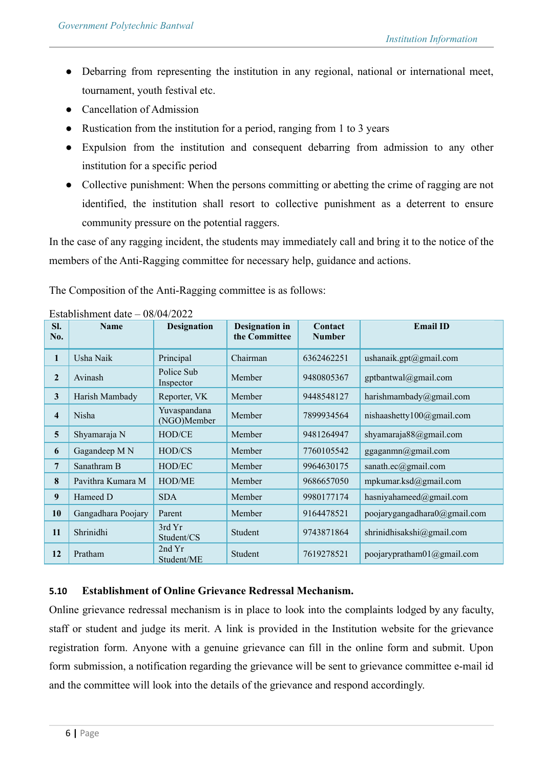- Debarring from representing the institution in any regional, national or international meet, tournament, youth festival etc.
- Cancellation of Admission
- Rustication from the institution for a period, ranging from 1 to 3 years
- Expulsion from the institution and consequent debarring from admission to any other institution for a specific period
- Collective punishment: When the persons committing or abetting the crime of ragging are not identified, the institution shall resort to collective punishment as a deterrent to ensure community pressure on the potential raggers.

In the case of any ragging incident, the students may immediately call and bring it to the notice of the members of the Anti-Ragging committee for necessary help, guidance and actions.

The Composition of the Anti-Ragging committee is as follows:

Establishment date – 08/04/2022

| Sl. No. | Name | Designation | Designation in the Committee | Contact Number | Email ID |
|---|---|---|---|---|---|
| 1 | Usha Naik | Principal | Chairman | 6362462251 | ushanaik.gpt@gmail.com |
| 2 | Avinash | Police Sub Inspector | Member | 9480805367 | gptbantwal@gmail.com |
| 3 | Harish Mambady | Reporter, VK | Member | 9448548127 | harishmambady@gmail.com |
| 4 | Nisha | Yuvaspandana (NGO)Member | Member | 7899934564 | nishaashetty100@gmail.com |
| 5 | Shyamaraja N | HOD/CE | Member | 9481264947 | shyamaraja88@gmail.com |
| 6 | Gagandeep M N | HOD/CS | Member | 7760105542 | ggaganmn@gmail.com |
| 7 | Sanathram B | HOD/EC | Member | 9964630175 | sanath.ec@gmail.com |
| 8 | Pavithra Kumara M | HOD/ME | Member | 9686657050 | mpkumar.ksd@gmail.com |
| 9 | Hameed D | SDA | Member | 9980177174 | hasniyahameed@gmail.com |
| 10 | Gangadhara Poojary | Parent | Member | 9164478521 | poojarygangadhara0@gmail.com |
| 11 | Shrinidhi | 3rd Yr Student/CS | Student | 9743871864 | shrinidhisakshi@gmail.com |
| 12 | Pratham | 2nd Yr Student/ME | Student | 7619278521 | poojarypratham01@gmail.com |

### 5.10 Establishment of Online Grievance Redressal Mechanism.

Online grievance redressal mechanism is in place to look into the complaints lodged by any faculty, staff or student and judge its merit. A link is provided in the Institution website for the grievance registration form. Anyone with a genuine grievance can fill in the online form and submit. Upon form submission, a notification regarding the grievance will be sent to grievance committee e-mail id and the committee will look into the details of the grievance and respond accordingly.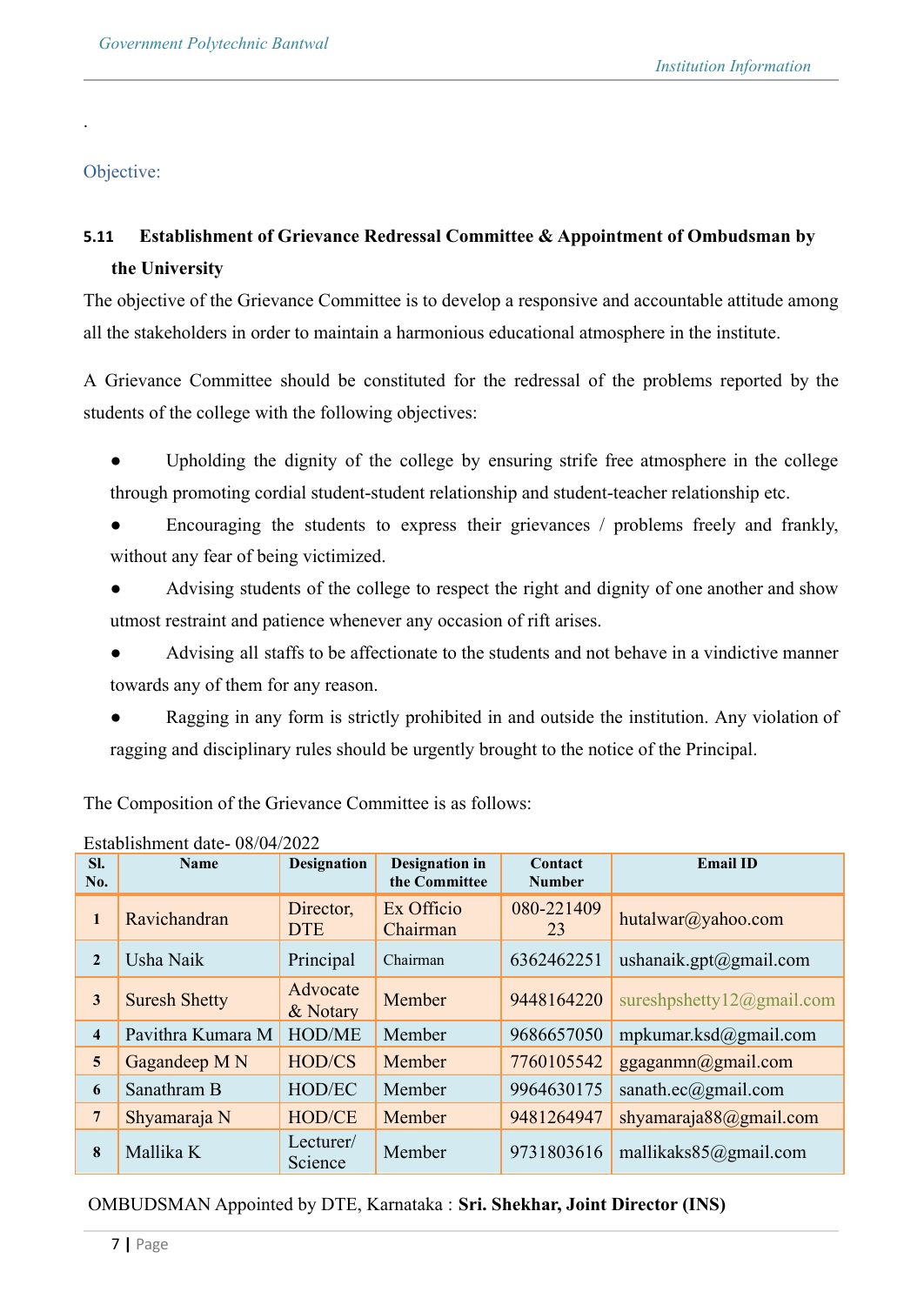.

Objective:

**5.11 Establishment of Grievance Redressal Committee & Appointment of Ombudsman by the University**

The objective of the Grievance Committee is to develop a responsive and accountable attitude among all the stakeholders in order to maintain a harmonious educational atmosphere in the institute.

A Grievance Committee should be constituted for the redressal of the problems reported by the students of the college with the following objectives:

- Upholding the dignity of the college by ensuring strife free atmosphere in the college through promoting cordial student-student relationship and student-teacher relationship etc.
- Encouraging the students to express their grievances / problems freely and frankly, without any fear of being victimized.
- Advising students of the college to respect the right and dignity of one another and show utmost restraint and patience whenever any occasion of rift arises.
- Advising all staffs to be affectionate to the students and not behave in a vindictive manner towards any of them for any reason.
- Ragging in any form is strictly prohibited in and outside the institution. Any violation of ragging and disciplinary rules should be urgently brought to the notice of the Principal.

The Composition of the Grievance Committee is as follows:

Establishment date- 08/04/2022

| Sl. No. | Name | Designation | Designation in the Committee | Contact Number | Email ID |
|---|---|---|---|---|---|
| 1 | Ravichandran | Director, DTE | Ex Officio Chairman | 080-22140923 | hutalwar@yahoo.com |
| 2 | Usha Naik | Principal | Chairman | 6362462251 | ushanaik.gpt@gmail.com |
| 3 | Suresh Shetty | Advocate & Notary | Member | 9448164220 | sureshpshetty12@gmail.com |
| 4 | Pavithra Kumara M | HOD/ME | Member | 9686657050 | mpkumar.ksd@gmail.com |
| 5 | Gagandeep M N | HOD/CS | Member | 7760105542 | ggaganmn@gmail.com |
| 6 | Sanathram B | HOD/EC | Member | 9964630175 | sanath.ec@gmail.com |
| 7 | Shyamaraja N | HOD/CE | Member | 9481264947 | shyamaraja88@gmail.com |
| 8 | Mallika K | Lecturer/ Science | Member | 9731803616 | mallikaks85@gmail.com |

OMBUDSMAN Appointed by DTE, Karnataka : **Sri. Shekhar, Joint Director (INS)**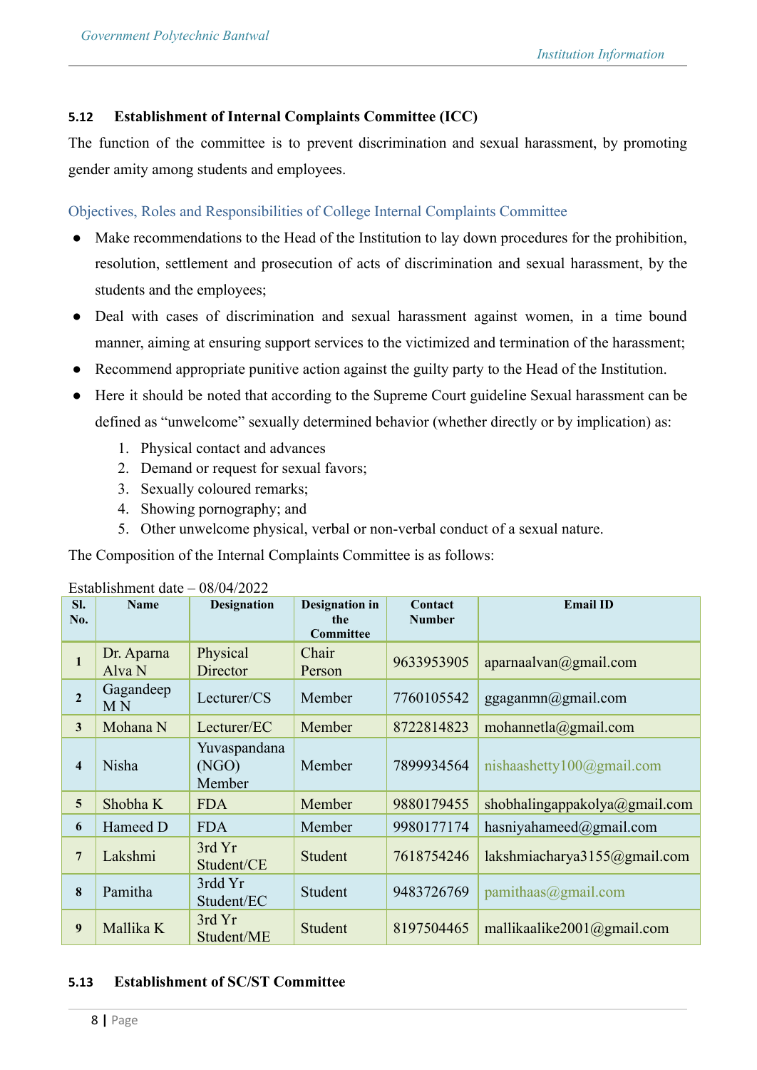### 5.12 Establishment of Internal Complaints Committee (ICC)

The function of the committee is to prevent discrimination and sexual harassment, by promoting gender amity among students and employees.

#### Objectives, Roles and Responsibilities of College Internal Complaints Committee

- Make recommendations to the Head of the Institution to lay down procedures for the prohibition, resolution, settlement and prosecution of acts of discrimination and sexual harassment, by the students and the employees;
- Deal with cases of discrimination and sexual harassment against women, in a time bound manner, aiming at ensuring support services to the victimized and termination of the harassment;
- Recommend appropriate punitive action against the guilty party to the Head of the Institution.
- Here it should be noted that according to the Supreme Court guideline Sexual harassment can be defined as "unwelcome" sexually determined behavior (whether directly or by implication) as:
    1. Physical contact and advances
    2. Demand or request for sexual favors;
    3. Sexually coloured remarks;
    4. Showing pornography; and
    5. Other unwelcome physical, verbal or non-verbal conduct of a sexual nature.

The Composition of the Internal Complaints Committee is as follows:

Establishment date – 08/04/2022

| Sl. No. | Name | Designation | Designation in the Committee | Contact Number | Email ID |
|---|---|---|---|---|---|
| 1 | Dr. Aparna Alva N | Physical Director | Chair Person | 9633953905 | aparnaalvan@gmail.com |
| 2 | Gagandeep M N | Lecturer/CS | Member | 7760105542 | ggaganmn@gmail.com |
| 3 | Mohana N | Lecturer/EC | Member | 8722814823 | mohannetla@gmail.com |
| 4 | Nisha | Yuvaspandana (NGO) Member | Member | 7899934564 | nishaashetty100@gmail.com |
| 5 | Shobha K | FDA | Member | 9880179455 | shobhalingappakolya@gmail.com |
| 6 | Hameed D | FDA | Member | 9980177174 | hasniyahameed@gmail.com |
| 7 | Lakshmi | 3rd Yr Student/CE | Student | 7618754246 | lakshmiacharya3155@gmail.com |
| 8 | Pamitha | 3rdd Yr Student/EC | Student | 9483726769 | pamithaas@gmail.com |
| 9 | Mallika K | 3rd Yr Student/ME | Student | 8197504465 | mallikaalike2001@gmail.com |

### 5.13 Establishment of SC/ST Committee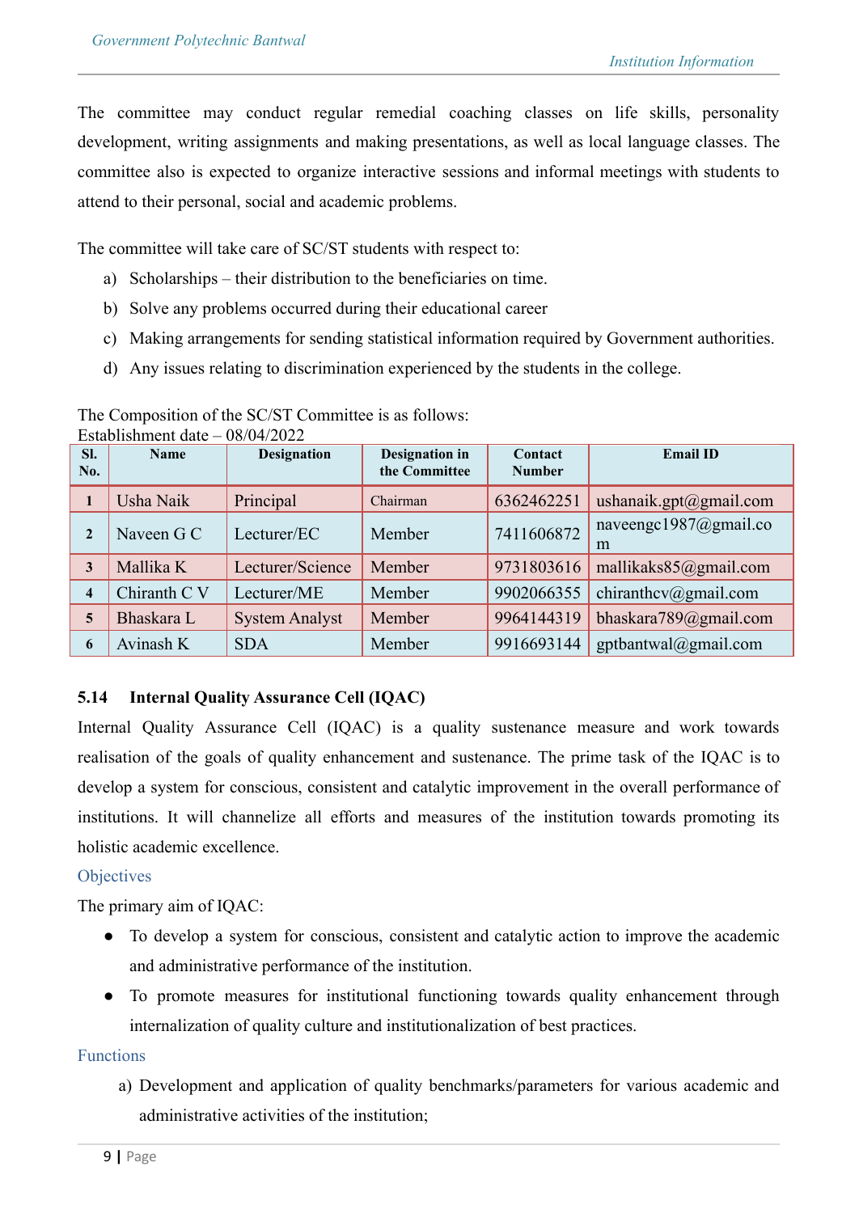The committee may conduct regular remedial coaching classes on life skills, personality development, writing assignments and making presentations, as well as local language classes. The committee also is expected to organize interactive sessions and informal meetings with students to attend to their personal, social and academic problems.

The committee will take care of SC/ST students with respect to:

a) Scholarships – their distribution to the beneficiaries on time.
b) Solve any problems occurred during their educational career
c) Making arrangements for sending statistical information required by Government authorities.
d) Any issues relating to discrimination experienced by the students in the college.

The Composition of the SC/ST Committee is as follows:
Establishment date – 08/04/2022

| Sl. No. | Name | Designation | Designation in the Committee | Contact Number | Email ID |
|---|---|---|---|---|---|
| 1 | Usha Naik | Principal | Chairman | 6362462251 | ushanaik.gpt@gmail.com |
| 2 | Naveen G C | Lecturer/EC | Member | 7411606872 | naveengc1987@gmail.com |
| 3 | Mallika K | Lecturer/Science | Member | 9731803616 | mallikaks85@gmail.com |
| 4 | Chiranth C V | Lecturer/ME | Member | 9902066355 | chiranthcv@gmail.com |
| 5 | Bhaskara L | System Analyst | Member | 9964144319 | bhaskara789@gmail.com |
| 6 | Avinash K | SDA | Member | 9916693144 | gptbantwal@gmail.com |

### 5.14 Internal Quality Assurance Cell (IQAC)

Internal Quality Assurance Cell (IQAC) is a quality sustenance measure and work towards realisation of the goals of quality enhancement and sustenance. The prime task of the IQAC is to develop a system for conscious, consistent and catalytic improvement in the overall performance of institutions. It will channelize all efforts and measures of the institution towards promoting its holistic academic excellence.

#### Objectives

The primary aim of IQAC:

- To develop a system for conscious, consistent and catalytic action to improve the academic and administrative performance of the institution.
- To promote measures for institutional functioning towards quality enhancement through internalization of quality culture and institutionalization of best practices.

#### Functions

a) Development and application of quality benchmarks/parameters for various academic and administrative activities of the institution;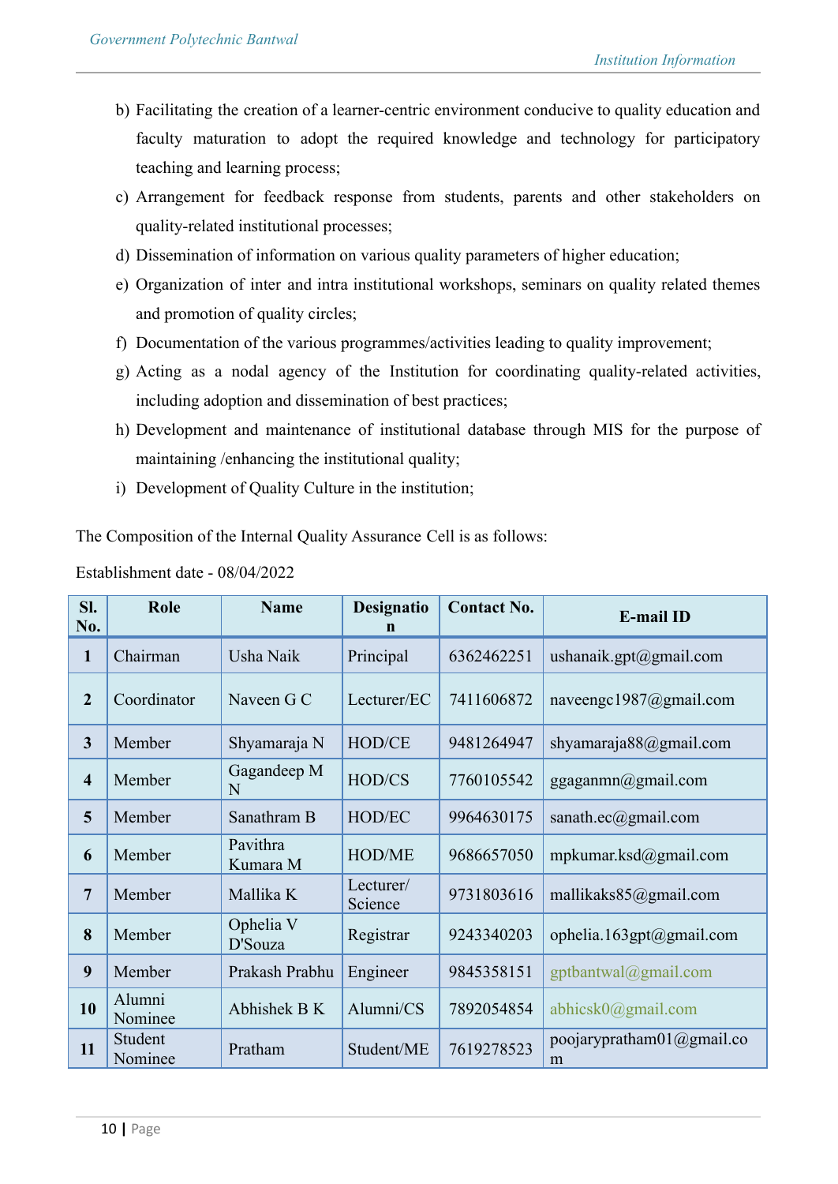b) Facilitating the creation of a learner-centric environment conducive to quality education and faculty maturation to adopt the required knowledge and technology for participatory teaching and learning process;

c) Arrangement for feedback response from students, parents and other stakeholders on quality-related institutional processes;

d) Dissemination of information on various quality parameters of higher education;

e) Organization of inter and intra institutional workshops, seminars on quality related themes and promotion of quality circles;

f) Documentation of the various programmes/activities leading to quality improvement;

g) Acting as a nodal agency of the Institution for coordinating quality-related activities, including adoption and dissemination of best practices;

h) Development and maintenance of institutional database through MIS for the purpose of maintaining /enhancing the institutional quality;

i) Development of Quality Culture in the institution;

The Composition of the Internal Quality Assurance Cell is as follows:

Establishment date - 08/04/2022

| Sl. No. | Role | Name | Designation | Contact No. | E-mail ID |
|---|---|---|---|---|---|
| 1 | Chairman | Usha Naik | Principal | 6362462251 | ushanaik.gpt@gmail.com |
| 2 | Coordinator | Naveen G C | Lecturer/EC | 7411606872 | naveengc1987@gmail.com |
| 3 | Member | Shyamaraja N | HOD/CE | 9481264947 | shyamaraja88@gmail.com |
| 4 | Member | Gagandeep M N | HOD/CS | 7760105542 | ggaganmn@gmail.com |
| 5 | Member | Sanathram B | HOD/EC | 9964630175 | sanath.ec@gmail.com |
| 6 | Member | Pavithra Kumara M | HOD/ME | 9686657050 | mpkumar.ksd@gmail.com |
| 7 | Member | Mallika K | Lecturer/ Science | 9731803616 | mallikaks85@gmail.com |
| 8 | Member | Ophelia V D'Souza | Registrar | 9243340203 | ophelia.163gpt@gmail.com |
| 9 | Member | Prakash Prabhu | Engineer | 9845358151 | gptbantwal@gmail.com |
| 10 | Alumni Nominee | Abhishek B K | Alumni/CS | 7892054854 | abhicsk0@gmail.com |
| 11 | Student Nominee | Pratham | Student/ME | 7619278523 | poojarypratham01@gmail.com |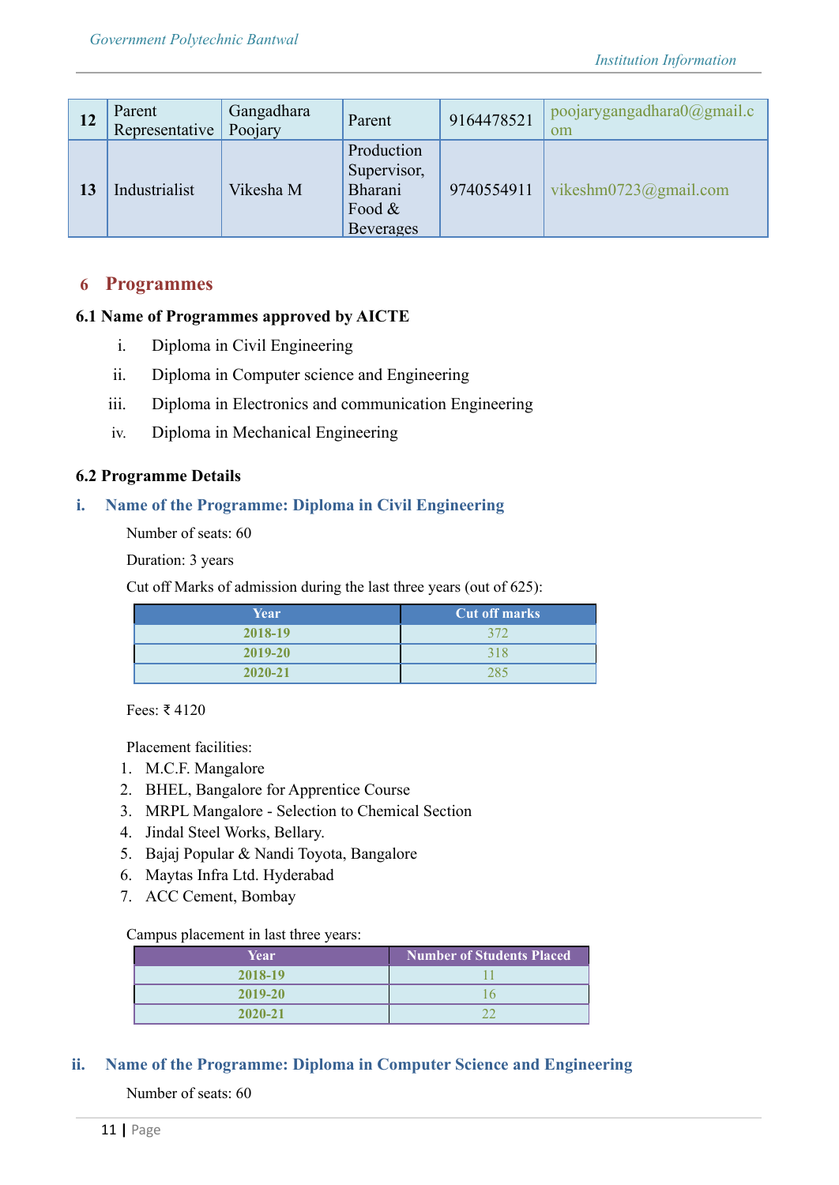| 12 | Parent Representative | Gangadhara Poojary | Parent | 9164478521 | poojarygangadhara0@gmail.com |
|---|---|---|---|---|---|
| 13 | Industrialist | Vikesha M | Production Supervisor, Bharani Food & Beverages | 9740554911 | vikeshm0723@gmail.com |

## 6 Programmes

### 6.1 Name of Programmes approved by AICTE

i. Diploma in Civil Engineering
ii. Diploma in Computer science and Engineering
iii. Diploma in Electronics and communication Engineering
iv. Diploma in Mechanical Engineering

### 6.2 Programme Details

#### i. Name of the Programme: Diploma in Civil Engineering

Number of seats: 60

Duration: 3 years

Cut off Marks of admission during the last three years (out of 625):

| Year | Cut off marks |
|---|---|
| 2018-19 | 372 |
| 2019-20 | 318 |
| 2020-21 | 285 |

Fees: ₹ 4120

Placement facilities:

1. M.C.F. Mangalore
2. BHEL, Bangalore for Apprentice Course
3. MRPL Mangalore - Selection to Chemical Section
4. Jindal Steel Works, Bellary.
5. Bajaj Popular & Nandi Toyota, Bangalore
6. Maytas Infra Ltd. Hyderabad
7. ACC Cement, Bombay

Campus placement in last three years:

| Year | Number of Students Placed |
|---|---|
| 2018-19 | 11 |
| 2019-20 | 16 |
| 2020-21 | 22 |

#### ii. Name of the Programme: Diploma in Computer Science and Engineering

Number of seats: 60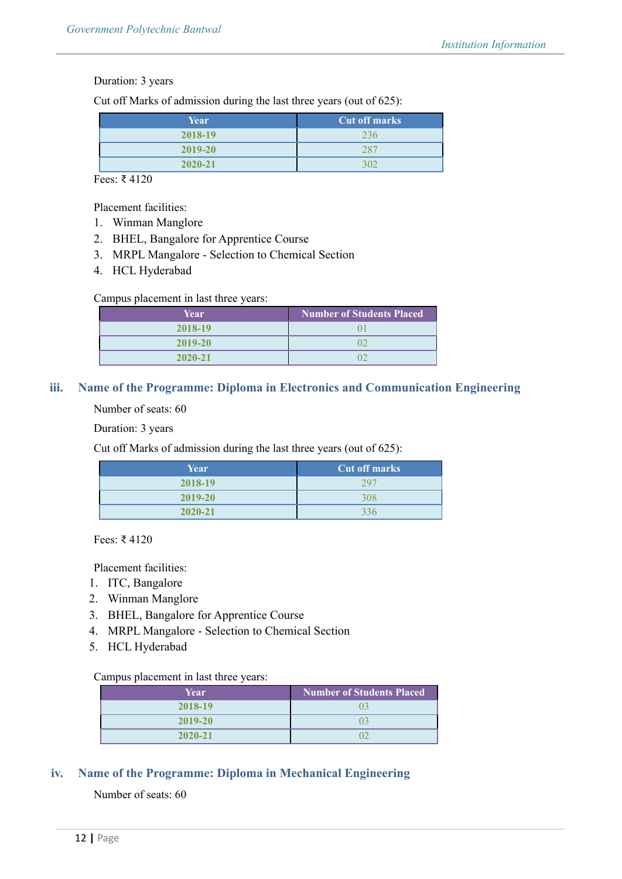Duration: 3 years

Cut off Marks of admission during the last three years (out of 625):

| Year | Cut off marks |
|---|---|
| 2018-19 | 236 |
| 2019-20 | 287 |
| 2020-21 | 302 |

Fees: ₹ 4120

Placement facilities:

1. Winman Manglore
2. BHEL, Bangalore for Apprentice Course
3. MRPL Mangalore - Selection to Chemical Section
4. HCL Hyderabad

Campus placement in last three years:

| Year | Number of Students Placed |
|---|---|
| 2018-19 | 01 |
| 2019-20 | 02 |
| 2020-21 | 02 |

### iii. Name of the Programme: Diploma in Electronics and Communication Engineering

Number of seats: 60

Duration: 3 years

Cut off Marks of admission during the last three years (out of 625):

| Year | Cut off marks |
|---|---|
| 2018-19 | 297 |
| 2019-20 | 308 |
| 2020-21 | 336 |

Fees: ₹ 4120

Placement facilities:

1. ITC, Bangalore
2. Winman Manglore
3. BHEL, Bangalore for Apprentice Course
4. MRPL Mangalore - Selection to Chemical Section
5. HCL Hyderabad

Campus placement in last three years:

| Year | Number of Students Placed |
|---|---|
| 2018-19 | 03 |
| 2019-20 | 03 |
| 2020-21 | 02 |

### iv. Name of the Programme: Diploma in Mechanical Engineering

Number of seats: 60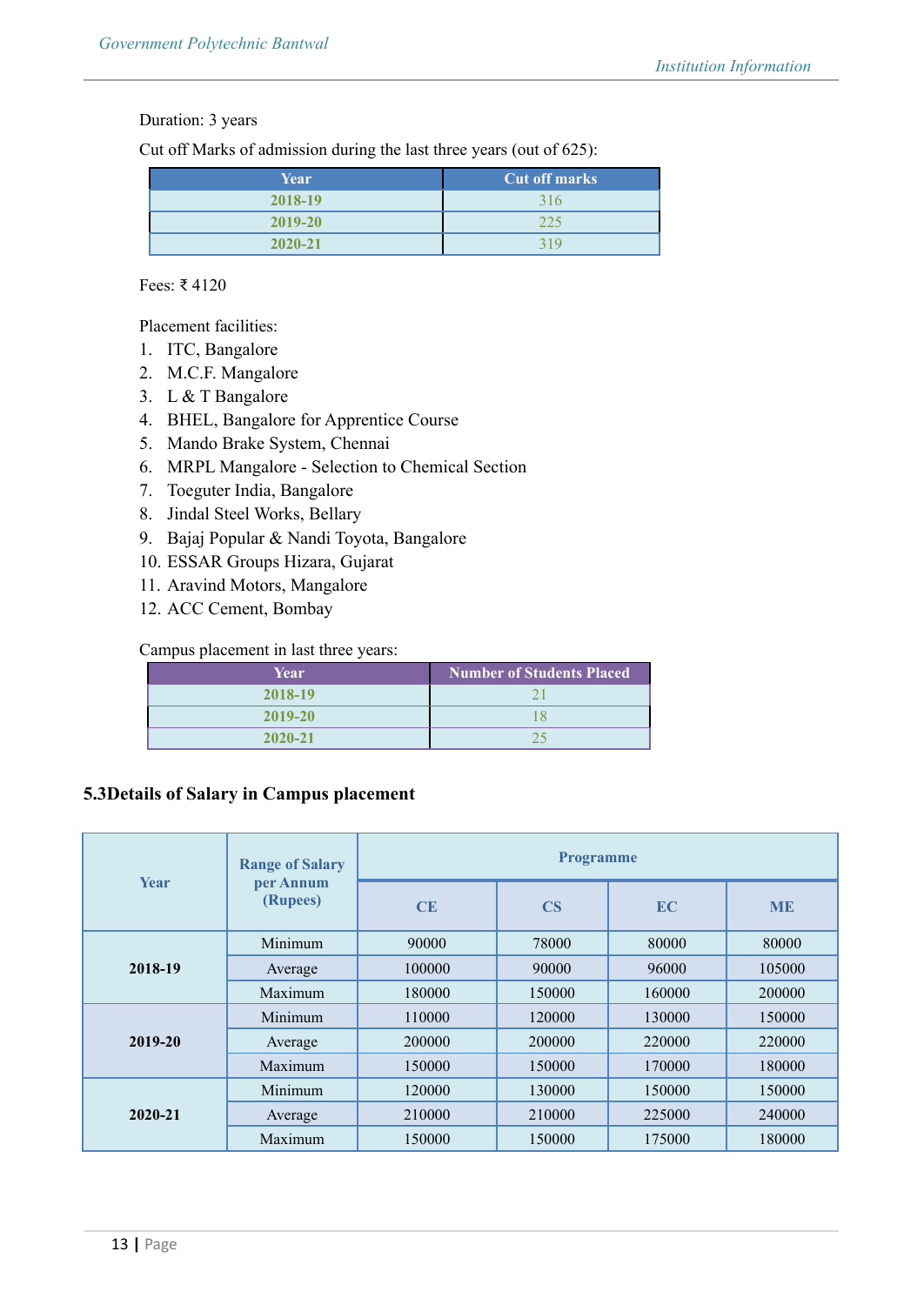Duration: 3 years

Cut off Marks of admission during the last three years (out of 625):

| Year | Cut off marks |
|---|---|
| 2018-19 | 316 |
| 2019-20 | 225 |
| 2020-21 | 319 |

Fees: ₹ 4120

Placement facilities:

1. ITC, Bangalore
2. M.C.F. Mangalore
3. L & T Bangalore
4. BHEL, Bangalore for Apprentice Course
5. Mando Brake System, Chennai
6. MRPL Mangalore - Selection to Chemical Section
7. Toeguter India, Bangalore
8. Jindal Steel Works, Bellary
9. Bajaj Popular & Nandi Toyota, Bangalore
10. ESSAR Groups Hizara, Gujarat
11. Aravind Motors, Mangalore
12. ACC Cement, Bombay

Campus placement in last three years:

| Year | Number of Students Placed |
|---|---|
| 2018-19 | 21 |
| 2019-20 | 18 |
| 2020-21 | 25 |

### 5.3Details of Salary in Campus placement

| Year | Range of Salary per Annum (Rupees) | Programme | | | |
|---|---|---|---|---|---|
| | | CE | CS | EC | ME |
| 2018-19 | Minimum | 90000 | 78000 | 80000 | 80000 |
| | Average | 100000 | 90000 | 96000 | 105000 |
| | Maximum | 180000 | 150000 | 160000 | 200000 |
| 2019-20 | Minimum | 110000 | 120000 | 130000 | 150000 |
| | Average | 200000 | 200000 | 220000 | 220000 |
| | Maximum | 150000 | 150000 | 170000 | 180000 |
| 2020-21 | Minimum | 120000 | 130000 | 150000 | 150000 |
| | Average | 210000 | 210000 | 225000 | 240000 |
| | Maximum | 150000 | 150000 | 175000 | 180000 |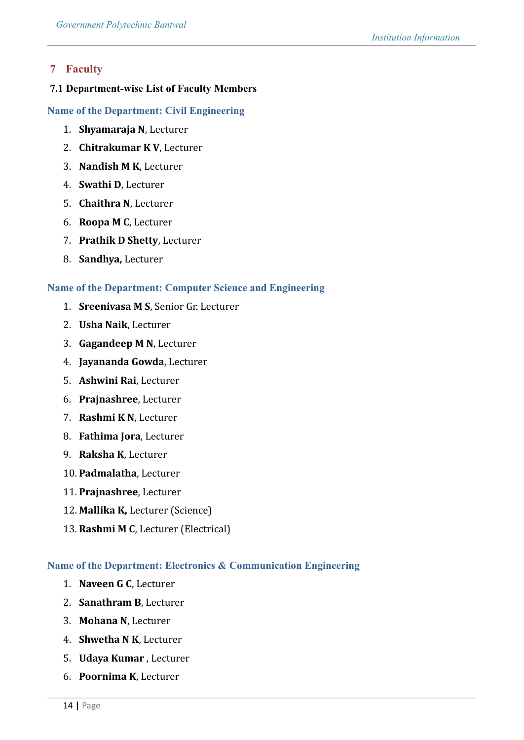# 7 Faculty

## 7.1 Department-wise List of Faculty Members

### Name of the Department: Civil Engineering

1. **Shyamaraja N**, Lecturer
2. **Chitrakumar K V**, Lecturer
3. **Nandish M K**, Lecturer
4. **Swathi D**, Lecturer
5. **Chaithra N**, Lecturer
6. **Roopa M C**, Lecturer
7. **Prathik D Shetty**, Lecturer
8. **Sandhya,** Lecturer

### Name of the Department: Computer Science and Engineering

1. **Sreenivasa M S**, Senior Gr. Lecturer
2. **Usha Naik**, Lecturer
3. **Gagandeep M N**, Lecturer
4. **Jayananda Gowda**, Lecturer
5. **Ashwini Rai**, Lecturer
6. **Prajnashree**, Lecturer
7. **Rashmi K N**, Lecturer
8. **Fathima Jora**, Lecturer
9. **Raksha K**, Lecturer
10. **Padmalatha**, Lecturer
11. **Prajnashree**, Lecturer
12. **Mallika K,** Lecturer (Science)
13. **Rashmi M C**, Lecturer (Electrical)

### Name of the Department: Electronics & Communication Engineering

1. **Naveen G C**, Lecturer
2. **Sanathram B**, Lecturer
3. **Mohana N**, Lecturer
4. **Shwetha N K**, Lecturer
5. **Udaya Kumar** , Lecturer
6. **Poornima K**, Lecturer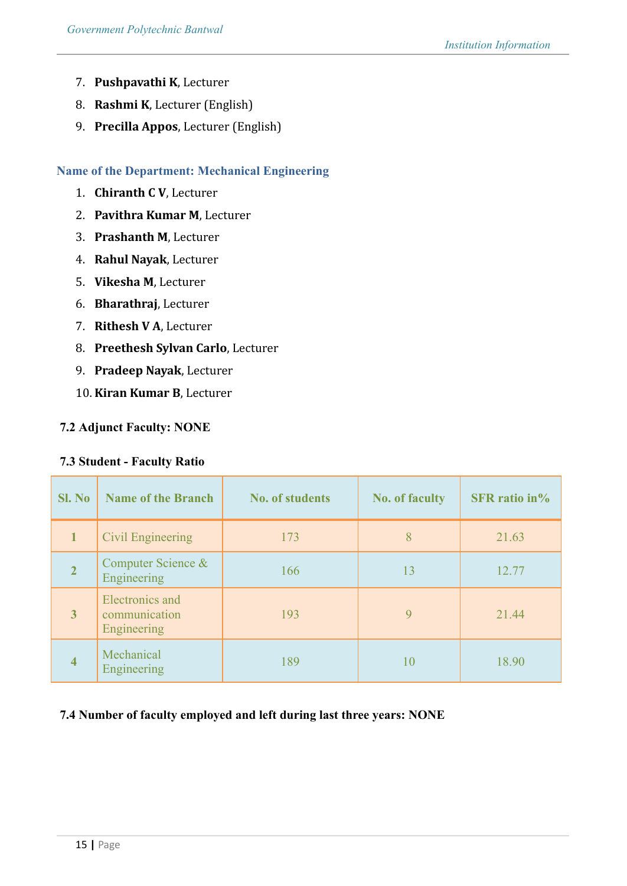7. **Pushpavathi K**, Lecturer
8. **Rashmi K**, Lecturer (English)
9. **Precilla Appos**, Lecturer (English)

### Name of the Department: Mechanical Engineering

1. **Chiranth C V**, Lecturer
2. **Pavithra Kumar M**, Lecturer
3. **Prashanth M**, Lecturer
4. **Rahul Nayak**, Lecturer
5. **Vikesha M**, Lecturer
6. **Bharathraj**, Lecturer
7. **Rithesh V A**, Lecturer
8. **Preethesh Sylvan Carlo**, Lecturer
9. **Pradeep Nayak**, Lecturer
10. **Kiran Kumar B**, Lecturer

**7.2 Adjunct Faculty: NONE**

**7.3 Student - Faculty Ratio**

| Sl. No | Name of the Branch | No. of students | No. of faculty | SFR ratio in% |
|---|---|---|---|---|
| 1 | Civil Engineering | 173 | 8 | 21.63 |
| 2 | Computer Science & Engineering | 166 | 13 | 12.77 |
| 3 | Electronics and communication Engineering | 193 | 9 | 21.44 |
| 4 | Mechanical Engineering | 189 | 10 | 18.90 |

**7.4 Number of faculty employed and left during last three years: NONE**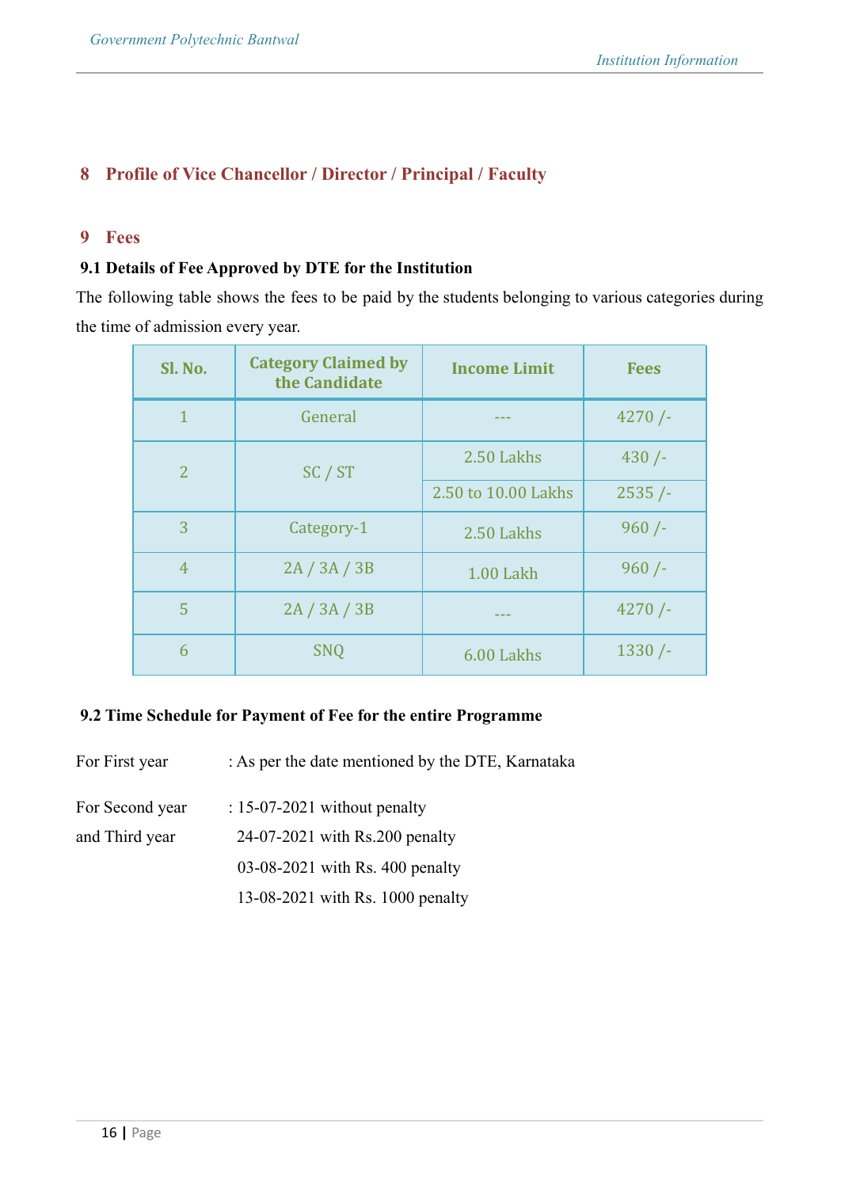## 8 Profile of Vice Chancellor / Director / Principal / Faculty

## 9 Fees

### 9.1 Details of Fee Approved by DTE for the Institution

The following table shows the fees to be paid by the students belonging to various categories during the time of admission every year.

| Sl. No. | Category Claimed by the Candidate | Income Limit | Fees |
|---|---|---|---|
| 1 | General | --- | 4270 /- |
| 2 | SC / ST | 2.50 Lakhs | 430 /- |
| | | 2.50 to 10.00 Lakhs | 2535 /- |
| 3 | Category-1 | 2.50 Lakhs | 960 /- |
| 4 | 2A / 3A / 3B | 1.00 Lakh | 960 /- |
| 5 | 2A / 3A / 3B | --- | 4270 /- |
| 6 | SNQ | 6.00 Lakhs | 1330 /- |

### 9.2 Time Schedule for Payment of Fee for the entire Programme

For First year : As per the date mentioned by the DTE, Karnataka

For Second year and Third year : 15-07-2021 without penalty
24-07-2021 with Rs.200 penalty
03-08-2021 with Rs. 400 penalty
13-08-2021 with Rs. 1000 penalty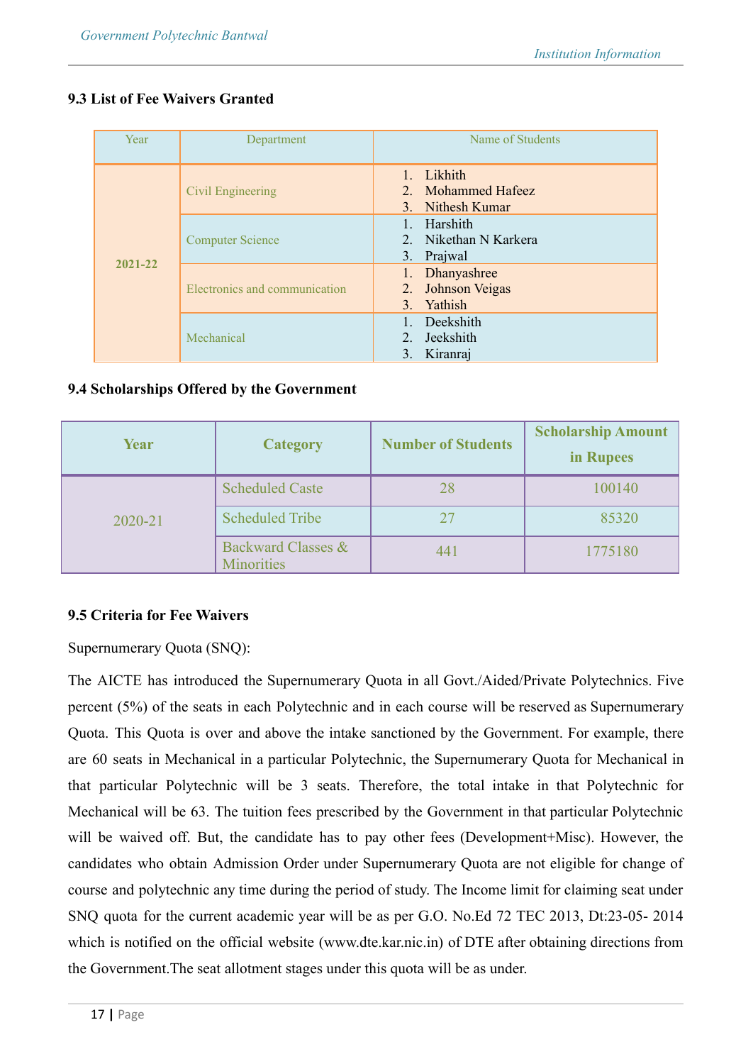### 9.3 List of Fee Waivers Granted

| Year | Department | Name of Students |
|---|---|---|
| 2021-22 | Civil Engineering | 1. Likhith<br>2. Mohammed Hafeez<br>3. Nithesh Kumar |
| | Computer Science | 1. Harshith<br>2. Nikethan N Karkera<br>3. Prajwal |
| | Electronics and communication | 1. Dhanyashree<br>2. Johnson Veigas<br>3. Yathish |
| | Mechanical | 1. Deekshith<br>2. Jeekshith<br>3. Kiranraj |

### 9.4 Scholarships Offered by the Government

| Year | Category | Number of Students | Scholarship Amount in Rupees |
|---|---|---|---|
| 2020-21 | Scheduled Caste | 28 | 100140 |
| | Scheduled Tribe | 27 | 85320 |
| | Backward Classes & Minorities | 441 | 1775180 |

### 9.5 Criteria for Fee Waivers

Supernumerary Quota (SNQ):

The AICTE has introduced the Supernumerary Quota in all Govt./Aided/Private Polytechnics. Five percent (5%) of the seats in each Polytechnic and in each course will be reserved as Supernumerary Quota. This Quota is over and above the intake sanctioned by the Government. For example, there are 60 seats in Mechanical in a particular Polytechnic, the Supernumerary Quota for Mechanical in that particular Polytechnic will be 3 seats. Therefore, the total intake in that Polytechnic for Mechanical will be 63. The tuition fees prescribed by the Government in that particular Polytechnic will be waived off. But, the candidate has to pay other fees (Development+Misc). However, the candidates who obtain Admission Order under Supernumerary Quota are not eligible for change of course and polytechnic any time during the period of study. The Income limit for claiming seat under SNQ quota for the current academic year will be as per G.O. No.Ed 72 TEC 2013, Dt:23-05- 2014 which is notified on the official website (www.dte.kar.nic.in) of DTE after obtaining directions from the Government.The seat allotment stages under this quota will be as under.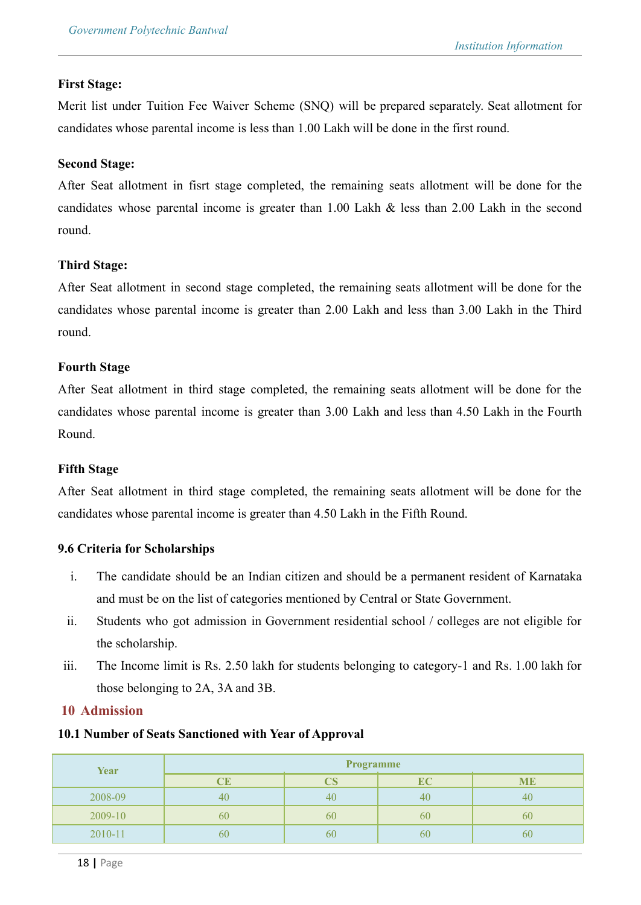**First Stage:**

Merit list under Tuition Fee Waiver Scheme (SNQ) will be prepared separately. Seat allotment for candidates whose parental income is less than 1.00 Lakh will be done in the first round.

**Second Stage:**

After Seat allotment in fisrt stage completed, the remaining seats allotment will be done for the candidates whose parental income is greater than 1.00 Lakh & less than 2.00 Lakh in the second round.

**Third Stage:**

After Seat allotment in second stage completed, the remaining seats allotment will be done for the candidates whose parental income is greater than 2.00 Lakh and less than 3.00 Lakh in the Third round.

**Fourth Stage**

After Seat allotment in third stage completed, the remaining seats allotment will be done for the candidates whose parental income is greater than 3.00 Lakh and less than 4.50 Lakh in the Fourth Round.

**Fifth Stage**

After Seat allotment in third stage completed, the remaining seats allotment will be done for the candidates whose parental income is greater than 4.50 Lakh in the Fifth Round.

### 9.6 Criteria for Scholarships

i. The candidate should be an Indian citizen and should be a permanent resident of Karnataka and must be on the list of categories mentioned by Central or State Government.

ii. Students who got admission in Government residential school / colleges are not eligible for the scholarship.

iii. The Income limit is Rs. 2.50 lakh for students belonging to category-1 and Rs. 1.00 lakh for those belonging to 2A, 3A and 3B.

# 10 Admission

### 10.1 Number of Seats Sanctioned with Year of Approval

| Year | Programme | | | |
|---|---|---|---|---|
| | CE | CS | EC | ME |
| 2008-09 | 40 | 40 | 40 | 40 |
| 2009-10 | 60 | 60 | 60 | 60 |
| 2010-11 | 60 | 60 | 60 | 60 |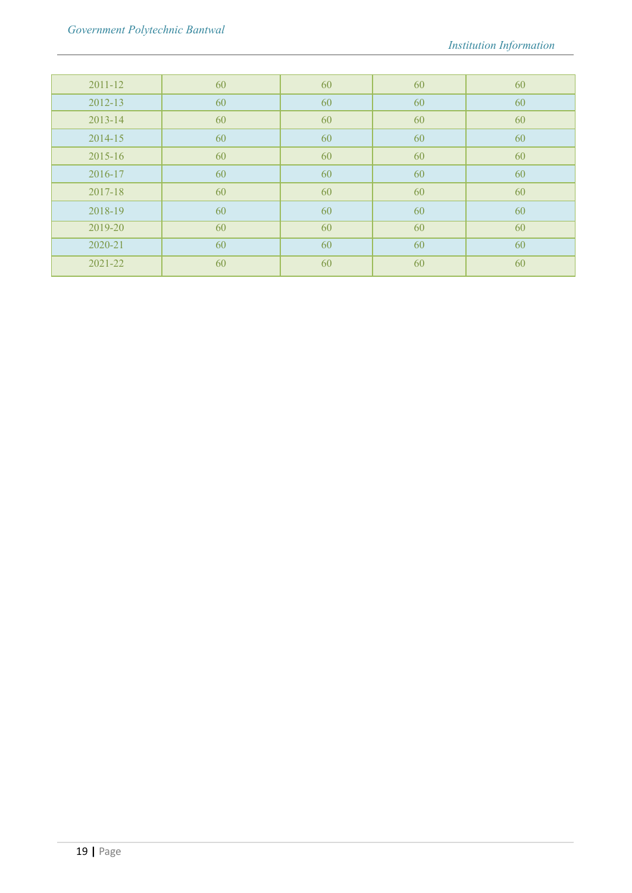| | | | | |
|---|---|---|---|---|
| 2011-12 | 60 | 60 | 60 | 60 |
| 2012-13 | 60 | 60 | 60 | 60 |
| 2013-14 | 60 | 60 | 60 | 60 |
| 2014-15 | 60 | 60 | 60 | 60 |
| 2015-16 | 60 | 60 | 60 | 60 |
| 2016-17 | 60 | 60 | 60 | 60 |
| 2017-18 | 60 | 60 | 60 | 60 |
| 2018-19 | 60 | 60 | 60 | 60 |
| 2019-20 | 60 | 60 | 60 | 60 |
| 2020-21 | 60 | 60 | 60 | 60 |
| 2021-22 | 60 | 60 | 60 | 60 |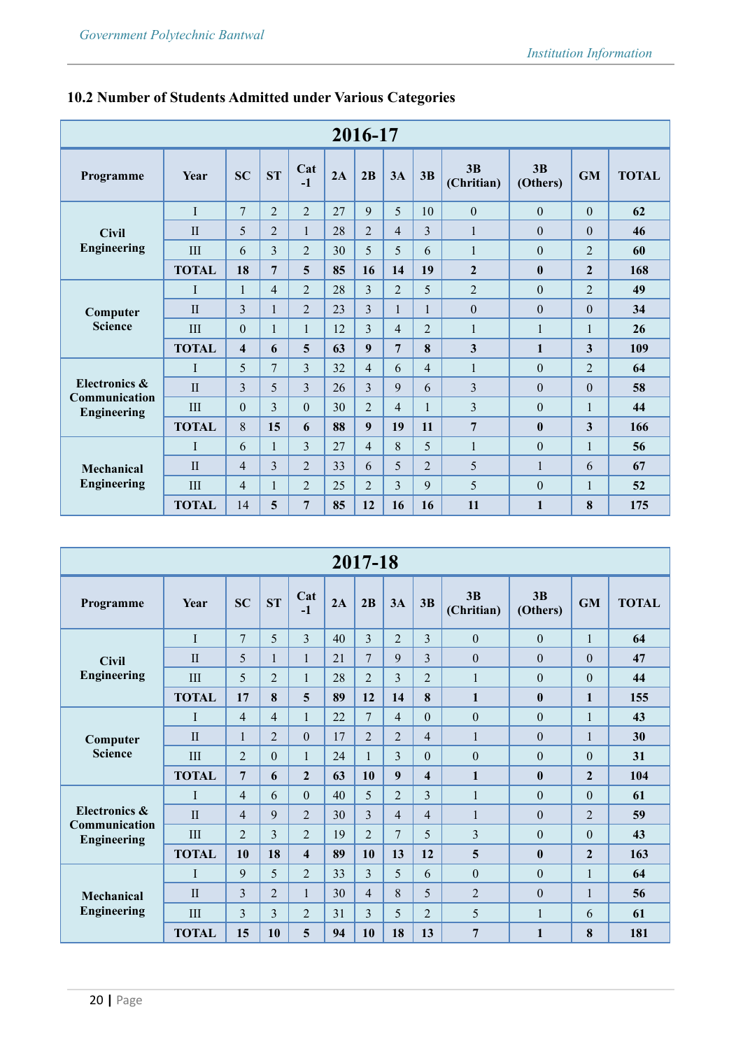### 10.2 Number of Students Admitted under Various Categories

| 2016-17 | | | | | | | | | | | | |
|---|---|---|---|---|---|---|---|---|---|---|---|---|
| **Programme** | **Year** | **SC** | **ST** | **Cat -1** | **2A** | **2B** | **3A** | **3B** | **3B (Chritian)** | **3B (Others)** | **GM** | **TOTAL** |
| **Civil Engineering** | I | 7 | 2 | 2 | 27 | 9 | 5 | 10 | 0 | 0 | 0 | **62** |
| | II | 5 | 2 | 1 | 28 | 2 | 4 | 3 | 1 | 0 | 0 | **46** |
| | III | 6 | 3 | 2 | 30 | 5 | 5 | 6 | 1 | 0 | 2 | **60** |
| | **TOTAL** | **18** | **7** | **5** | **85** | **16** | **14** | **19** | **2** | **0** | **2** | **168** |
| **Computer Science** | I | 1 | 4 | 2 | 28 | 3 | 2 | 5 | 2 | 0 | 2 | **49** |
| | II | 3 | 1 | 2 | 23 | 3 | 1 | 1 | 0 | 0 | 0 | **34** |
| | III | 0 | 1 | 1 | 12 | 3 | 4 | 2 | 1 | 1 | 1 | **26** |
| | **TOTAL** | **4** | **6** | **5** | **63** | **9** | **7** | **8** | **3** | **1** | **3** | **109** |
| **Electronics & Communication Engineering** | I | 5 | 7 | 3 | 32 | 4 | 6 | 4 | 1 | 0 | 2 | **64** |
| | II | 3 | 5 | 3 | 26 | 3 | 9 | 6 | 3 | 0 | 0 | **58** |
| | III | 0 | 3 | 0 | 30 | 2 | 4 | 1 | 3 | 0 | 1 | **44** |
| | **TOTAL** | 8 | **15** | **6** | **88** | **9** | **19** | **11** | **7** | **0** | **3** | **166** |
| **Mechanical Engineering** | I | 6 | 1 | 3 | 27 | 4 | 8 | 5 | 1 | 0 | 1 | **56** |
| | II | 4 | 3 | 2 | 33 | 6 | 5 | 2 | 5 | 1 | 6 | **67** |
| | III | 4 | 1 | 2 | 25 | 2 | 3 | 9 | 5 | 0 | 1 | **52** |
| | **TOTAL** | 14 | **5** | **7** | **85** | **12** | **16** | **16** | **11** | **1** | **8** | **175** |

| 2017-18 | | | | | | | | | | | | |
|---|---|---|---|---|---|---|---|---|---|---|---|---|
| **Programme** | **Year** | **SC** | **ST** | **Cat -1** | **2A** | **2B** | **3A** | **3B** | **3B (Chritian)** | **3B (Others)** | **GM** | **TOTAL** |
| **Civil Engineering** | I | 7 | 5 | 3 | 40 | 3 | 2 | 3 | 0 | 0 | 1 | **64** |
| | II | 5 | 1 | 1 | 21 | 7 | 9 | 3 | 0 | 0 | 0 | **47** |
| | III | 5 | 2 | 1 | 28 | 2 | 3 | 2 | 1 | 0 | 0 | **44** |
| | **TOTAL** | **17** | **8** | **5** | **89** | **12** | **14** | **8** | **1** | **0** | **1** | **155** |
| **Computer Science** | I | 4 | 4 | 1 | 22 | 7 | 4 | 0 | 0 | 0 | 1 | **43** |
| | II | 1 | 2 | 0 | 17 | 2 | 2 | 4 | 1 | 0 | 1 | **30** |
| | III | 2 | 0 | 1 | 24 | 1 | 3 | 0 | 0 | 0 | 0 | **31** |
| | **TOTAL** | **7** | **6** | **2** | **63** | **10** | **9** | **4** | **1** | **0** | **2** | **104** |
| **Electronics & Communication Engineering** | I | 4 | 6 | 0 | 40 | 5 | 2 | 3 | 1 | 0 | 0 | **61** |
| | II | 4 | 9 | 2 | 30 | 3 | 4 | 4 | 1 | 0 | 2 | **59** |
| | III | 2 | 3 | 2 | 19 | 2 | 7 | 5 | 3 | 0 | 0 | **43** |
| | **TOTAL** | **10** | **18** | **4** | **89** | **10** | **13** | **12** | **5** | **0** | **2** | **163** |
| **Mechanical Engineering** | I | 9 | 5 | 2 | 33 | 3 | 5 | 6 | 0 | 0 | 1 | **64** |
| | II | 3 | 2 | 1 | 30 | 4 | 8 | 5 | 2 | 0 | 1 | **56** |
| | III | 3 | 3 | 2 | 31 | 3 | 5 | 2 | 5 | 1 | 6 | **61** |
| | **TOTAL** | **15** | **10** | **5** | **94** | **10** | **18** | **13** | **7** | **1** | **8** | **181** |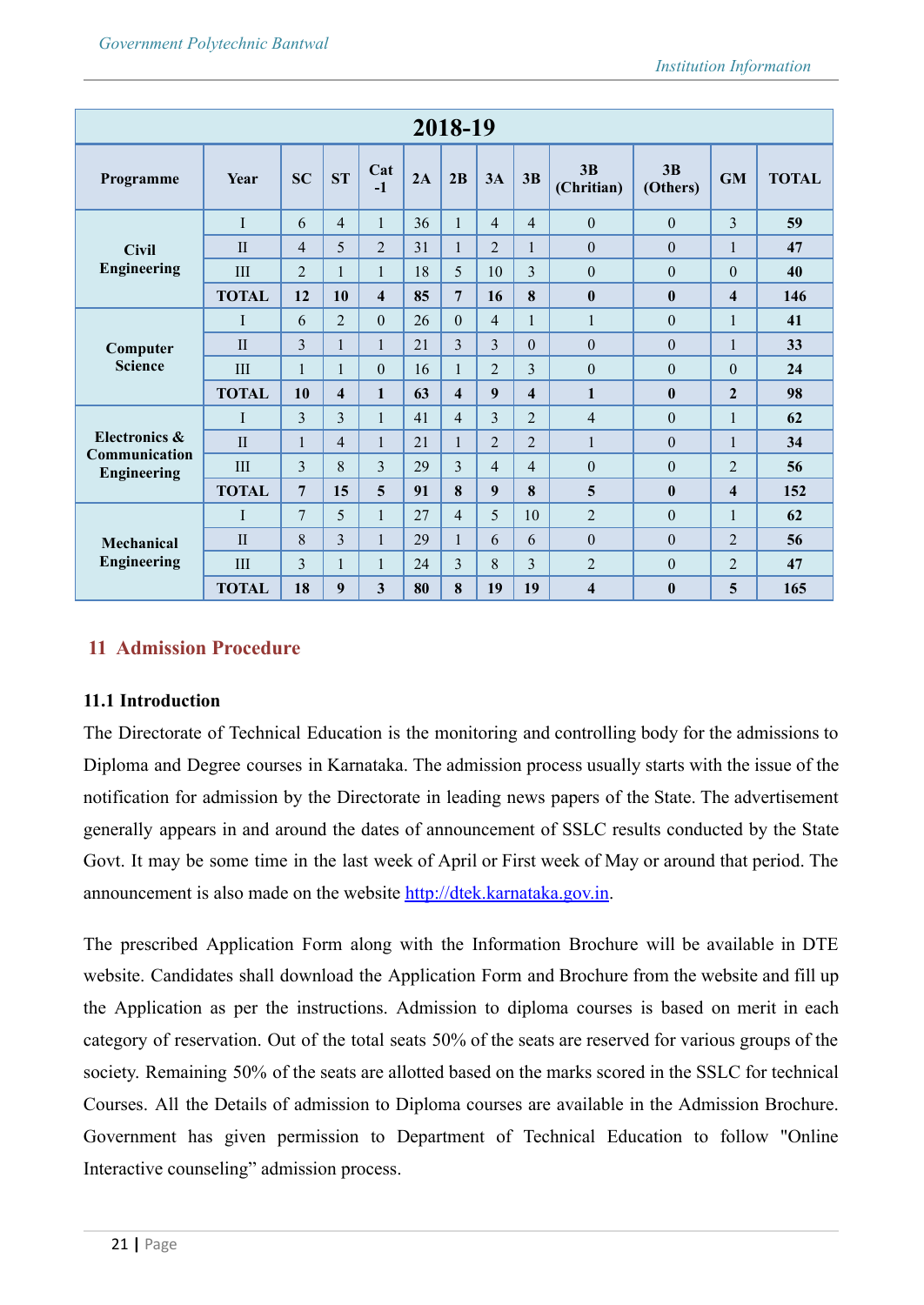| 2018-19 | | | | | | | | | | | | |
|---|---|---|---|---|---|---|---|---|---|---|---|---|
| **Programme** | **Year** | **SC** | **ST** | **Cat -1** | **2A** | **2B** | **3A** | **3B** | **3B (Chritian)** | **3B (Others)** | **GM** | **TOTAL** |
| **Civil Engineering** | I | 6 | 4 | 1 | 36 | 1 | 4 | 4 | 0 | 0 | 3 | **59** |
| | II | 4 | 5 | 2 | 31 | 1 | 2 | 1 | 0 | 0 | 1 | **47** |
| | III | 2 | 1 | 1 | 18 | 5 | 10 | 3 | 0 | 0 | 0 | **40** |
| | **TOTAL** | **12** | **10** | **4** | **85** | **7** | **16** | **8** | **0** | **0** | **4** | **146** |
| **Computer Science** | I | 6 | 2 | 0 | 26 | 0 | 4 | 1 | 1 | 0 | 1 | **41** |
| | II | 3 | 1 | 1 | 21 | 3 | 3 | 0 | 0 | 0 | 1 | **33** |
| | III | 1 | 1 | 0 | 16 | 1 | 2 | 3 | 0 | 0 | 0 | **24** |
| | **TOTAL** | **10** | **4** | **1** | **63** | **4** | **9** | **4** | **1** | **0** | **2** | **98** |
| **Electronics & Communication Engineering** | I | 3 | 3 | 1 | 41 | 4 | 3 | 2 | 4 | 0 | 1 | **62** |
| | II | 1 | 4 | 1 | 21 | 1 | 2 | 2 | 1 | 0 | 1 | **34** |
| | III | 3 | 8 | 3 | 29 | 3 | 4 | 4 | 0 | 0 | 2 | **56** |
| | **TOTAL** | **7** | **15** | **5** | **91** | **8** | **9** | **8** | **5** | **0** | **4** | **152** |
| **Mechanical Engineering** | I | 7 | 5 | 1 | 27 | 4 | 5 | 10 | 2 | 0 | 1 | **62** |
| | II | 8 | 3 | 1 | 29 | 1 | 6 | 6 | 0 | 0 | 2 | **56** |
| | III | 3 | 1 | 1 | 24 | 3 | 8 | 3 | 2 | 0 | 2 | **47** |
| | **TOTAL** | **18** | **9** | **3** | **80** | **8** | **19** | **19** | **4** | **0** | **5** | **165** |

## 11 Admission Procedure

### 11.1 Introduction

The Directorate of Technical Education is the monitoring and controlling body for the admissions to Diploma and Degree courses in Karnataka. The admission process usually starts with the issue of the notification for admission by the Directorate in leading news papers of the State. The advertisement generally appears in and around the dates of announcement of SSLC results conducted by the State Govt. It may be some time in the last week of April or First week of May or around that period. The announcement is also made on the website http://dtek.karnataka.gov.in.

The prescribed Application Form along with the Information Brochure will be available in DTE website. Candidates shall download the Application Form and Brochure from the website and fill up the Application as per the instructions. Admission to diploma courses is based on merit in each category of reservation. Out of the total seats 50% of the seats are reserved for various groups of the society. Remaining 50% of the seats are allotted based on the marks scored in the SSLC for technical Courses. All the Details of admission to Diploma courses are available in the Admission Brochure. Government has given permission to Department of Technical Education to follow "Online Interactive counseling" admission process.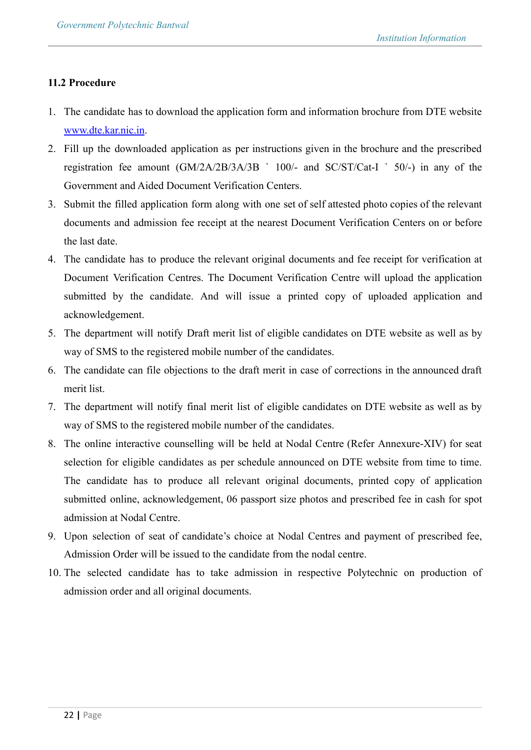### 11.2 Procedure

1. The candidate has to download the application form and information brochure from DTE website [www.dte.kar.nic.in](www.dte.kar.nic.in).
2. Fill up the downloaded application as per instructions given in the brochure and the prescribed registration fee amount (GM/2A/2B/3A/3B ` 100/- and SC/ST/Cat-I ` 50/-) in any of the Government and Aided Document Verification Centers.
3. Submit the filled application form along with one set of self attested photo copies of the relevant documents and admission fee receipt at the nearest Document Verification Centers on or before the last date.
4. The candidate has to produce the relevant original documents and fee receipt for verification at Document Verification Centres. The Document Verification Centre will upload the application submitted by the candidate. And will issue a printed copy of uploaded application and acknowledgement.
5. The department will notify Draft merit list of eligible candidates on DTE website as well as by way of SMS to the registered mobile number of the candidates.
6. The candidate can file objections to the draft merit in case of corrections in the announced draft merit list.
7. The department will notify final merit list of eligible candidates on DTE website as well as by way of SMS to the registered mobile number of the candidates.
8. The online interactive counselling will be held at Nodal Centre (Refer Annexure-XIV) for seat selection for eligible candidates as per schedule announced on DTE website from time to time. The candidate has to produce all relevant original documents, printed copy of application submitted online, acknowledgement, 06 passport size photos and prescribed fee in cash for spot admission at Nodal Centre.
9. Upon selection of seat of candidate's choice at Nodal Centres and payment of prescribed fee, Admission Order will be issued to the candidate from the nodal centre.
10. The selected candidate has to take admission in respective Polytechnic on production of admission order and all original documents.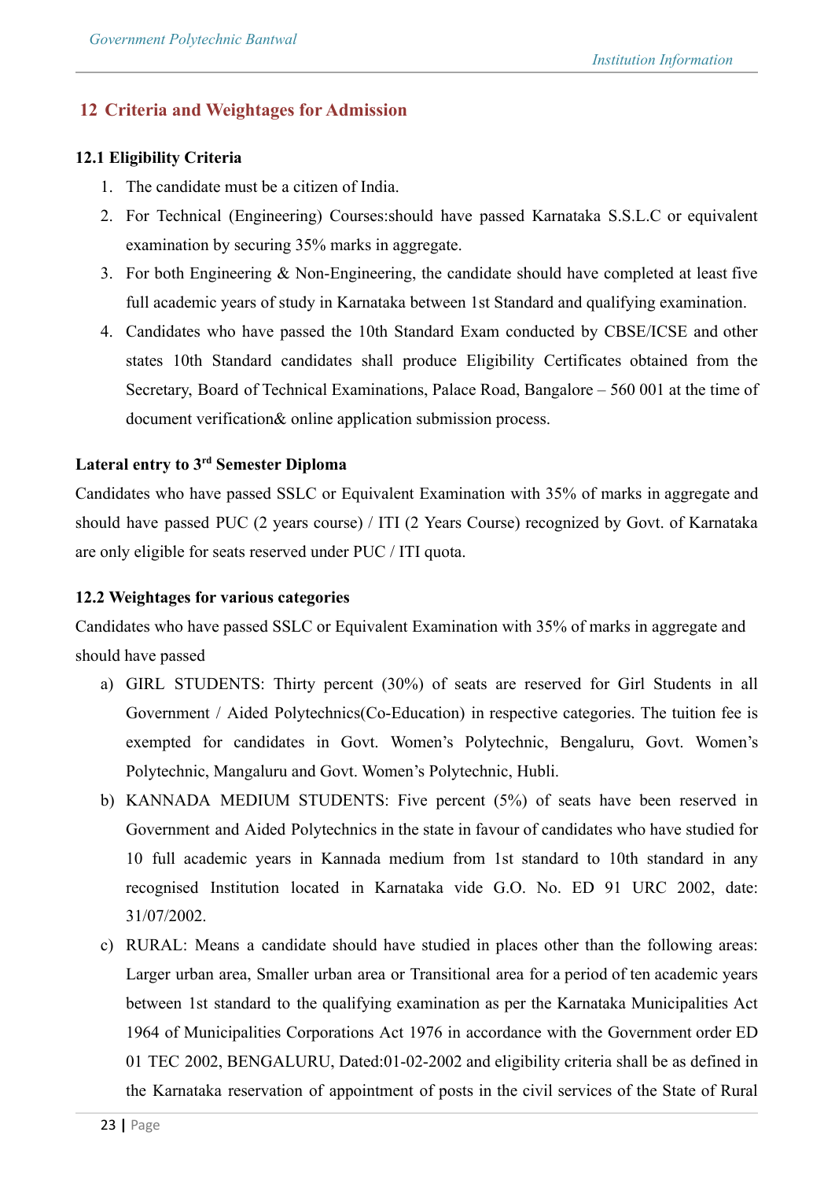## 12 Criteria and Weightages for Admission

### 12.1 Eligibility Criteria

1. The candidate must be a citizen of India.
2. For Technical (Engineering) Courses:should have passed Karnataka S.S.L.C or equivalent examination by securing 35% marks in aggregate.
3. For both Engineering & Non-Engineering, the candidate should have completed at least five full academic years of study in Karnataka between 1st Standard and qualifying examination.
4. Candidates who have passed the 10th Standard Exam conducted by CBSE/ICSE and other states 10th Standard candidates shall produce Eligibility Certificates obtained from the Secretary, Board of Technical Examinations, Palace Road, Bangalore – 560 001 at the time of document verification& online application submission process.

**Lateral entry to 3rd Semester Diploma**

Candidates who have passed SSLC or Equivalent Examination with 35% of marks in aggregate and should have passed PUC (2 years course) / ITI (2 Years Course) recognized by Govt. of Karnataka are only eligible for seats reserved under PUC / ITI quota.

### 12.2 Weightages for various categories

Candidates who have passed SSLC or Equivalent Examination with 35% of marks in aggregate and should have passed

a) GIRL STUDENTS: Thirty percent (30%) of seats are reserved for Girl Students in all Government / Aided Polytechnics(Co-Education) in respective categories. The tuition fee is exempted for candidates in Govt. Women's Polytechnic, Bengaluru, Govt. Women's Polytechnic, Mangaluru and Govt. Women's Polytechnic, Hubli.

b) KANNADA MEDIUM STUDENTS: Five percent (5%) of seats have been reserved in Government and Aided Polytechnics in the state in favour of candidates who have studied for 10 full academic years in Kannada medium from 1st standard to 10th standard in any recognised Institution located in Karnataka vide G.O. No. ED 91 URC 2002, date: 31/07/2002.

c) RURAL: Means a candidate should have studied in places other than the following areas: Larger urban area, Smaller urban area or Transitional area for a period of ten academic years between 1st standard to the qualifying examination as per the Karnataka Municipalities Act 1964 of Municipalities Corporations Act 1976 in accordance with the Government order ED 01 TEC 2002, BENGALURU, Dated:01-02-2002 and eligibility criteria shall be as defined in the Karnataka reservation of appointment of posts in the civil services of the State of Rural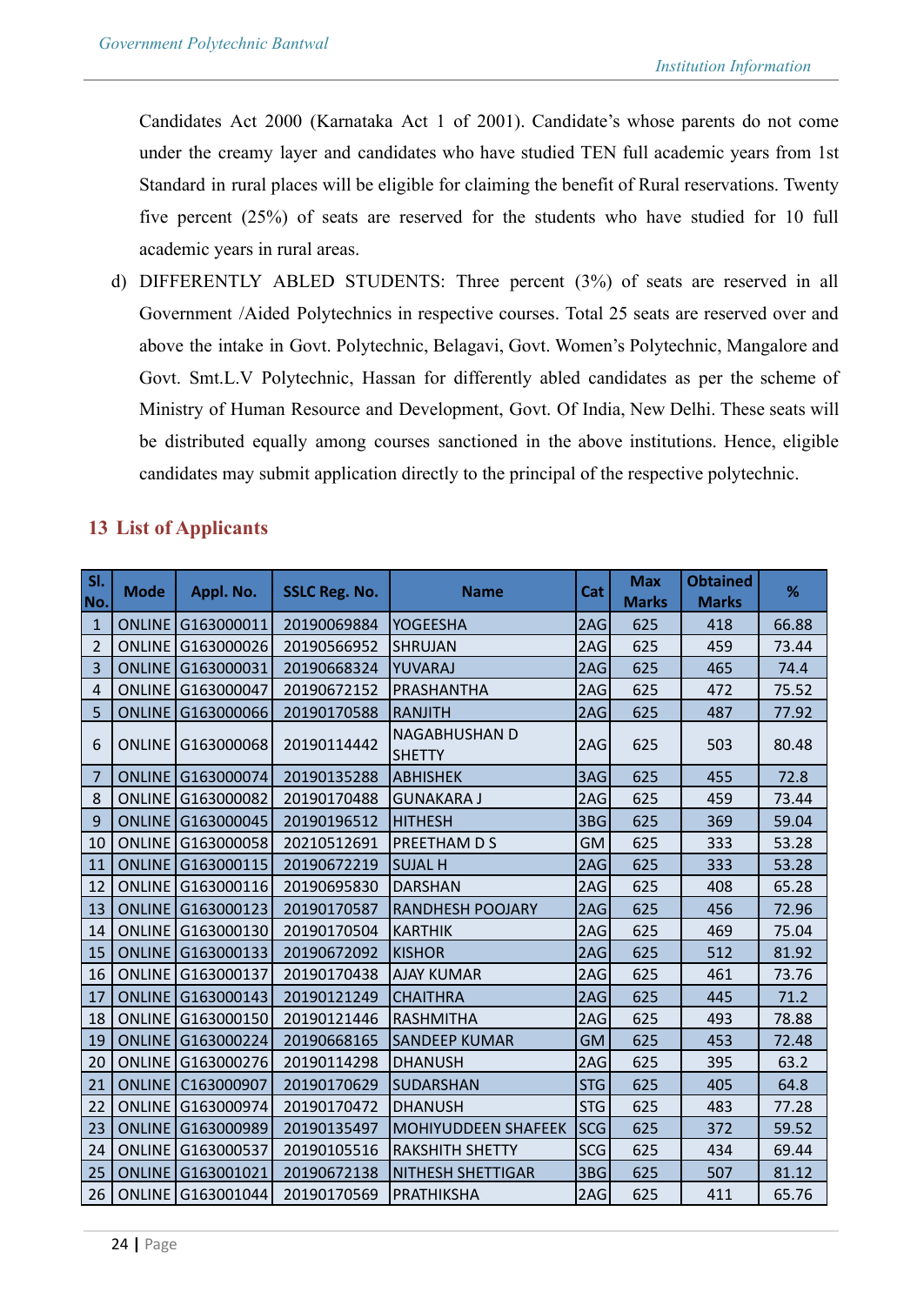Candidates Act 2000 (Karnataka Act 1 of 2001). Candidate's whose parents do not come under the creamy layer and candidates who have studied TEN full academic years from 1st Standard in rural places will be eligible for claiming the benefit of Rural reservations. Twenty five percent (25%) of seats are reserved for the students who have studied for 10 full academic years in rural areas.

d) DIFFERENTLY ABLED STUDENTS: Three percent (3%) of seats are reserved in all Government /Aided Polytechnics in respective courses. Total 25 seats are reserved over and above the intake in Govt. Polytechnic, Belagavi, Govt. Women's Polytechnic, Mangalore and Govt. Smt.L.V Polytechnic, Hassan for differently abled candidates as per the scheme of Ministry of Human Resource and Development, Govt. Of India, New Delhi. These seats will be distributed equally among courses sanctioned in the above institutions. Hence, eligible candidates may submit application directly to the principal of the respective polytechnic.

## 13 List of Applicants

| Sl. No. | Mode | Appl. No. | SSLC Reg. No. | Name | Cat | Max Marks | Obtained Marks | % |
|---|---|---|---|---|---|---|---|---|
| 1 | ONLINE | G163000011 | 20190069884 | YOGEESHA | 2AG | 625 | 418 | 66.88 |
| 2 | ONLINE | G163000026 | 20190566952 | SHRUJAN | 2AG | 625 | 459 | 73.44 |
| 3 | ONLINE | G163000031 | 20190668324 | YUVARAJ | 2AG | 625 | 465 | 74.4 |
| 4 | ONLINE | G163000047 | 20190672152 | PRASHANTHA | 2AG | 625 | 472 | 75.52 |
| 5 | ONLINE | G163000066 | 20190170588 | RANJITH | 2AG | 625 | 487 | 77.92 |
| 6 | ONLINE | G163000068 | 20190114442 | NAGABHUSHAN D SHETTY | 2AG | 625 | 503 | 80.48 |
| 7 | ONLINE | G163000074 | 20190135288 | ABHISHEK | 3AG | 625 | 455 | 72.8 |
| 8 | ONLINE | G163000082 | 20190170488 | GUNAKARA J | 2AG | 625 | 459 | 73.44 |
| 9 | ONLINE | G163000045 | 20190196512 | HITHESH | 3BG | 625 | 369 | 59.04 |
| 10 | ONLINE | G163000058 | 20210512691 | PREETHAM D S | GM | 625 | 333 | 53.28 |
| 11 | ONLINE | G163000115 | 20190672219 | SUJAL H | 2AG | 625 | 333 | 53.28 |
| 12 | ONLINE | G163000116 | 20190695830 | DARSHAN | 2AG | 625 | 408 | 65.28 |
| 13 | ONLINE | G163000123 | 20190170587 | RANDHESH POOJARY | 2AG | 625 | 456 | 72.96 |
| 14 | ONLINE | G163000130 | 20190170504 | KARTHIK | 2AG | 625 | 469 | 75.04 |
| 15 | ONLINE | G163000133 | 20190672092 | KISHOR | 2AG | 625 | 512 | 81.92 |
| 16 | ONLINE | G163000137 | 20190170438 | AJAY KUMAR | 2AG | 625 | 461 | 73.76 |
| 17 | ONLINE | G163000143 | 20190121249 | CHAITHRA | 2AG | 625 | 445 | 71.2 |
| 18 | ONLINE | G163000150 | 20190121446 | RASHMITHA | 2AG | 625 | 493 | 78.88 |
| 19 | ONLINE | G163000224 | 20190668165 | SANDEEP KUMAR | GM | 625 | 453 | 72.48 |
| 20 | ONLINE | G163000276 | 20190114298 | DHANUSH | 2AG | 625 | 395 | 63.2 |
| 21 | ONLINE | C163000907 | 20190170629 | SUDARSHAN | STG | 625 | 405 | 64.8 |
| 22 | ONLINE | G163000974 | 20190170472 | DHANUSH | STG | 625 | 483 | 77.28 |
| 23 | ONLINE | G163000989 | 20190135497 | MOHIYUDDEEN SHAFEEK | SCG | 625 | 372 | 59.52 |
| 24 | ONLINE | G163000537 | 20190105516 | RAKSHITH SHETTY | SCG | 625 | 434 | 69.44 |
| 25 | ONLINE | G163001021 | 20190672138 | NITHESH SHETTIGAR | 3BG | 625 | 507 | 81.12 |
| 26 | ONLINE | G163001044 | 20190170569 | PRATHIKSHA | 2AG | 625 | 411 | 65.76 |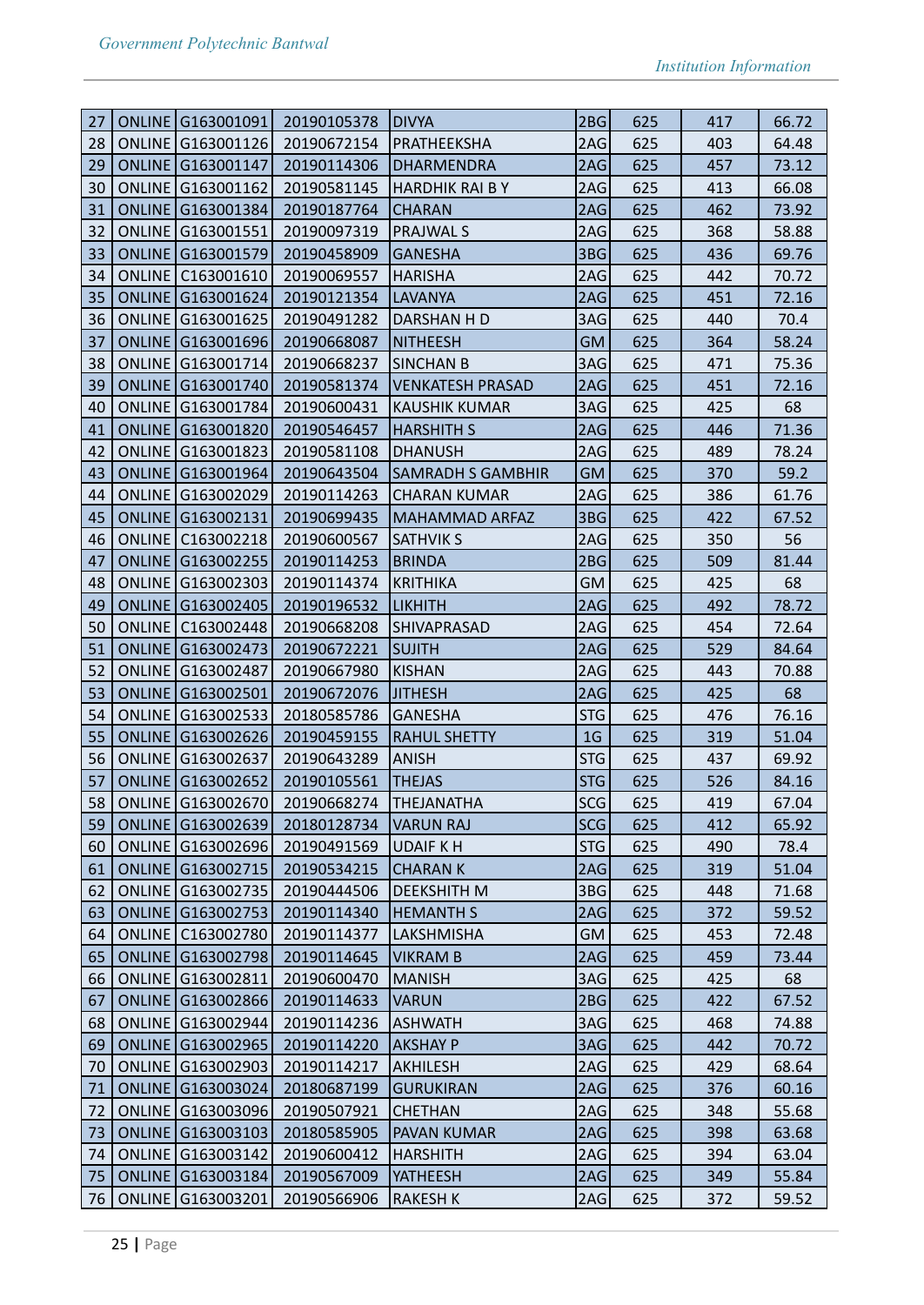| 27 | ONLINE | G163001091 | 20190105378 | DIVYA | 2BG | 625 | 417 | 66.72 |
|---|---|---|---|---|---|---|---|---|
| 28 | ONLINE | G163001126 | 20190672154 | PRATHEEKSHA | 2AG | 625 | 403 | 64.48 |
| 29 | ONLINE | G163001147 | 20190114306 | DHARMENDRA | 2AG | 625 | 457 | 73.12 |
| 30 | ONLINE | G163001162 | 20190581145 | HARDHIK RAI B Y | 2AG | 625 | 413 | 66.08 |
| 31 | ONLINE | G163001384 | 20190187764 | CHARAN | 2AG | 625 | 462 | 73.92 |
| 32 | ONLINE | G163001551 | 20190097319 | PRAJWAL S | 2AG | 625 | 368 | 58.88 |
| 33 | ONLINE | G163001579 | 20190458909 | GANESHA | 3BG | 625 | 436 | 69.76 |
| 34 | ONLINE | C163001610 | 20190069557 | HARISHA | 2AG | 625 | 442 | 70.72 |
| 35 | ONLINE | G163001624 | 20190121354 | LAVANYA | 2AG | 625 | 451 | 72.16 |
| 36 | ONLINE | G163001625 | 20190491282 | DARSHAN H D | 3AG | 625 | 440 | 70.4 |
| 37 | ONLINE | G163001696 | 20190668087 | NITHEESH | GM | 625 | 364 | 58.24 |
| 38 | ONLINE | G163001714 | 20190668237 | SINCHAN B | 3AG | 625 | 471 | 75.36 |
| 39 | ONLINE | G163001740 | 20190581374 | VENKATESH PRASAD | 2AG | 625 | 451 | 72.16 |
| 40 | ONLINE | G163001784 | 20190600431 | KAUSHIK KUMAR | 3AG | 625 | 425 | 68 |
| 41 | ONLINE | G163001820 | 20190546457 | HARSHITH S | 2AG | 625 | 446 | 71.36 |
| 42 | ONLINE | G163001823 | 20190581108 | DHANUSH | 2AG | 625 | 489 | 78.24 |
| 43 | ONLINE | G163001964 | 20190643504 | SAMRADH S GAMBHIR | GM | 625 | 370 | 59.2 |
| 44 | ONLINE | G163002029 | 20190114263 | CHARAN KUMAR | 2AG | 625 | 386 | 61.76 |
| 45 | ONLINE | G163002131 | 20190699435 | MAHAMMAD ARFAZ | 3BG | 625 | 422 | 67.52 |
| 46 | ONLINE | C163002218 | 20190600567 | SATHVIK S | 2AG | 625 | 350 | 56 |
| 47 | ONLINE | G163002255 | 20190114253 | BRINDA | 2BG | 625 | 509 | 81.44 |
| 48 | ONLINE | G163002303 | 20190114374 | KRITHIKA | GM | 625 | 425 | 68 |
| 49 | ONLINE | G163002405 | 20190196532 | LIKHITH | 2AG | 625 | 492 | 78.72 |
| 50 | ONLINE | C163002448 | 20190668208 | SHIVAPRASAD | 2AG | 625 | 454 | 72.64 |
| 51 | ONLINE | G163002473 | 20190672221 | SUJITH | 2AG | 625 | 529 | 84.64 |
| 52 | ONLINE | G163002487 | 20190667980 | KISHAN | 2AG | 625 | 443 | 70.88 |
| 53 | ONLINE | G163002501 | 20190672076 | JITHESH | 2AG | 625 | 425 | 68 |
| 54 | ONLINE | G163002533 | 20180585786 | GANESHA | STG | 625 | 476 | 76.16 |
| 55 | ONLINE | G163002626 | 20190459155 | RAHUL SHETTY | 1G | 625 | 319 | 51.04 |
| 56 | ONLINE | G163002637 | 20190643289 | ANISH | STG | 625 | 437 | 69.92 |
| 57 | ONLINE | G163002652 | 20190105561 | THEJAS | STG | 625 | 526 | 84.16 |
| 58 | ONLINE | G163002670 | 20190668274 | THEJANATHA | SCG | 625 | 419 | 67.04 |
| 59 | ONLINE | G163002639 | 20180128734 | VARUN RAJ | SCG | 625 | 412 | 65.92 |
| 60 | ONLINE | G163002696 | 20190491569 | UDAIF K H | STG | 625 | 490 | 78.4 |
| 61 | ONLINE | G163002715 | 20190534215 | CHARAN K | 2AG | 625 | 319 | 51.04 |
| 62 | ONLINE | G163002735 | 20190444506 | DEEKSHITH M | 3BG | 625 | 448 | 71.68 |
| 63 | ONLINE | G163002753 | 20190114340 | HEMANTH S | 2AG | 625 | 372 | 59.52 |
| 64 | ONLINE | C163002780 | 20190114377 | LAKSHMISHA | GM | 625 | 453 | 72.48 |
| 65 | ONLINE | G163002798 | 20190114645 | VIKRAM B | 2AG | 625 | 459 | 73.44 |
| 66 | ONLINE | G163002811 | 20190600470 | MANISH | 3AG | 625 | 425 | 68 |
| 67 | ONLINE | G163002866 | 20190114633 | VARUN | 2BG | 625 | 422 | 67.52 |
| 68 | ONLINE | G163002944 | 20190114236 | ASHWATH | 3AG | 625 | 468 | 74.88 |
| 69 | ONLINE | G163002965 | 20190114220 | AKSHAY P | 3AG | 625 | 442 | 70.72 |
| 70 | ONLINE | G163002903 | 20190114217 | AKHILESH | 2AG | 625 | 429 | 68.64 |
| 71 | ONLINE | G163003024 | 20180687199 | GURUKIRAN | 2AG | 625 | 376 | 60.16 |
| 72 | ONLINE | G163003096 | 20190507921 | CHETHAN | 2AG | 625 | 348 | 55.68 |
| 73 | ONLINE | G163003103 | 20180585905 | PAVAN KUMAR | 2AG | 625 | 398 | 63.68 |
| 74 | ONLINE | G163003142 | 20190600412 | HARSHITH | 2AG | 625 | 394 | 63.04 |
| 75 | ONLINE | G163003184 | 20190567009 | YATHEESH | 2AG | 625 | 349 | 55.84 |
| 76 | ONLINE | G163003201 | 20190566906 | RAKESH K | 2AG | 625 | 372 | 59.52 |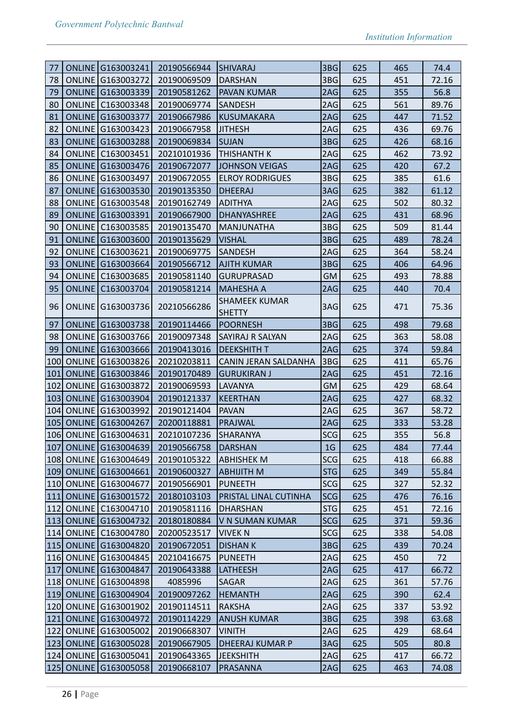| | | | | | | | | |
|---|---|---|---|---|---|---|---|---|
| 77 | ONLINE | G163003241 | 20190566944 | SHIVARAJ | 3BG | 625 | 465 | 74.4 |
| 78 | ONLINE | G163003272 | 20190069509 | DARSHAN | 3BG | 625 | 451 | 72.16 |
| 79 | ONLINE | G163003339 | 20190581262 | PAVAN KUMAR | 2AG | 625 | 355 | 56.8 |
| 80 | ONLINE | C163003348 | 20190069774 | SANDESH | 2AG | 625 | 561 | 89.76 |
| 81 | ONLINE | G163003377 | 20190667986 | KUSUMAKARA | 2AG | 625 | 447 | 71.52 |
| 82 | ONLINE | G163003423 | 20190667958 | JITHESH | 2AG | 625 | 436 | 69.76 |
| 83 | ONLINE | G163003288 | 20190069834 | SUJAN | 3BG | 625 | 426 | 68.16 |
| 84 | ONLINE | C163003451 | 20210101936 | THISHANTH K | 2AG | 625 | 462 | 73.92 |
| 85 | ONLINE | G163003476 | 20190672077 | JOHNSON VEIGAS | 2AG | 625 | 420 | 67.2 |
| 86 | ONLINE | G163003497 | 20190672055 | ELROY RODRIGUES | 3BG | 625 | 385 | 61.6 |
| 87 | ONLINE | G163003530 | 20190135350 | DHEERAJ | 3AG | 625 | 382 | 61.12 |
| 88 | ONLINE | G163003548 | 20190162749 | ADITHYA | 2AG | 625 | 502 | 80.32 |
| 89 | ONLINE | G163003391 | 20190667900 | DHANYASHREE | 2AG | 625 | 431 | 68.96 |
| 90 | ONLINE | C163003585 | 20190135470 | MANJUNATHA | 3BG | 625 | 509 | 81.44 |
| 91 | ONLINE | G163003600 | 20190135629 | VISHAL | 3BG | 625 | 489 | 78.24 |
| 92 | ONLINE | C163003621 | 20190069775 | SANDESH | 2AG | 625 | 364 | 58.24 |
| 93 | ONLINE | G163003664 | 20190566712 | AJITH KUMAR | 3BG | 625 | 406 | 64.96 |
| 94 | ONLINE | C163003685 | 20190581140 | GURUPRASAD | GM | 625 | 493 | 78.88 |
| 95 | ONLINE | C163003704 | 20190581214 | MAHESHA A | 2AG | 625 | 440 | 70.4 |
| 96 | ONLINE | G163003736 | 20210566286 | SHAMEEK KUMAR SHETTY | 3AG | 625 | 471 | 75.36 |
| 97 | ONLINE | G163003738 | 20190114466 | POORNESH | 3BG | 625 | 498 | 79.68 |
| 98 | ONLINE | G163003766 | 20190097348 | SAYIRAJ R SALYAN | 2AG | 625 | 363 | 58.08 |
| 99 | ONLINE | G163003666 | 20190413016 | DEEKSHITH T | 2AG | 625 | 374 | 59.84 |
| 100 | ONLINE | G163003826 | 20210203811 | CANIN JERAN SALDANHA | 3BG | 625 | 411 | 65.76 |
| 101 | ONLINE | G163003846 | 20190170489 | GURUKIRAN J | 2AG | 625 | 451 | 72.16 |
| 102 | ONLINE | G163003872 | 20190069593 | LAVANYA | GM | 625 | 429 | 68.64 |
| 103 | ONLINE | G163003904 | 20190121337 | KEERTHAN | 2AG | 625 | 427 | 68.32 |
| 104 | ONLINE | G163003992 | 20190121404 | PAVAN | 2AG | 625 | 367 | 58.72 |
| 105 | ONLINE | G163004267 | 20200118881 | PRAJWAL | 2AG | 625 | 333 | 53.28 |
| 106 | ONLINE | G163004631 | 20210107236 | SHARANYA | SCG | 625 | 355 | 56.8 |
| 107 | ONLINE | G163004639 | 20190566758 | DARSHAN | 1G | 625 | 484 | 77.44 |
| 108 | ONLINE | G163004649 | 20190105322 | ABHISHEK M | SCG | 625 | 418 | 66.88 |
| 109 | ONLINE | G163004661 | 20190600327 | ABHIJITH M | STG | 625 | 349 | 55.84 |
| 110 | ONLINE | G163004677 | 20190566901 | PUNEETH | SCG | 625 | 327 | 52.32 |
| 111 | ONLINE | G163001572 | 20180103103 | PRISTAL LINAL CUTINHA | SCG | 625 | 476 | 76.16 |
| 112 | ONLINE | C163004710 | 20190581116 | DHARSHAN | STG | 625 | 451 | 72.16 |
| 113 | ONLINE | G163004732 | 20180180884 | V N SUMAN KUMAR | SCG | 625 | 371 | 59.36 |
| 114 | ONLINE | C163004780 | 20200523517 | VIVEK N | SCG | 625 | 338 | 54.08 |
| 115 | ONLINE | G163004820 | 20190672051 | DISHAN K | 3BG | 625 | 439 | 70.24 |
| 116 | ONLINE | G163004845 | 20210416675 | PUNEETH | 2AG | 625 | 450 | 72 |
| 117 | ONLINE | G163004847 | 20190643388 | LATHEESH | 2AG | 625 | 417 | 66.72 |
| 118 | ONLINE | G163004898 | 4085996 | SAGAR | 2AG | 625 | 361 | 57.76 |
| 119 | ONLINE | G163004904 | 20190097262 | HEMANTH | 2AG | 625 | 390 | 62.4 |
| 120 | ONLINE | G163001902 | 20190114511 | RAKSHA | 2AG | 625 | 337 | 53.92 |
| 121 | ONLINE | G163004972 | 20190114229 | ANUSH KUMAR | 3BG | 625 | 398 | 63.68 |
| 122 | ONLINE | G163005002 | 20190668307 | VINITH | 2AG | 625 | 429 | 68.64 |
| 123 | ONLINE | G163005028 | 20190667905 | DHEERAJ KUMAR P | 3AG | 625 | 505 | 80.8 |
| 124 | ONLINE | G163005041 | 20190643365 | JEEKSHITH | 2AG | 625 | 417 | 66.72 |
| 125 | ONLINE | G163005058 | 20190668107 | PRASANNA | 2AG | 625 | 463 | 74.08 |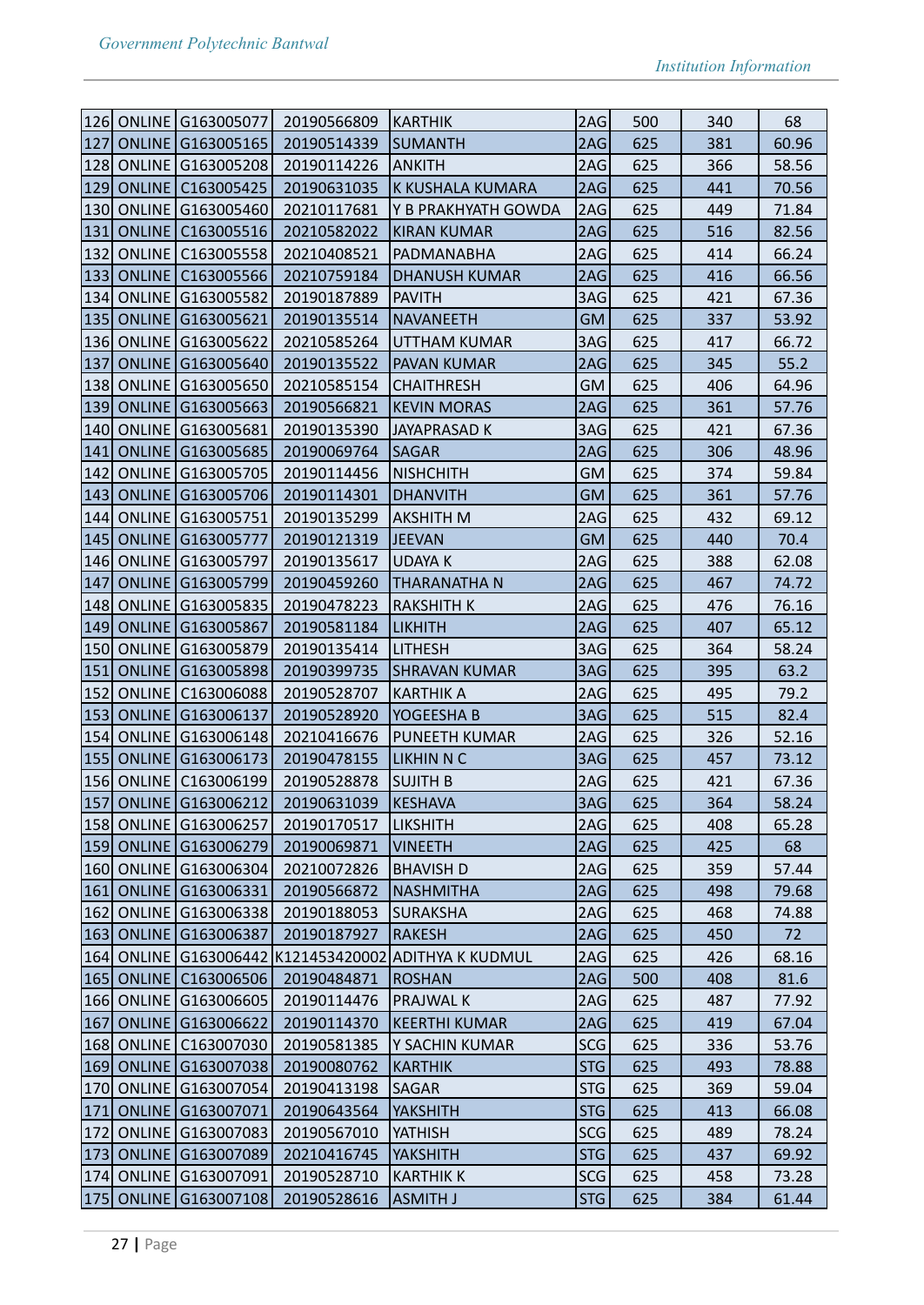| 126 | ONLINE | G163005077 | 20190566809 | KARTHIK | 2AG | 500 | 340 | 68 |
|---|---|---|---|---|---|---|---|---|
| 127 | ONLINE | G163005165 | 20190514339 | SUMANTH | 2AG | 625 | 381 | 60.96 |
| 128 | ONLINE | G163005208 | 20190114226 | ANKITH | 2AG | 625 | 366 | 58.56 |
| 129 | ONLINE | C163005425 | 20190631035 | K KUSHALA KUMARA | 2AG | 625 | 441 | 70.56 |
| 130 | ONLINE | G163005460 | 20210117681 | Y B PRAKHYATH GOWDA | 2AG | 625 | 449 | 71.84 |
| 131 | ONLINE | C163005516 | 20210582022 | KIRAN KUMAR | 2AG | 625 | 516 | 82.56 |
| 132 | ONLINE | C163005558 | 20210408521 | PADMANABHA | 2AG | 625 | 414 | 66.24 |
| 133 | ONLINE | C163005566 | 20210759184 | DHANUSH KUMAR | 2AG | 625 | 416 | 66.56 |
| 134 | ONLINE | G163005582 | 20190187889 | PAVITH | 3AG | 625 | 421 | 67.36 |
| 135 | ONLINE | G163005621 | 20190135514 | NAVANEETH | GM | 625 | 337 | 53.92 |
| 136 | ONLINE | G163005622 | 20210585264 | UTTHAM KUMAR | 3AG | 625 | 417 | 66.72 |
| 137 | ONLINE | G163005640 | 20190135522 | PAVAN KUMAR | 2AG | 625 | 345 | 55.2 |
| 138 | ONLINE | G163005650 | 20210585154 | CHAITHRESH | GM | 625 | 406 | 64.96 |
| 139 | ONLINE | G163005663 | 20190566821 | KEVIN MORAS | 2AG | 625 | 361 | 57.76 |
| 140 | ONLINE | G163005681 | 20190135390 | JAYAPRASAD K | 3AG | 625 | 421 | 67.36 |
| 141 | ONLINE | G163005685 | 20190069764 | SAGAR | 2AG | 625 | 306 | 48.96 |
| 142 | ONLINE | G163005705 | 20190114456 | NISHCHITH | GM | 625 | 374 | 59.84 |
| 143 | ONLINE | G163005706 | 20190114301 | DHANVITH | GM | 625 | 361 | 57.76 |
| 144 | ONLINE | G163005751 | 20190135299 | AKSHITH M | 2AG | 625 | 432 | 69.12 |
| 145 | ONLINE | G163005777 | 20190121319 | JEEVAN | GM | 625 | 440 | 70.4 |
| 146 | ONLINE | G163005797 | 20190135617 | UDAYA K | 2AG | 625 | 388 | 62.08 |
| 147 | ONLINE | G163005799 | 20190459260 | THARANATHA N | 2AG | 625 | 467 | 74.72 |
| 148 | ONLINE | G163005835 | 20190478223 | RAKSHITH K | 2AG | 625 | 476 | 76.16 |
| 149 | ONLINE | G163005867 | 20190581184 | LIKHITH | 2AG | 625 | 407 | 65.12 |
| 150 | ONLINE | G163005879 | 20190135414 | LITHESH | 3AG | 625 | 364 | 58.24 |
| 151 | ONLINE | G163005898 | 20190399735 | SHRAVAN KUMAR | 3AG | 625 | 395 | 63.2 |
| 152 | ONLINE | C163006088 | 20190528707 | KARTHIK A | 2AG | 625 | 495 | 79.2 |
| 153 | ONLINE | G163006137 | 20190528920 | YOGEESHA B | 3AG | 625 | 515 | 82.4 |
| 154 | ONLINE | G163006148 | 20210416676 | PUNEETH KUMAR | 2AG | 625 | 326 | 52.16 |
| 155 | ONLINE | G163006173 | 20190478155 | LIKHIN N C | 3AG | 625 | 457 | 73.12 |
| 156 | ONLINE | C163006199 | 20190528878 | SUJITH B | 2AG | 625 | 421 | 67.36 |
| 157 | ONLINE | G163006212 | 20190631039 | KESHAVA | 3AG | 625 | 364 | 58.24 |
| 158 | ONLINE | G163006257 | 20190170517 | LIKSHITH | 2AG | 625 | 408 | 65.28 |
| 159 | ONLINE | G163006279 | 20190069871 | VINEETH | 2AG | 625 | 425 | 68 |
| 160 | ONLINE | G163006304 | 20210072826 | BHAVISH D | 2AG | 625 | 359 | 57.44 |
| 161 | ONLINE | G163006331 | 20190566872 | NASHMITHA | 2AG | 625 | 498 | 79.68 |
| 162 | ONLINE | G163006338 | 20190188053 | SURAKSHA | 2AG | 625 | 468 | 74.88 |
| 163 | ONLINE | G163006387 | 20190187927 | RAKESH | 2AG | 625 | 450 | 72 |
| 164 | ONLINE | G163006442 | K121453420002 | ADITHYA K KUDMUL | 2AG | 625 | 426 | 68.16 |
| 165 | ONLINE | C163006506 | 20190484871 | ROSHAN | 2AG | 500 | 408 | 81.6 |
| 166 | ONLINE | G163006605 | 20190114476 | PRAJWAL K | 2AG | 625 | 487 | 77.92 |
| 167 | ONLINE | G163006622 | 20190114370 | KEERTHI KUMAR | 2AG | 625 | 419 | 67.04 |
| 168 | ONLINE | C163007030 | 20190581385 | Y SACHIN KUMAR | SCG | 625 | 336 | 53.76 |
| 169 | ONLINE | G163007038 | 20190080762 | KARTHIK | STG | 625 | 493 | 78.88 |
| 170 | ONLINE | G163007054 | 20190413198 | SAGAR | STG | 625 | 369 | 59.04 |
| 171 | ONLINE | G163007071 | 20190643564 | YAKSHITH | STG | 625 | 413 | 66.08 |
| 172 | ONLINE | G163007083 | 20190567010 | YATHISH | SCG | 625 | 489 | 78.24 |
| 173 | ONLINE | G163007089 | 20210416745 | YAKSHITH | STG | 625 | 437 | 69.92 |
| 174 | ONLINE | G163007091 | 20190528710 | KARTHIK K | SCG | 625 | 458 | 73.28 |
| 175 | ONLINE | G163007108 | 20190528616 | ASMITH J | STG | 625 | 384 | 61.44 |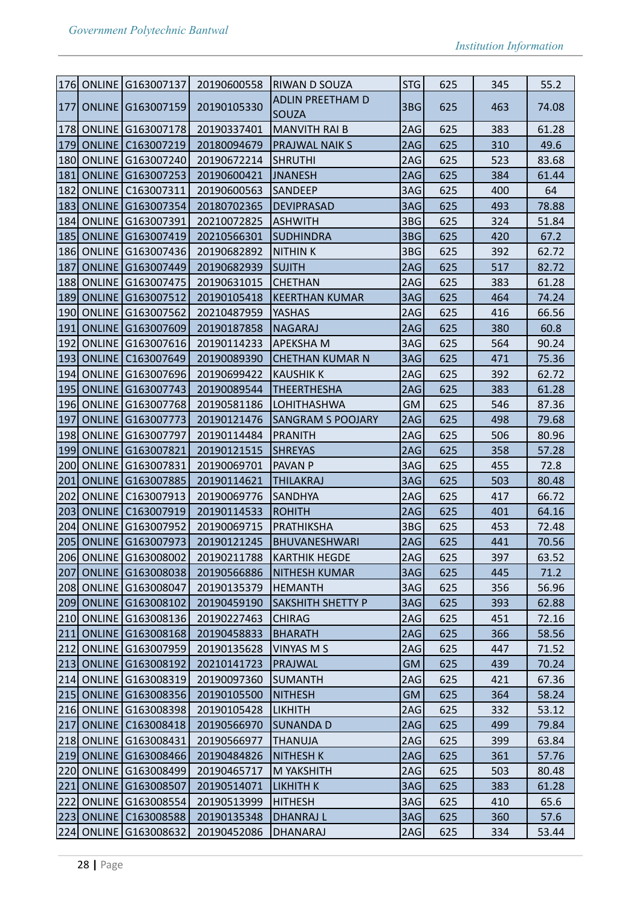| | | | | | | | | |
|---|---|---|---|---|---|---|---|---|
| 176 | ONLINE | G163007137 | 20190600558 | RIWAN D SOUZA | STG | 625 | 345 | 55.2 |
| 177 | ONLINE | G163007159 | 20190105330 | ADLIN PREETHAM D SOUZA | 3BG | 625 | 463 | 74.08 |
| 178 | ONLINE | G163007178 | 20190337401 | MANVITH RAI B | 2AG | 625 | 383 | 61.28 |
| 179 | ONLINE | C163007219 | 20180094679 | PRAJWAL NAIK S | 2AG | 625 | 310 | 49.6 |
| 180 | ONLINE | G163007240 | 20190672214 | SHRUTHI | 2AG | 625 | 523 | 83.68 |
| 181 | ONLINE | G163007253 | 20190600421 | JNANESH | 2AG | 625 | 384 | 61.44 |
| 182 | ONLINE | C163007311 | 20190600563 | SANDEEP | 3AG | 625 | 400 | 64 |
| 183 | ONLINE | G163007354 | 20180702365 | DEVIPRASAD | 3AG | 625 | 493 | 78.88 |
| 184 | ONLINE | G163007391 | 20210072825 | ASHWITH | 3BG | 625 | 324 | 51.84 |
| 185 | ONLINE | G163007419 | 20210566301 | SUDHINDRA | 3BG | 625 | 420 | 67.2 |
| 186 | ONLINE | G163007436 | 20190682892 | NITHIN K | 3BG | 625 | 392 | 62.72 |
| 187 | ONLINE | G163007449 | 20190682939 | SUJITH | 2AG | 625 | 517 | 82.72 |
| 188 | ONLINE | G163007475 | 20190631015 | CHETHAN | 2AG | 625 | 383 | 61.28 |
| 189 | ONLINE | G163007512 | 20190105418 | KEERTHAN KUMAR | 3AG | 625 | 464 | 74.24 |
| 190 | ONLINE | G163007562 | 20210487959 | YASHAS | 2AG | 625 | 416 | 66.56 |
| 191 | ONLINE | G163007609 | 20190187858 | NAGARAJ | 2AG | 625 | 380 | 60.8 |
| 192 | ONLINE | G163007616 | 20190114233 | APEKSHA M | 3AG | 625 | 564 | 90.24 |
| 193 | ONLINE | C163007649 | 20190089390 | CHETHAN KUMAR N | 3AG | 625 | 471 | 75.36 |
| 194 | ONLINE | G163007696 | 20190699422 | KAUSHIK K | 2AG | 625 | 392 | 62.72 |
| 195 | ONLINE | G163007743 | 20190089544 | THEERTHESHA | 2AG | 625 | 383 | 61.28 |
| 196 | ONLINE | G163007768 | 20190581186 | LOHITHASHWA | GM | 625 | 546 | 87.36 |
| 197 | ONLINE | G163007773 | 20190121476 | SANGRAM S POOJARY | 2AG | 625 | 498 | 79.68 |
| 198 | ONLINE | G163007797 | 20190114484 | PRANITH | 2AG | 625 | 506 | 80.96 |
| 199 | ONLINE | G163007821 | 20190121515 | SHREYAS | 2AG | 625 | 358 | 57.28 |
| 200 | ONLINE | G163007831 | 20190069701 | PAVAN P | 3AG | 625 | 455 | 72.8 |
| 201 | ONLINE | G163007885 | 20190114621 | THILAKRAJ | 3AG | 625 | 503 | 80.48 |
| 202 | ONLINE | C163007913 | 20190069776 | SANDHYA | 2AG | 625 | 417 | 66.72 |
| 203 | ONLINE | C163007919 | 20190114533 | ROHITH | 2AG | 625 | 401 | 64.16 |
| 204 | ONLINE | G163007952 | 20190069715 | PRATHIKSHA | 3BG | 625 | 453 | 72.48 |
| 205 | ONLINE | G163007973 | 20190121245 | BHUVANESHWARI | 2AG | 625 | 441 | 70.56 |
| 206 | ONLINE | G163008002 | 20190211788 | KARTHIK HEGDE | 2AG | 625 | 397 | 63.52 |
| 207 | ONLINE | G163008038 | 20190566886 | NITHESH KUMAR | 3AG | 625 | 445 | 71.2 |
| 208 | ONLINE | G163008047 | 20190135379 | HEMANTH | 3AG | 625 | 356 | 56.96 |
| 209 | ONLINE | G163008102 | 20190459190 | SAKSHITH SHETTY P | 3AG | 625 | 393 | 62.88 |
| 210 | ONLINE | G163008136 | 20190227463 | CHIRAG | 2AG | 625 | 451 | 72.16 |
| 211 | ONLINE | G163008168 | 20190458833 | BHARATH | 2AG | 625 | 366 | 58.56 |
| 212 | ONLINE | G163007959 | 20190135628 | VINYAS M S | 2AG | 625 | 447 | 71.52 |
| 213 | ONLINE | G163008192 | 20210141723 | PRAJWAL | GM | 625 | 439 | 70.24 |
| 214 | ONLINE | G163008319 | 20190097360 | SUMANTH | 2AG | 625 | 421 | 67.36 |
| 215 | ONLINE | G163008356 | 20190105500 | NITHESH | GM | 625 | 364 | 58.24 |
| 216 | ONLINE | G163008398 | 20190105428 | LIKHITH | 2AG | 625 | 332 | 53.12 |
| 217 | ONLINE | C163008418 | 20190566970 | SUNANDA D | 2AG | 625 | 499 | 79.84 |
| 218 | ONLINE | G163008431 | 20190566977 | THANUJA | 2AG | 625 | 399 | 63.84 |
| 219 | ONLINE | G163008466 | 20190484826 | NITHESH K | 2AG | 625 | 361 | 57.76 |
| 220 | ONLINE | G163008499 | 20190465717 | M YAKSHITH | 2AG | 625 | 503 | 80.48 |
| 221 | ONLINE | G163008507 | 20190514071 | LIKHITH K | 3AG | 625 | 383 | 61.28 |
| 222 | ONLINE | G163008554 | 20190513999 | HITHESH | 3AG | 625 | 410 | 65.6 |
| 223 | ONLINE | C163008588 | 20190135348 | DHANRAJ L | 3AG | 625 | 360 | 57.6 |
| 224 | ONLINE | G163008632 | 20190452086 | DHANARAJ | 2AG | 625 | 334 | 53.44 |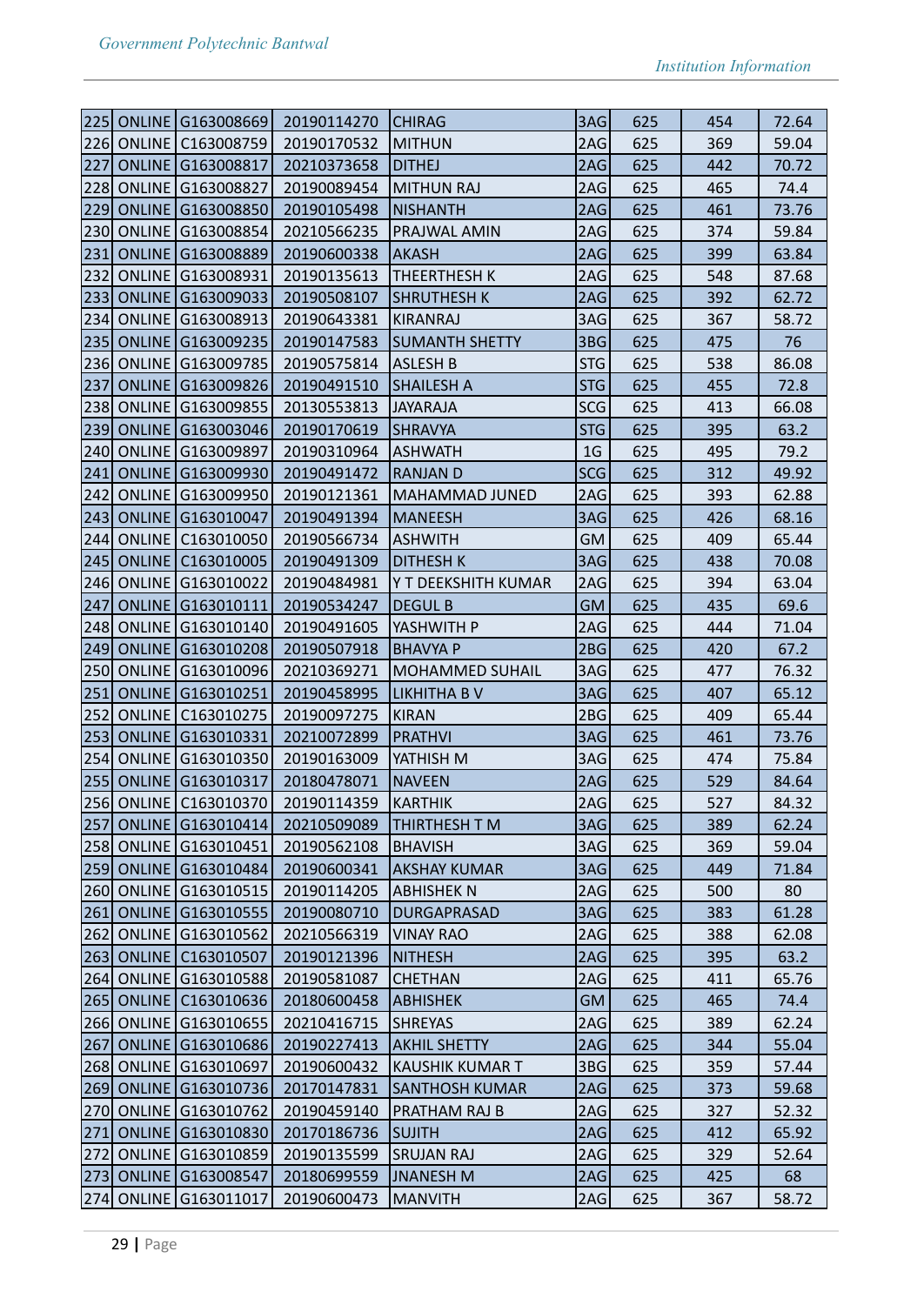| | | | | | | | | |
|---|---|---|---|---|---|---|---|---|
| 225 | ONLINE | G163008669 | 20190114270 | CHIRAG | 3AG | 625 | 454 | 72.64 |
| 226 | ONLINE | C163008759 | 20190170532 | MITHUN | 2AG | 625 | 369 | 59.04 |
| 227 | ONLINE | G163008817 | 20210373658 | DITHEJ | 2AG | 625 | 442 | 70.72 |
| 228 | ONLINE | G163008827 | 20190089454 | MITHUN RAJ | 2AG | 625 | 465 | 74.4 |
| 229 | ONLINE | G163008850 | 20190105498 | NISHANTH | 2AG | 625 | 461 | 73.76 |
| 230 | ONLINE | G163008854 | 20210566235 | PRAJWAL AMIN | 2AG | 625 | 374 | 59.84 |
| 231 | ONLINE | G163008889 | 20190600338 | AKASH | 2AG | 625 | 399 | 63.84 |
| 232 | ONLINE | G163008931 | 20190135613 | THEERTHESH K | 2AG | 625 | 548 | 87.68 |
| 233 | ONLINE | G163009033 | 20190508107 | SHRUTHESH K | 2AG | 625 | 392 | 62.72 |
| 234 | ONLINE | G163008913 | 20190643381 | KIRANRAJ | 3AG | 625 | 367 | 58.72 |
| 235 | ONLINE | G163009235 | 20190147583 | SUMANTH SHETTY | 3BG | 625 | 475 | 76 |
| 236 | ONLINE | G163009785 | 20190575814 | ASLESH B | STG | 625 | 538 | 86.08 |
| 237 | ONLINE | G163009826 | 20190491510 | SHAILESH A | STG | 625 | 455 | 72.8 |
| 238 | ONLINE | G163009855 | 20130553813 | JAYARAJA | SCG | 625 | 413 | 66.08 |
| 239 | ONLINE | G163003046 | 20190170619 | SHRAVYA | STG | 625 | 395 | 63.2 |
| 240 | ONLINE | G163009897 | 20190310964 | ASHWATH | 1G | 625 | 495 | 79.2 |
| 241 | ONLINE | G163009930 | 20190491472 | RANJAN D | SCG | 625 | 312 | 49.92 |
| 242 | ONLINE | G163009950 | 20190121361 | MAHAMMAD JUNED | 2AG | 625 | 393 | 62.88 |
| 243 | ONLINE | G163010047 | 20190491394 | MANEESH | 3AG | 625 | 426 | 68.16 |
| 244 | ONLINE | C163010050 | 20190566734 | ASHWITH | GM | 625 | 409 | 65.44 |
| 245 | ONLINE | C163010005 | 20190491309 | DITHESH K | 3AG | 625 | 438 | 70.08 |
| 246 | ONLINE | G163010022 | 20190484981 | Y T DEEKSHITH KUMAR | 2AG | 625 | 394 | 63.04 |
| 247 | ONLINE | G163010111 | 20190534247 | DEGUL B | GM | 625 | 435 | 69.6 |
| 248 | ONLINE | G163010140 | 20190491605 | YASHWITH P | 2AG | 625 | 444 | 71.04 |
| 249 | ONLINE | G163010208 | 20190507918 | BHAVYA P | 2BG | 625 | 420 | 67.2 |
| 250 | ONLINE | G163010096 | 20210369271 | MOHAMMED SUHAIL | 3AG | 625 | 477 | 76.32 |
| 251 | ONLINE | G163010251 | 20190458995 | LIKHITHA B V | 3AG | 625 | 407 | 65.12 |
| 252 | ONLINE | C163010275 | 20190097275 | KIRAN | 2BG | 625 | 409 | 65.44 |
| 253 | ONLINE | G163010331 | 20210072899 | PRATHVI | 3AG | 625 | 461 | 73.76 |
| 254 | ONLINE | G163010350 | 20190163009 | YATHISH M | 3AG | 625 | 474 | 75.84 |
| 255 | ONLINE | G163010317 | 20180478071 | NAVEEN | 2AG | 625 | 529 | 84.64 |
| 256 | ONLINE | C163010370 | 20190114359 | KARTHIK | 2AG | 625 | 527 | 84.32 |
| 257 | ONLINE | G163010414 | 20210509089 | THIRTHESH T M | 3AG | 625 | 389 | 62.24 |
| 258 | ONLINE | G163010451 | 20190562108 | BHAVISH | 3AG | 625 | 369 | 59.04 |
| 259 | ONLINE | G163010484 | 20190600341 | AKSHAY KUMAR | 3AG | 625 | 449 | 71.84 |
| 260 | ONLINE | G163010515 | 20190114205 | ABHISHEK N | 2AG | 625 | 500 | 80 |
| 261 | ONLINE | G163010555 | 20190080710 | DURGAPRASAD | 3AG | 625 | 383 | 61.28 |
| 262 | ONLINE | G163010562 | 20210566319 | VINAY RAO | 2AG | 625 | 388 | 62.08 |
| 263 | ONLINE | C163010507 | 20190121396 | NITHESH | 2AG | 625 | 395 | 63.2 |
| 264 | ONLINE | G163010588 | 20190581087 | CHETHAN | 2AG | 625 | 411 | 65.76 |
| 265 | ONLINE | C163010636 | 20180600458 | ABHISHEK | GM | 625 | 465 | 74.4 |
| 266 | ONLINE | G163010655 | 20210416715 | SHREYAS | 2AG | 625 | 389 | 62.24 |
| 267 | ONLINE | G163010686 | 20190227413 | AKHIL SHETTY | 2AG | 625 | 344 | 55.04 |
| 268 | ONLINE | G163010697 | 20190600432 | KAUSHIK KUMAR T | 3BG | 625 | 359 | 57.44 |
| 269 | ONLINE | G163010736 | 20170147831 | SANTHOSH KUMAR | 2AG | 625 | 373 | 59.68 |
| 270 | ONLINE | G163010762 | 20190459140 | PRATHAM RAJ B | 2AG | 625 | 327 | 52.32 |
| 271 | ONLINE | G163010830 | 20170186736 | SUJITH | 2AG | 625 | 412 | 65.92 |
| 272 | ONLINE | G163010859 | 20190135599 | SRUJAN RAJ | 2AG | 625 | 329 | 52.64 |
| 273 | ONLINE | G163008547 | 20180699559 | JNANESH M | 2AG | 625 | 425 | 68 |
| 274 | ONLINE | G163011017 | 20190600473 | MANVITH | 2AG | 625 | 367 | 58.72 |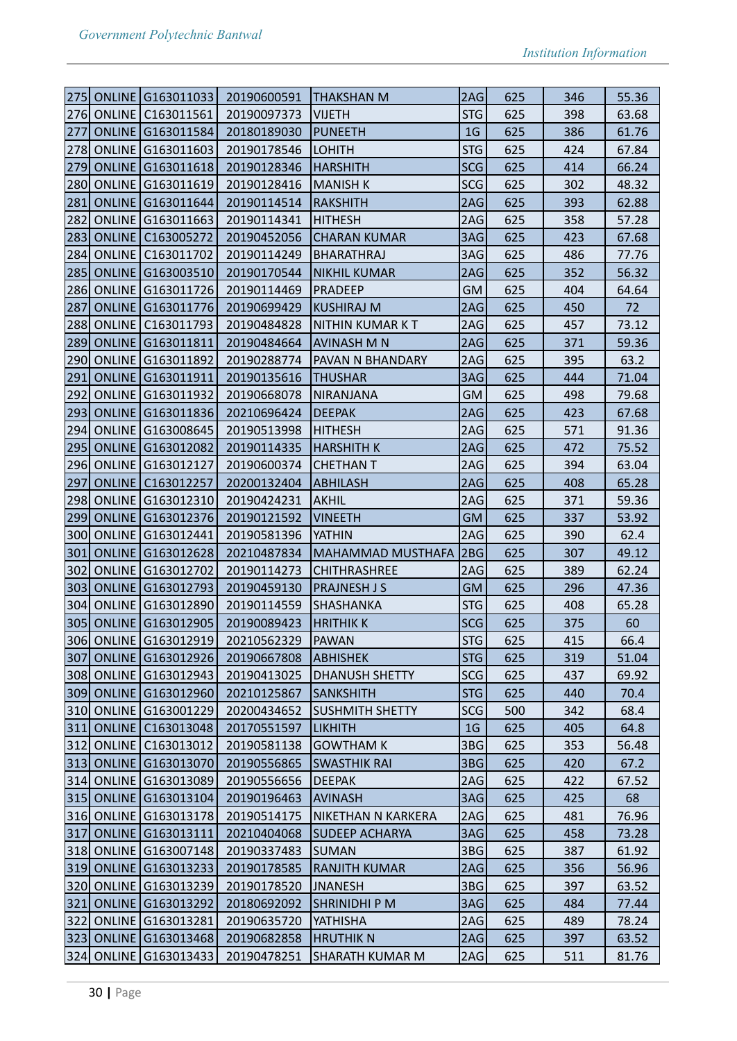| | | | | | | | | |
|---|---|---|---|---|---|---|---|---|
| 275 | ONLINE | G163011033 | 20190600591 | THAKSHAN M | 2AG | 625 | 346 | 55.36 |
| 276 | ONLINE | C163011561 | 20190097373 | VIJETH | STG | 625 | 398 | 63.68 |
| 277 | ONLINE | G163011584 | 20180189030 | PUNEETH | 1G | 625 | 386 | 61.76 |
| 278 | ONLINE | G163011603 | 20190178546 | LOHITH | STG | 625 | 424 | 67.84 |
| 279 | ONLINE | G163011618 | 20190128346 | HARSHITH | SCG | 625 | 414 | 66.24 |
| 280 | ONLINE | G163011619 | 20190128416 | MANISH K | SCG | 625 | 302 | 48.32 |
| 281 | ONLINE | G163011644 | 20190114514 | RAKSHITH | 2AG | 625 | 393 | 62.88 |
| 282 | ONLINE | G163011663 | 20190114341 | HITHESH | 2AG | 625 | 358 | 57.28 |
| 283 | ONLINE | C163005272 | 20190452056 | CHARAN KUMAR | 3AG | 625 | 423 | 67.68 |
| 284 | ONLINE | C163011702 | 20190114249 | BHARATHRAJ | 3AG | 625 | 486 | 77.76 |
| 285 | ONLINE | G163003510 | 20190170544 | NIKHIL KUMAR | 2AG | 625 | 352 | 56.32 |
| 286 | ONLINE | G163011726 | 20190114469 | PRADEEP | GM | 625 | 404 | 64.64 |
| 287 | ONLINE | G163011776 | 20190699429 | KUSHIRAJ M | 2AG | 625 | 450 | 72 |
| 288 | ONLINE | C163011793 | 20190484828 | NITHIN KUMAR K T | 2AG | 625 | 457 | 73.12 |
| 289 | ONLINE | G163011811 | 20190484664 | AVINASH M N | 2AG | 625 | 371 | 59.36 |
| 290 | ONLINE | G163011892 | 20190288774 | PAVAN N BHANDARY | 2AG | 625 | 395 | 63.2 |
| 291 | ONLINE | G163011911 | 20190135616 | THUSHAR | 3AG | 625 | 444 | 71.04 |
| 292 | ONLINE | G163011932 | 20190668078 | NIRANJANA | GM | 625 | 498 | 79.68 |
| 293 | ONLINE | G163011836 | 20210696424 | DEEPAK | 2AG | 625 | 423 | 67.68 |
| 294 | ONLINE | G163008645 | 20190513998 | HITHESH | 2AG | 625 | 571 | 91.36 |
| 295 | ONLINE | G163012082 | 20190114335 | HARSHITH K | 2AG | 625 | 472 | 75.52 |
| 296 | ONLINE | G163012127 | 20190600374 | CHETHAN T | 2AG | 625 | 394 | 63.04 |
| 297 | ONLINE | C163012257 | 20200132404 | ABHILASH | 2AG | 625 | 408 | 65.28 |
| 298 | ONLINE | G163012310 | 20190424231 | AKHIL | 2AG | 625 | 371 | 59.36 |
| 299 | ONLINE | G163012376 | 20190121592 | VINEETH | GM | 625 | 337 | 53.92 |
| 300 | ONLINE | G163012441 | 20190581396 | YATHIN | 2AG | 625 | 390 | 62.4 |
| 301 | ONLINE | G163012628 | 20210487834 | MAHAMMAD MUSTHAFA | 2BG | 625 | 307 | 49.12 |
| 302 | ONLINE | G163012702 | 20190114273 | CHITHRASHREE | 2AG | 625 | 389 | 62.24 |
| 303 | ONLINE | G163012793 | 20190459130 | PRAJNESH J S | GM | 625 | 296 | 47.36 |
| 304 | ONLINE | G163012890 | 20190114559 | SHASHANKA | STG | 625 | 408 | 65.28 |
| 305 | ONLINE | G163012905 | 20190089423 | HRITHIK K | SCG | 625 | 375 | 60 |
| 306 | ONLINE | G163012919 | 20210562329 | PAWAN | STG | 625 | 415 | 66.4 |
| 307 | ONLINE | G163012926 | 20190667808 | ABHISHEK | STG | 625 | 319 | 51.04 |
| 308 | ONLINE | G163012943 | 20190413025 | DHANUSH SHETTY | SCG | 625 | 437 | 69.92 |
| 309 | ONLINE | G163012960 | 20210125867 | SANKSHITH | STG | 625 | 440 | 70.4 |
| 310 | ONLINE | G163001229 | 20200434652 | SUSHMITH SHETTY | SCG | 500 | 342 | 68.4 |
| 311 | ONLINE | C163013048 | 20170551597 | LIKHITH | 1G | 625 | 405 | 64.8 |
| 312 | ONLINE | C163013012 | 20190581138 | GOWTHAM K | 3BG | 625 | 353 | 56.48 |
| 313 | ONLINE | G163013070 | 20190556865 | SWASTHIK RAI | 3BG | 625 | 420 | 67.2 |
| 314 | ONLINE | G163013089 | 20190556656 | DEEPAK | 2AG | 625 | 422 | 67.52 |
| 315 | ONLINE | G163013104 | 20190196463 | AVINASH | 3AG | 625 | 425 | 68 |
| 316 | ONLINE | G163013178 | 20190514175 | NIKETHAN N KARKERA | 2AG | 625 | 481 | 76.96 |
| 317 | ONLINE | G163013111 | 20210404068 | SUDEEP ACHARYA | 3AG | 625 | 458 | 73.28 |
| 318 | ONLINE | G163007148 | 20190337483 | SUMAN | 3BG | 625 | 387 | 61.92 |
| 319 | ONLINE | G163013233 | 20190178585 | RANJITH KUMAR | 2AG | 625 | 356 | 56.96 |
| 320 | ONLINE | G163013239 | 20190178520 | JNANESH | 3BG | 625 | 397 | 63.52 |
| 321 | ONLINE | G163013292 | 20180692092 | SHRINIDHI P M | 3AG | 625 | 484 | 77.44 |
| 322 | ONLINE | G163013281 | 20190635720 | YATHISHA | 2AG | 625 | 489 | 78.24 |
| 323 | ONLINE | G163013468 | 20190682858 | HRUTHIK N | 2AG | 625 | 397 | 63.52 |
| 324 | ONLINE | G163013433 | 20190478251 | SHARATH KUMAR M | 2AG | 625 | 511 | 81.76 |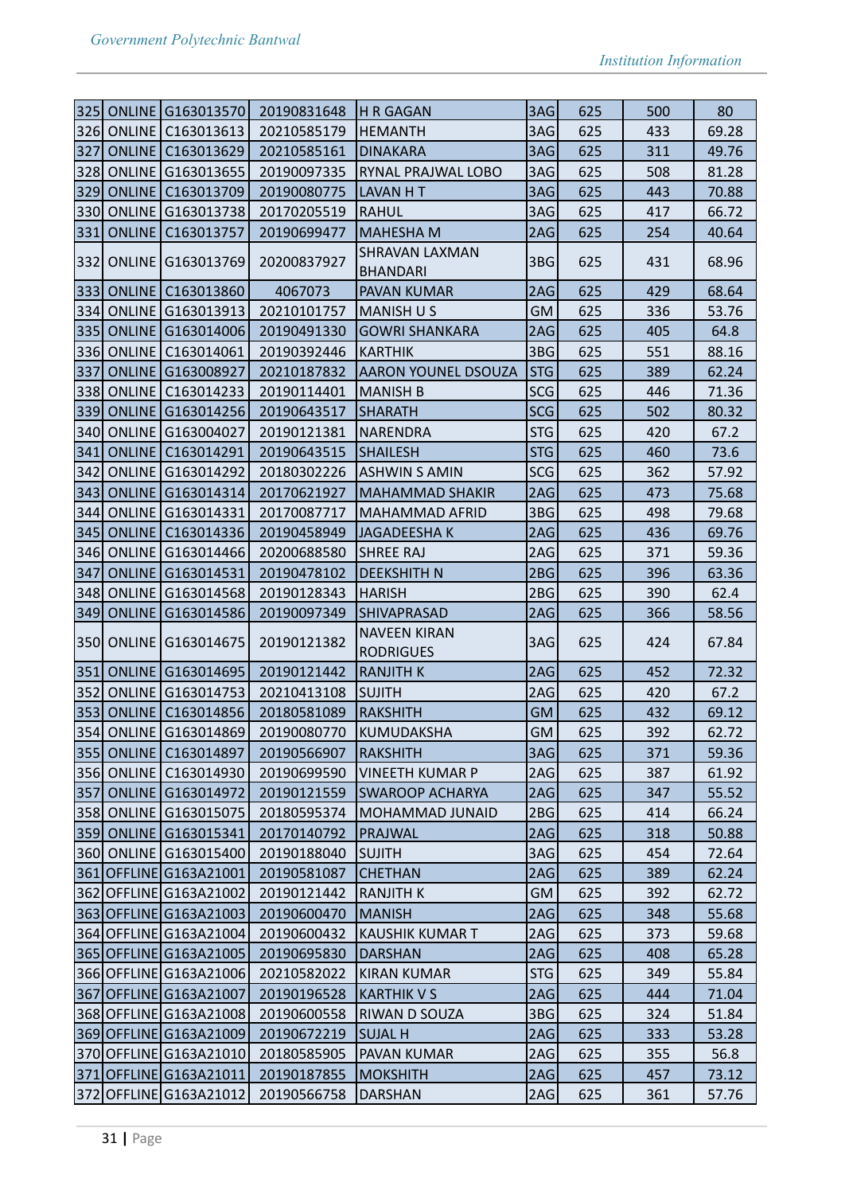| 325 | ONLINE | G163013570 | 20190831648 | H R GAGAN | 3AG | 625 | 500 | 80 |
|---|---|---|---|---|---|---|---|---|
| 326 | ONLINE | C163013613 | 20210585179 | HEMANTH | 3AG | 625 | 433 | 69.28 |
| 327 | ONLINE | C163013629 | 20210585161 | DINAKARA | 3AG | 625 | 311 | 49.76 |
| 328 | ONLINE | G163013655 | 20190097335 | RYNAL PRAJWAL LOBO | 3AG | 625 | 508 | 81.28 |
| 329 | ONLINE | C163013709 | 20190080775 | LAVAN H T | 3AG | 625 | 443 | 70.88 |
| 330 | ONLINE | G163013738 | 20170205519 | RAHUL | 3AG | 625 | 417 | 66.72 |
| 331 | ONLINE | C163013757 | 20190699477 | MAHESHA M | 2AG | 625 | 254 | 40.64 |
| 332 | ONLINE | G163013769 | 20200837927 | SHRAVAN LAXMAN BHANDARI | 3BG | 625 | 431 | 68.96 |
| 333 | ONLINE | C163013860 | 4067073 | PAVAN KUMAR | 2AG | 625 | 429 | 68.64 |
| 334 | ONLINE | G163013913 | 20210101757 | MANISH U S | GM | 625 | 336 | 53.76 |
| 335 | ONLINE | G163014006 | 20190491330 | GOWRI SHANKARA | 2AG | 625 | 405 | 64.8 |
| 336 | ONLINE | C163014061 | 20190392446 | KARTHIK | 3BG | 625 | 551 | 88.16 |
| 337 | ONLINE | G163008927 | 20210187832 | AARON YOUNEL DSOUZA | STG | 625 | 389 | 62.24 |
| 338 | ONLINE | C163014233 | 20190114401 | MANISH B | SCG | 625 | 446 | 71.36 |
| 339 | ONLINE | G163014256 | 20190643517 | SHARATH | SCG | 625 | 502 | 80.32 |
| 340 | ONLINE | G163004027 | 20190121381 | NARENDRA | STG | 625 | 420 | 67.2 |
| 341 | ONLINE | C163014291 | 20190643515 | SHAILESH | STG | 625 | 460 | 73.6 |
| 342 | ONLINE | G163014292 | 20180302226 | ASHWIN S AMIN | SCG | 625 | 362 | 57.92 |
| 343 | ONLINE | G163014314 | 20170621927 | MAHAMMAD SHAKIR | 2AG | 625 | 473 | 75.68 |
| 344 | ONLINE | G163014331 | 20170087717 | MAHAMMAD AFRID | 3BG | 625 | 498 | 79.68 |
| 345 | ONLINE | C163014336 | 20190458949 | JAGADEESHA K | 2AG | 625 | 436 | 69.76 |
| 346 | ONLINE | G163014466 | 20200688580 | SHREE RAJ | 2AG | 625 | 371 | 59.36 |
| 347 | ONLINE | G163014531 | 20190478102 | DEEKSHITH N | 2BG | 625 | 396 | 63.36 |
| 348 | ONLINE | G163014568 | 20190128343 | HARISH | 2BG | 625 | 390 | 62.4 |
| 349 | ONLINE | G163014586 | 20190097349 | SHIVAPRASAD | 2AG | 625 | 366 | 58.56 |
| 350 | ONLINE | G163014675 | 20190121382 | NAVEEN KIRAN RODRIGUES | 3AG | 625 | 424 | 67.84 |
| 351 | ONLINE | G163014695 | 20190121442 | RANJITH K | 2AG | 625 | 452 | 72.32 |
| 352 | ONLINE | G163014753 | 20210413108 | SUJITH | 2AG | 625 | 420 | 67.2 |
| 353 | ONLINE | C163014856 | 20180581089 | RAKSHITH | GM | 625 | 432 | 69.12 |
| 354 | ONLINE | G163014869 | 20190080770 | KUMUDAKSHA | GM | 625 | 392 | 62.72 |
| 355 | ONLINE | C163014897 | 20190566907 | RAKSHITH | 3AG | 625 | 371 | 59.36 |
| 356 | ONLINE | C163014930 | 20190699590 | VINEETH KUMAR P | 2AG | 625 | 387 | 61.92 |
| 357 | ONLINE | G163014972 | 20190121559 | SWAROOP ACHARYA | 2AG | 625 | 347 | 55.52 |
| 358 | ONLINE | G163015075 | 20180595374 | MOHAMMAD JUNAID | 2BG | 625 | 414 | 66.24 |
| 359 | ONLINE | G163015341 | 20170140792 | PRAJWAL | 2AG | 625 | 318 | 50.88 |
| 360 | ONLINE | G163015400 | 20190188040 | SUJITH | 3AG | 625 | 454 | 72.64 |
| 361 | OFFLINE | G163A21001 | 20190581087 | CHETHAN | 2AG | 625 | 389 | 62.24 |
| 362 | OFFLINE | G163A21002 | 20190121442 | RANJITH K | GM | 625 | 392 | 62.72 |
| 363 | OFFLINE | G163A21003 | 20190600470 | MANISH | 2AG | 625 | 348 | 55.68 |
| 364 | OFFLINE | G163A21004 | 20190600432 | KAUSHIK KUMAR T | 2AG | 625 | 373 | 59.68 |
| 365 | OFFLINE | G163A21005 | 20190695830 | DARSHAN | 2AG | 625 | 408 | 65.28 |
| 366 | OFFLINE | G163A21006 | 20210582022 | KIRAN KUMAR | STG | 625 | 349 | 55.84 |
| 367 | OFFLINE | G163A21007 | 20190196528 | KARTHIK V S | 2AG | 625 | 444 | 71.04 |
| 368 | OFFLINE | G163A21008 | 20190600558 | RIWAN D SOUZA | 3BG | 625 | 324 | 51.84 |
| 369 | OFFLINE | G163A21009 | 20190672219 | SUJAL H | 2AG | 625 | 333 | 53.28 |
| 370 | OFFLINE | G163A21010 | 20180585905 | PAVAN KUMAR | 2AG | 625 | 355 | 56.8 |
| 371 | OFFLINE | G163A21011 | 20190187855 | MOKSHITH | 2AG | 625 | 457 | 73.12 |
| 372 | OFFLINE | G163A21012 | 20190566758 | DARSHAN | 2AG | 625 | 361 | 57.76 |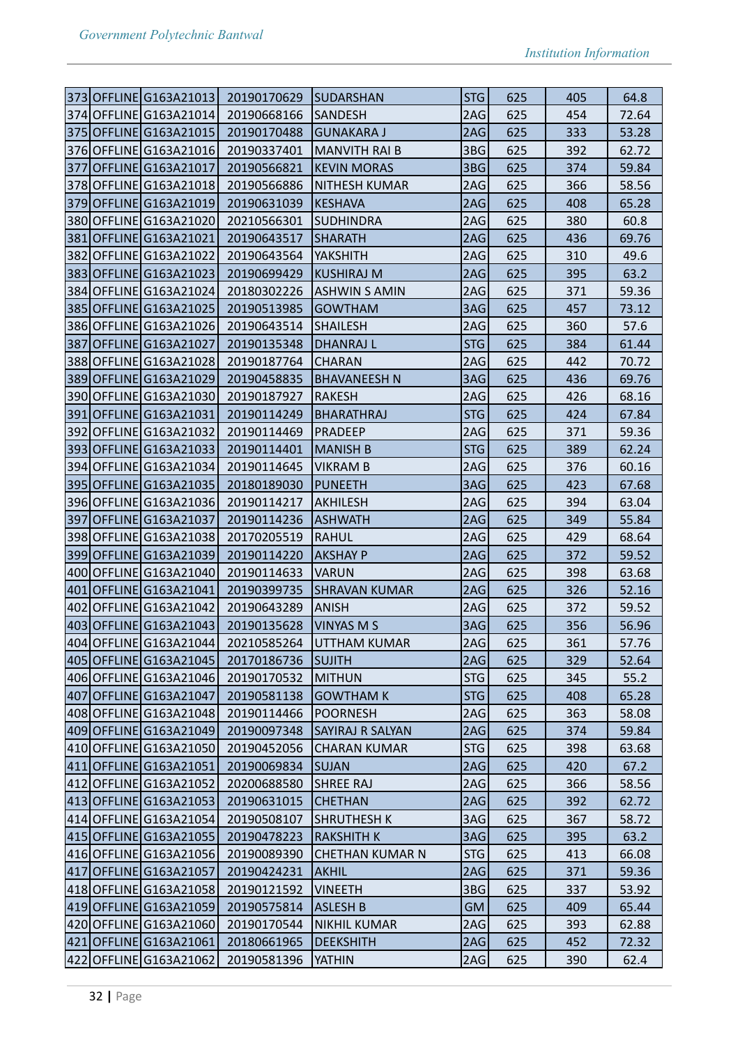| 373 | OFFLINE | G163A21013 | 20190170629 | SUDARSHAN | STG | 625 | 405 | 64.8 |
|---|---|---|---|---|---|---|---|---|
| 374 | OFFLINE | G163A21014 | 20190668166 | SANDESH | 2AG | 625 | 454 | 72.64 |
| 375 | OFFLINE | G163A21015 | 20190170488 | GUNAKARA J | 2AG | 625 | 333 | 53.28 |
| 376 | OFFLINE | G163A21016 | 20190337401 | MANVITH RAI B | 3BG | 625 | 392 | 62.72 |
| 377 | OFFLINE | G163A21017 | 20190566821 | KEVIN MORAS | 3BG | 625 | 374 | 59.84 |
| 378 | OFFLINE | G163A21018 | 20190566886 | NITHESH KUMAR | 2AG | 625 | 366 | 58.56 |
| 379 | OFFLINE | G163A21019 | 20190631039 | KESHAVA | 2AG | 625 | 408 | 65.28 |
| 380 | OFFLINE | G163A21020 | 20210566301 | SUDHINDRA | 2AG | 625 | 380 | 60.8 |
| 381 | OFFLINE | G163A21021 | 20190643517 | SHARATH | 2AG | 625 | 436 | 69.76 |
| 382 | OFFLINE | G163A21022 | 20190643564 | YAKSHITH | 2AG | 625 | 310 | 49.6 |
| 383 | OFFLINE | G163A21023 | 20190699429 | KUSHIRAJ M | 2AG | 625 | 395 | 63.2 |
| 384 | OFFLINE | G163A21024 | 20180302226 | ASHWIN S AMIN | 2AG | 625 | 371 | 59.36 |
| 385 | OFFLINE | G163A21025 | 20190513985 | GOWTHAM | 3AG | 625 | 457 | 73.12 |
| 386 | OFFLINE | G163A21026 | 20190643514 | SHAILESH | 2AG | 625 | 360 | 57.6 |
| 387 | OFFLINE | G163A21027 | 20190135348 | DHANRAJ L | STG | 625 | 384 | 61.44 |
| 388 | OFFLINE | G163A21028 | 20190187764 | CHARAN | 2AG | 625 | 442 | 70.72 |
| 389 | OFFLINE | G163A21029 | 20190458835 | BHAVANEESH N | 3AG | 625 | 436 | 69.76 |
| 390 | OFFLINE | G163A21030 | 20190187927 | RAKESH | 2AG | 625 | 426 | 68.16 |
| 391 | OFFLINE | G163A21031 | 20190114249 | BHARATHRAJ | STG | 625 | 424 | 67.84 |
| 392 | OFFLINE | G163A21032 | 20190114469 | PRADEEP | 2AG | 625 | 371 | 59.36 |
| 393 | OFFLINE | G163A21033 | 20190114401 | MANISH B | STG | 625 | 389 | 62.24 |
| 394 | OFFLINE | G163A21034 | 20190114645 | VIKRAM B | 2AG | 625 | 376 | 60.16 |
| 395 | OFFLINE | G163A21035 | 20180189030 | PUNEETH | 3AG | 625 | 423 | 67.68 |
| 396 | OFFLINE | G163A21036 | 20190114217 | AKHILESH | 2AG | 625 | 394 | 63.04 |
| 397 | OFFLINE | G163A21037 | 20190114236 | ASHWATH | 2AG | 625 | 349 | 55.84 |
| 398 | OFFLINE | G163A21038 | 20170205519 | RAHUL | 2AG | 625 | 429 | 68.64 |
| 399 | OFFLINE | G163A21039 | 20190114220 | AKSHAY P | 2AG | 625 | 372 | 59.52 |
| 400 | OFFLINE | G163A21040 | 20190114633 | VARUN | 2AG | 625 | 398 | 63.68 |
| 401 | OFFLINE | G163A21041 | 20190399735 | SHRAVAN KUMAR | 2AG | 625 | 326 | 52.16 |
| 402 | OFFLINE | G163A21042 | 20190643289 | ANISH | 2AG | 625 | 372 | 59.52 |
| 403 | OFFLINE | G163A21043 | 20190135628 | VINYAS M S | 3AG | 625 | 356 | 56.96 |
| 404 | OFFLINE | G163A21044 | 20210585264 | UTTHAM KUMAR | 2AG | 625 | 361 | 57.76 |
| 405 | OFFLINE | G163A21045 | 20170186736 | SUJITH | 2AG | 625 | 329 | 52.64 |
| 406 | OFFLINE | G163A21046 | 20190170532 | MITHUN | STG | 625 | 345 | 55.2 |
| 407 | OFFLINE | G163A21047 | 20190581138 | GOWTHAM K | STG | 625 | 408 | 65.28 |
| 408 | OFFLINE | G163A21048 | 20190114466 | POORNESH | 2AG | 625 | 363 | 58.08 |
| 409 | OFFLINE | G163A21049 | 20190097348 | SAYIRAJ R SALYAN | 2AG | 625 | 374 | 59.84 |
| 410 | OFFLINE | G163A21050 | 20190452056 | CHARAN KUMAR | STG | 625 | 398 | 63.68 |
| 411 | OFFLINE | G163A21051 | 20190069834 | SUJAN | 2AG | 625 | 420 | 67.2 |
| 412 | OFFLINE | G163A21052 | 20200688580 | SHREE RAJ | 2AG | 625 | 366 | 58.56 |
| 413 | OFFLINE | G163A21053 | 20190631015 | CHETHAN | 2AG | 625 | 392 | 62.72 |
| 414 | OFFLINE | G163A21054 | 20190508107 | SHRUTHESH K | 3AG | 625 | 367 | 58.72 |
| 415 | OFFLINE | G163A21055 | 20190478223 | RAKSHITH K | 3AG | 625 | 395 | 63.2 |
| 416 | OFFLINE | G163A21056 | 20190089390 | CHETHAN KUMAR N | STG | 625 | 413 | 66.08 |
| 417 | OFFLINE | G163A21057 | 20190424231 | AKHIL | 2AG | 625 | 371 | 59.36 |
| 418 | OFFLINE | G163A21058 | 20190121592 | VINEETH | 3BG | 625 | 337 | 53.92 |
| 419 | OFFLINE | G163A21059 | 20190575814 | ASLESH B | GM | 625 | 409 | 65.44 |
| 420 | OFFLINE | G163A21060 | 20190170544 | NIKHIL KUMAR | 2AG | 625 | 393 | 62.88 |
| 421 | OFFLINE | G163A21061 | 20180661965 | DEEKSHITH | 2AG | 625 | 452 | 72.32 |
| 422 | OFFLINE | G163A21062 | 20190581396 | YATHIN | 2AG | 625 | 390 | 62.4 |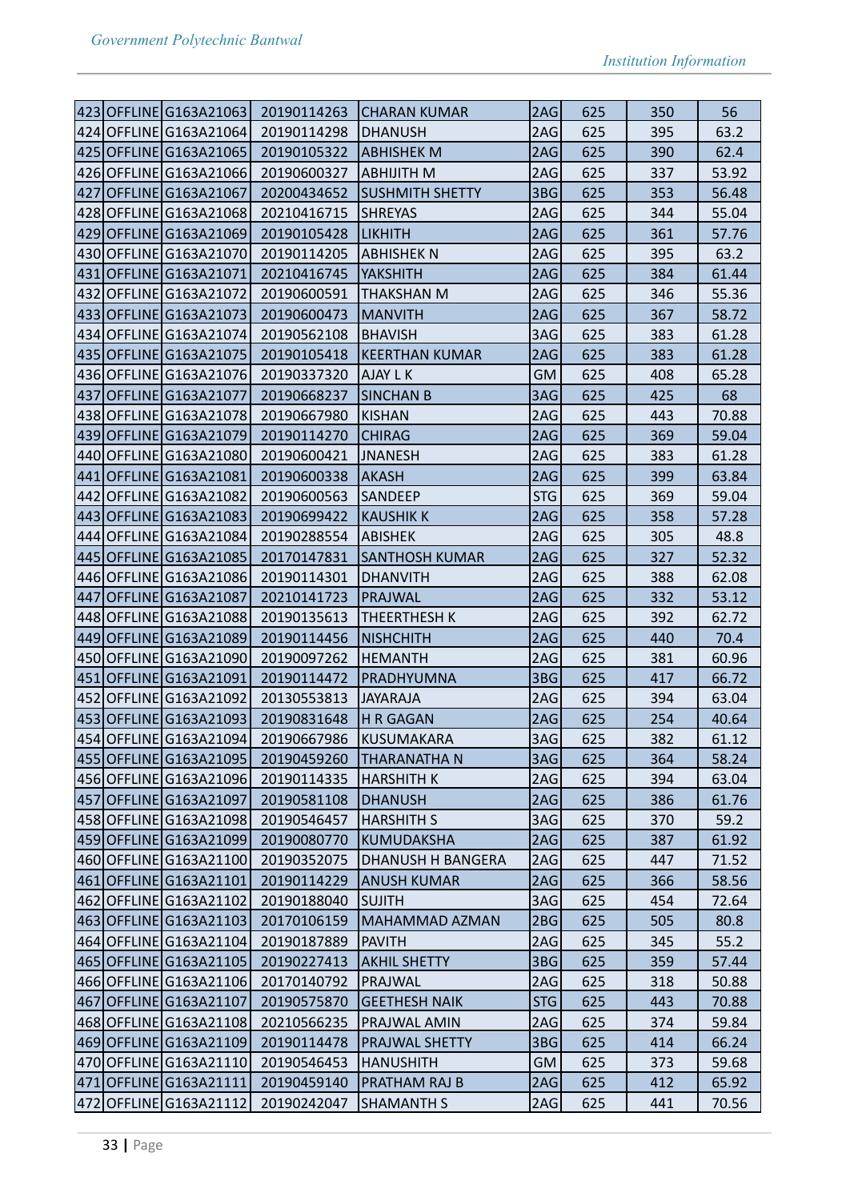| 423 | OFFLINE | G163A21063 | 20190114263 | CHARAN KUMAR | 2AG | 625 | 350 | 56 |
|---|---|---|---|---|---|---|---|---|
| 424 | OFFLINE | G163A21064 | 20190114298 | DHANUSH | 2AG | 625 | 395 | 63.2 |
| 425 | OFFLINE | G163A21065 | 20190105322 | ABHISHEK M | 2AG | 625 | 390 | 62.4 |
| 426 | OFFLINE | G163A21066 | 20190600327 | ABHIJITH M | 2AG | 625 | 337 | 53.92 |
| 427 | OFFLINE | G163A21067 | 20200434652 | SUSHMITH SHETTY | 3BG | 625 | 353 | 56.48 |
| 428 | OFFLINE | G163A21068 | 20210416715 | SHREYAS | 2AG | 625 | 344 | 55.04 |
| 429 | OFFLINE | G163A21069 | 20190105428 | LIKHITH | 2AG | 625 | 361 | 57.76 |
| 430 | OFFLINE | G163A21070 | 20190114205 | ABHISHEK N | 2AG | 625 | 395 | 63.2 |
| 431 | OFFLINE | G163A21071 | 20210416745 | YAKSHITH | 2AG | 625 | 384 | 61.44 |
| 432 | OFFLINE | G163A21072 | 20190600591 | THAKSHAN M | 2AG | 625 | 346 | 55.36 |
| 433 | OFFLINE | G163A21073 | 20190600473 | MANVITH | 2AG | 625 | 367 | 58.72 |
| 434 | OFFLINE | G163A21074 | 20190562108 | BHAVISH | 3AG | 625 | 383 | 61.28 |
| 435 | OFFLINE | G163A21075 | 20190105418 | KEERTHAN KUMAR | 2AG | 625 | 383 | 61.28 |
| 436 | OFFLINE | G163A21076 | 20190337320 | AJAY L K | GM | 625 | 408 | 65.28 |
| 437 | OFFLINE | G163A21077 | 20190668237 | SINCHAN B | 3AG | 625 | 425 | 68 |
| 438 | OFFLINE | G163A21078 | 20190667980 | KISHAN | 2AG | 625 | 443 | 70.88 |
| 439 | OFFLINE | G163A21079 | 20190114270 | CHIRAG | 2AG | 625 | 369 | 59.04 |
| 440 | OFFLINE | G163A21080 | 20190600421 | JNANESH | 2AG | 625 | 383 | 61.28 |
| 441 | OFFLINE | G163A21081 | 20190600338 | AKASH | 2AG | 625 | 399 | 63.84 |
| 442 | OFFLINE | G163A21082 | 20190600563 | SANDEEP | STG | 625 | 369 | 59.04 |
| 443 | OFFLINE | G163A21083 | 20190699422 | KAUSHIK K | 2AG | 625 | 358 | 57.28 |
| 444 | OFFLINE | G163A21084 | 20190288554 | ABISHEK | 2AG | 625 | 305 | 48.8 |
| 445 | OFFLINE | G163A21085 | 20170147831 | SANTHOSH KUMAR | 2AG | 625 | 327 | 52.32 |
| 446 | OFFLINE | G163A21086 | 20190114301 | DHANVITH | 2AG | 625 | 388 | 62.08 |
| 447 | OFFLINE | G163A21087 | 20210141723 | PRAJWAL | 2AG | 625 | 332 | 53.12 |
| 448 | OFFLINE | G163A21088 | 20190135613 | THEERTHESH K | 2AG | 625 | 392 | 62.72 |
| 449 | OFFLINE | G163A21089 | 20190114456 | NISHCHITH | 2AG | 625 | 440 | 70.4 |
| 450 | OFFLINE | G163A21090 | 20190097262 | HEMANTH | 2AG | 625 | 381 | 60.96 |
| 451 | OFFLINE | G163A21091 | 20190114472 | PRADHYUMNA | 3BG | 625 | 417 | 66.72 |
| 452 | OFFLINE | G163A21092 | 20130553813 | JAYARAJA | 2AG | 625 | 394 | 63.04 |
| 453 | OFFLINE | G163A21093 | 20190831648 | H R GAGAN | 2AG | 625 | 254 | 40.64 |
| 454 | OFFLINE | G163A21094 | 20190667986 | KUSUMAKARA | 3AG | 625 | 382 | 61.12 |
| 455 | OFFLINE | G163A21095 | 20190459260 | THARANATHA N | 3AG | 625 | 364 | 58.24 |
| 456 | OFFLINE | G163A21096 | 20190114335 | HARSHITH K | 2AG | 625 | 394 | 63.04 |
| 457 | OFFLINE | G163A21097 | 20190581108 | DHANUSH | 2AG | 625 | 386 | 61.76 |
| 458 | OFFLINE | G163A21098 | 20190546457 | HARSHITH S | 3AG | 625 | 370 | 59.2 |
| 459 | OFFLINE | G163A21099 | 20190080770 | KUMUDAKSHA | 2AG | 625 | 387 | 61.92 |
| 460 | OFFLINE | G163A21100 | 20190352075 | DHANUSH H BANGERA | 2AG | 625 | 447 | 71.52 |
| 461 | OFFLINE | G163A21101 | 20190114229 | ANUSH KUMAR | 2AG | 625 | 366 | 58.56 |
| 462 | OFFLINE | G163A21102 | 20190188040 | SUJITH | 3AG | 625 | 454 | 72.64 |
| 463 | OFFLINE | G163A21103 | 20170106159 | MAHAMMAD AZMAN | 2BG | 625 | 505 | 80.8 |
| 464 | OFFLINE | G163A21104 | 20190187889 | PAVITH | 2AG | 625 | 345 | 55.2 |
| 465 | OFFLINE | G163A21105 | 20190227413 | AKHIL SHETTY | 3BG | 625 | 359 | 57.44 |
| 466 | OFFLINE | G163A21106 | 20170140792 | PRAJWAL | 2AG | 625 | 318 | 50.88 |
| 467 | OFFLINE | G163A21107 | 20190575870 | GEETHESH NAIK | STG | 625 | 443 | 70.88 |
| 468 | OFFLINE | G163A21108 | 20210566235 | PRAJWAL AMIN | 2AG | 625 | 374 | 59.84 |
| 469 | OFFLINE | G163A21109 | 20190114478 | PRAJWAL SHETTY | 3BG | 625 | 414 | 66.24 |
| 470 | OFFLINE | G163A21110 | 20190546453 | HANUSHITH | GM | 625 | 373 | 59.68 |
| 471 | OFFLINE | G163A21111 | 20190459140 | PRATHAM RAJ B | 2AG | 625 | 412 | 65.92 |
| 472 | OFFLINE | G163A21112 | 20190242047 | SHAMANTH S | 2AG | 625 | 441 | 70.56 |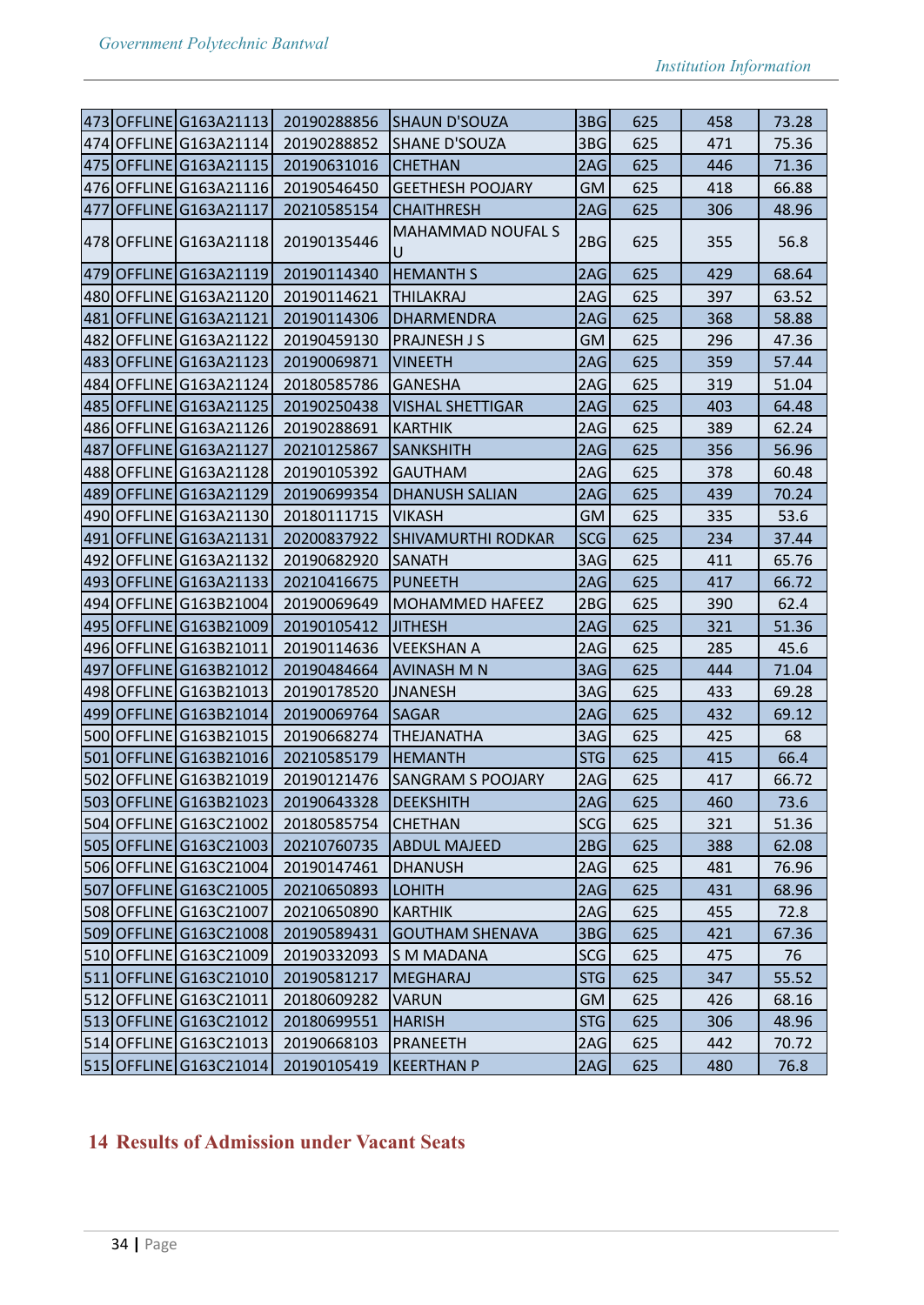| 473 | OFFLINE | G163A21113 | 20190288856 | SHAUN D'SOUZA | 3BG | 625 | 458 | 73.28 |
|---|---|---|---|---|---|---|---|---|
| 474 | OFFLINE | G163A21114 | 20190288852 | SHANE D'SOUZA | 3BG | 625 | 471 | 75.36 |
| 475 | OFFLINE | G163A21115 | 20190631016 | CHETHAN | 2AG | 625 | 446 | 71.36 |
| 476 | OFFLINE | G163A21116 | 20190546450 | GEETHESH POOJARY | GM | 625 | 418 | 66.88 |
| 477 | OFFLINE | G163A21117 | 20210585154 | CHAITHRESH | 2AG | 625 | 306 | 48.96 |
| 478 | OFFLINE | G163A21118 | 20190135446 | MAHAMMAD NOUFAL S U | 2BG | 625 | 355 | 56.8 |
| 479 | OFFLINE | G163A21119 | 20190114340 | HEMANTH S | 2AG | 625 | 429 | 68.64 |
| 480 | OFFLINE | G163A21120 | 20190114621 | THILAKRAJ | 2AG | 625 | 397 | 63.52 |
| 481 | OFFLINE | G163A21121 | 20190114306 | DHARMENDRA | 2AG | 625 | 368 | 58.88 |
| 482 | OFFLINE | G163A21122 | 20190459130 | PRAJNESH J S | GM | 625 | 296 | 47.36 |
| 483 | OFFLINE | G163A21123 | 20190069871 | VINEETH | 2AG | 625 | 359 | 57.44 |
| 484 | OFFLINE | G163A21124 | 20180585786 | GANESHA | 2AG | 625 | 319 | 51.04 |
| 485 | OFFLINE | G163A21125 | 20190250438 | VISHAL SHETTIGAR | 2AG | 625 | 403 | 64.48 |
| 486 | OFFLINE | G163A21126 | 20190288691 | KARTHIK | 2AG | 625 | 389 | 62.24 |
| 487 | OFFLINE | G163A21127 | 20210125867 | SANKSHITH | 2AG | 625 | 356 | 56.96 |
| 488 | OFFLINE | G163A21128 | 20190105392 | GAUTHAM | 2AG | 625 | 378 | 60.48 |
| 489 | OFFLINE | G163A21129 | 20190699354 | DHANUSH SALIAN | 2AG | 625 | 439 | 70.24 |
| 490 | OFFLINE | G163A21130 | 20180111715 | VIKASH | GM | 625 | 335 | 53.6 |
| 491 | OFFLINE | G163A21131 | 20200837922 | SHIVAMURTHI RODKAR | SCG | 625 | 234 | 37.44 |
| 492 | OFFLINE | G163A21132 | 20190682920 | SANATH | 3AG | 625 | 411 | 65.76 |
| 493 | OFFLINE | G163A21133 | 20210416675 | PUNEETH | 2AG | 625 | 417 | 66.72 |
| 494 | OFFLINE | G163B21004 | 20190069649 | MOHAMMED HAFEEZ | 2BG | 625 | 390 | 62.4 |
| 495 | OFFLINE | G163B21009 | 20190105412 | JITHESH | 2AG | 625 | 321 | 51.36 |
| 496 | OFFLINE | G163B21011 | 20190114636 | VEEKSHAN A | 2AG | 625 | 285 | 45.6 |
| 497 | OFFLINE | G163B21012 | 20190484664 | AVINASH M N | 3AG | 625 | 444 | 71.04 |
| 498 | OFFLINE | G163B21013 | 20190178520 | JNANESH | 3AG | 625 | 433 | 69.28 |
| 499 | OFFLINE | G163B21014 | 20190069764 | SAGAR | 2AG | 625 | 432 | 69.12 |
| 500 | OFFLINE | G163B21015 | 20190668274 | THEJANATHA | 3AG | 625 | 425 | 68 |
| 501 | OFFLINE | G163B21016 | 20210585179 | HEMANTH | STG | 625 | 415 | 66.4 |
| 502 | OFFLINE | G163B21019 | 20190121476 | SANGRAM S POOJARY | 2AG | 625 | 417 | 66.72 |
| 503 | OFFLINE | G163B21023 | 20190643328 | DEEKSHITH | 2AG | 625 | 460 | 73.6 |
| 504 | OFFLINE | G163C21002 | 20180585754 | CHETHAN | SCG | 625 | 321 | 51.36 |
| 505 | OFFLINE | G163C21003 | 20210760735 | ABDUL MAJEED | 2BG | 625 | 388 | 62.08 |
| 506 | OFFLINE | G163C21004 | 20190147461 | DHANUSH | 2AG | 625 | 481 | 76.96 |
| 507 | OFFLINE | G163C21005 | 20210650893 | LOHITH | 2AG | 625 | 431 | 68.96 |
| 508 | OFFLINE | G163C21007 | 20210650890 | KARTHIK | 2AG | 625 | 455 | 72.8 |
| 509 | OFFLINE | G163C21008 | 20190589431 | GOUTHAM SHENAVA | 3BG | 625 | 421 | 67.36 |
| 510 | OFFLINE | G163C21009 | 20190332093 | S M MADANA | SCG | 625 | 475 | 76 |
| 511 | OFFLINE | G163C21010 | 20190581217 | MEGHARAJ | STG | 625 | 347 | 55.52 |
| 512 | OFFLINE | G163C21011 | 20180609282 | VARUN | GM | 625 | 426 | 68.16 |
| 513 | OFFLINE | G163C21012 | 20180699551 | HARISH | STG | 625 | 306 | 48.96 |
| 514 | OFFLINE | G163C21013 | 20190668103 | PRANEETH | 2AG | 625 | 442 | 70.72 |
| 515 | OFFLINE | G163C21014 | 20190105419 | KEERTHAN P | 2AG | 625 | 480 | 76.8 |

## 14 Results of Admission under Vacant Seats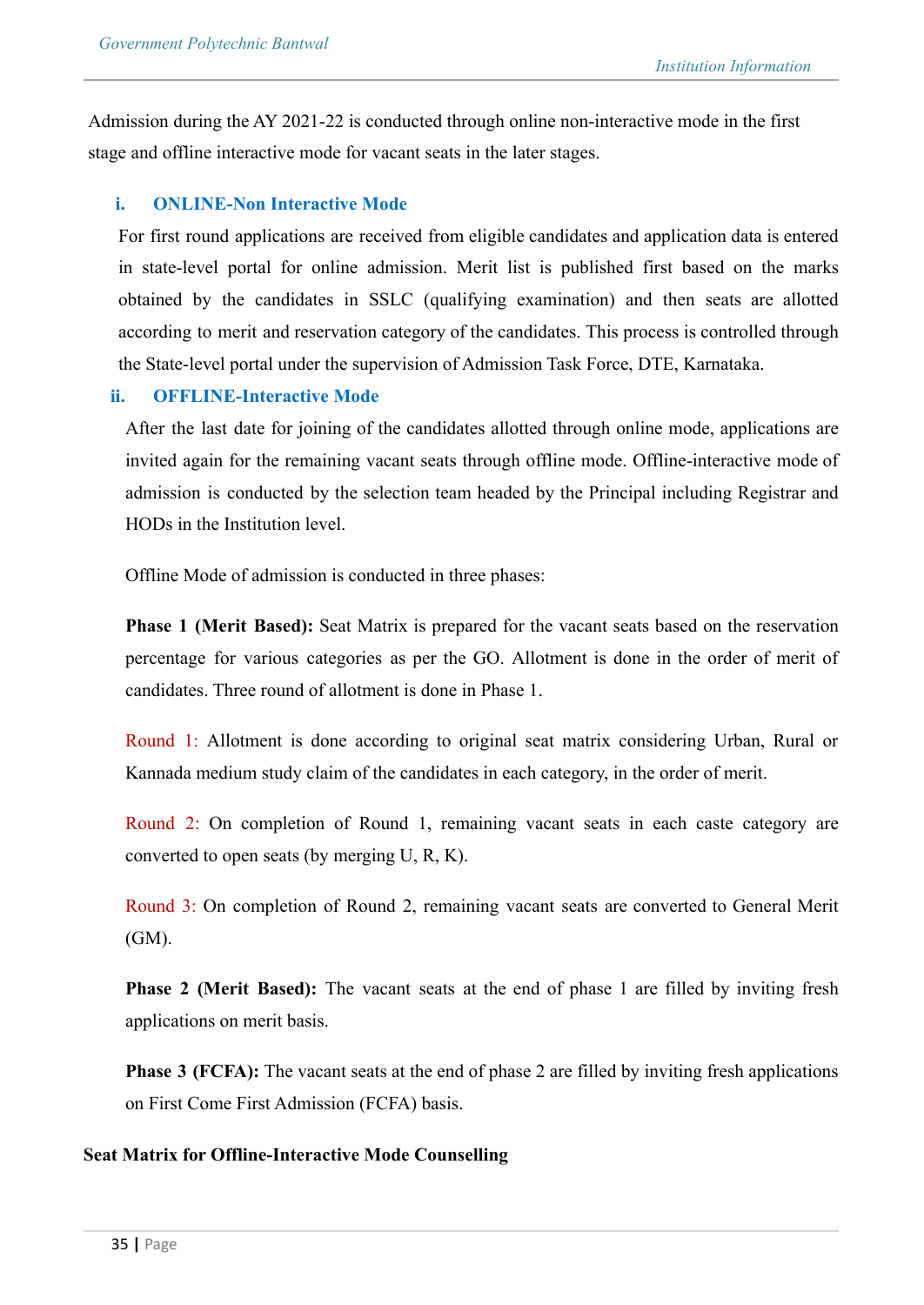Admission during the AY 2021-22 is conducted through online non-interactive mode in the first stage and offline interactive mode for vacant seats in the later stages.

### i. ONLINE-Non Interactive Mode

For first round applications are received from eligible candidates and application data is entered in state-level portal for online admission. Merit list is published first based on the marks obtained by the candidates in SSLC (qualifying examination) and then seats are allotted according to merit and reservation category of the candidates. This process is controlled through the State-level portal under the supervision of Admission Task Force, DTE, Karnataka.

### ii. OFFLINE-Interactive Mode

After the last date for joining of the candidates allotted through online mode, applications are invited again for the remaining vacant seats through offline mode. Offline-interactive mode of admission is conducted by the selection team headed by the Principal including Registrar and HODs in the Institution level.

Offline Mode of admission is conducted in three phases:

**Phase 1 (Merit Based):** Seat Matrix is prepared for the vacant seats based on the reservation percentage for various categories as per the GO. Allotment is done in the order of merit of candidates. Three round of allotment is done in Phase 1.

Round 1: Allotment is done according to original seat matrix considering Urban, Rural or Kannada medium study claim of the candidates in each category, in the order of merit.

Round 2: On completion of Round 1, remaining vacant seats in each caste category are converted to open seats (by merging U, R, K).

Round 3: On completion of Round 2, remaining vacant seats are converted to General Merit (GM).

**Phase 2 (Merit Based):** The vacant seats at the end of phase 1 are filled by inviting fresh applications on merit basis.

**Phase 3 (FCFA):** The vacant seats at the end of phase 2 are filled by inviting fresh applications on First Come First Admission (FCFA) basis.

**Seat Matrix for Offline-Interactive Mode Counselling**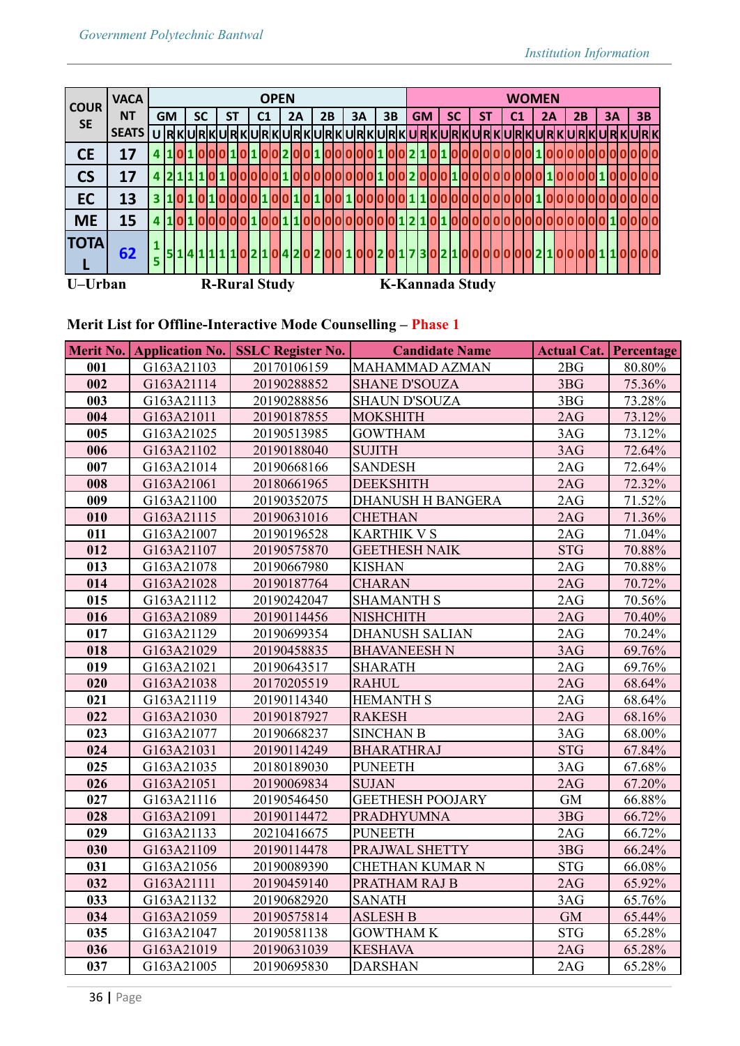| COURSE | VACANT SEATS | OPEN | | | | | | | | | | | | | | | | | | | | | | | | WOMEN | | | | | | | | | | | | | | | | | | | | | | | |
|---|---|---|---|---|---|---|---|---|---|---|---|---|---|---|---|---|---|---|---|---|---|---|---|---|---|---|---|---|---|---|---|---|---|---|---|---|---|---|---|---|---|---|---|---|---|---|---|---|---|
| | | GM | | | SC | | | ST | | | C1 | | | 2A | | | 2B | | | 3A | | | 3B | | | GM | | | SC | | | ST | | | C1 | | | 2A | | | 2B | | | 3A | | | 3B | | |
| | | U | R | K | U | R | K | U | R | K | U | R | K | U | R | K | U | R | K | U | R | K | U | R | K | U | R | K | U | R | K | U | R | K | U | R | K | U | R | K | U | R | K | U | R | K | U | R | K |
| CE | 17 | 4 | 1 | 0 | 1 | 0 | 0 | 0 | 1 | 0 | 1 | 0 | 0 | 2 | 0 | 0 | 1 | 0 | 0 | 0 | 0 | 0 | 1 | 0 | 0 | 2 | 1 | 0 | 1 | 0 | 0 | 0 | 0 | 0 | 0 | 0 | 0 | 1 | 0 | 0 | 0 | 0 | 0 | 0 | 0 | 0 | 0 | 0 | 0 |
| CS | 17 | 4 | 2 | 1 | 1 | 1 | 0 | 1 | 0 | 0 | 0 | 0 | 0 | 1 | 0 | 0 | 0 | 0 | 0 | 0 | 0 | 0 | 1 | 0 | 0 | 2 | 0 | 0 | 0 | 1 | 0 | 0 | 0 | 0 | 0 | 0 | 0 | 0 | 1 | 0 | 0 | 0 | 0 | 1 | 0 | 0 | 0 | 0 | 0 |
| EC | 13 | 3 | 1 | 0 | 1 | 0 | 1 | 0 | 0 | 0 | 0 | 1 | 0 | 0 | 1 | 0 | 1 | 0 | 0 | 1 | 0 | 0 | 0 | 0 | 0 | 1 | 1 | 0 | 0 | 0 | 0 | 0 | 0 | 0 | 0 | 0 | 0 | 1 | 0 | 0 | 0 | 0 | 0 | 0 | 0 | 0 | 0 | 0 | 0 |
| ME | 15 | 4 | 1 | 0 | 1 | 0 | 0 | 0 | 0 | 0 | 1 | 0 | 0 | 1 | 1 | 0 | 0 | 0 | 0 | 0 | 0 | 0 | 0 | 0 | 1 | 2 | 1 | 0 | 1 | 0 | 0 | 0 | 0 | 0 | 0 | 0 | 0 | 0 | 0 | 0 | 0 | 0 | 0 | 0 | 1 | 0 | 0 | 0 | 0 |
| TOTAL | 62 | 15 | 5 | 1 | 4 | 1 | 1 | 1 | 1 | 0 | 2 | 1 | 0 | 4 | 2 | 0 | 2 | 0 | 0 | 1 | 0 | 0 | 2 | 0 | 1 | 7 | 3 | 0 | 2 | 1 | 0 | 0 | 0 | 0 | 0 | 0 | 0 | 2 | 1 | 0 | 0 | 0 | 0 | 1 | 1 | 0 | 0 | 0 | 0 |

**U–Urban** **R-Rural Study** **K-Kannada Study**

**Merit List for Offline-Interactive Mode Counselling – Phase 1**

| Merit No. | Application No. | SSLC Register No. | Candidate Name | Actual Cat. | Percentage |
|---|---|---|---|---|---|
| 001 | G163A21103 | 20170106159 | MAHAMMAD AZMAN | 2BG | 80.80% |
| 002 | G163A21114 | 20190288852 | SHANE D'SOUZA | 3BG | 75.36% |
| 003 | G163A21113 | 20190288856 | SHAUN D'SOUZA | 3BG | 73.28% |
| 004 | G163A21011 | 20190187855 | MOKSHITH | 2AG | 73.12% |
| 005 | G163A21025 | 20190513985 | GOWTHAM | 3AG | 73.12% |
| 006 | G163A21102 | 20190188040 | SUJITH | 3AG | 72.64% |
| 007 | G163A21014 | 20190668166 | SANDESH | 2AG | 72.64% |
| 008 | G163A21061 | 20180661965 | DEEKSHITH | 2AG | 72.32% |
| 009 | G163A21100 | 20190352075 | DHANUSH H BANGERA | 2AG | 71.52% |
| 010 | G163A21115 | 20190631016 | CHETHAN | 2AG | 71.36% |
| 011 | G163A21007 | 20190196528 | KARTHIK V S | 2AG | 71.04% |
| 012 | G163A21107 | 20190575870 | GEETHESH NAIK | STG | 70.88% |
| 013 | G163A21078 | 20190667980 | KISHAN | 2AG | 70.88% |
| 014 | G163A21028 | 20190187764 | CHARAN | 2AG | 70.72% |
| 015 | G163A21112 | 20190242047 | SHAMANTH S | 2AG | 70.56% |
| 016 | G163A21089 | 20190114456 | NISHCHITH | 2AG | 70.40% |
| 017 | G163A21129 | 20190699354 | DHANUSH SALIAN | 2AG | 70.24% |
| 018 | G163A21029 | 20190458835 | BHAVANEESH N | 3AG | 69.76% |
| 019 | G163A21021 | 20190643517 | SHARATH | 2AG | 69.76% |
| 020 | G163A21038 | 20170205519 | RAHUL | 2AG | 68.64% |
| 021 | G163A21119 | 20190114340 | HEMANTH S | 2AG | 68.64% |
| 022 | G163A21030 | 20190187927 | RAKESH | 2AG | 68.16% |
| 023 | G163A21077 | 20190668237 | SINCHAN B | 3AG | 68.00% |
| 024 | G163A21031 | 20190114249 | BHARATHRAJ | STG | 67.84% |
| 025 | G163A21035 | 20180189030 | PUNEETH | 3AG | 67.68% |
| 026 | G163A21051 | 20190069834 | SUJAN | 2AG | 67.20% |
| 027 | G163A21116 | 20190546450 | GEETHESH POOJARY | GM | 66.88% |
| 028 | G163A21091 | 20190114472 | PRADHYUMNA | 3BG | 66.72% |
| 029 | G163A21133 | 20210416675 | PUNEETH | 2AG | 66.72% |
| 030 | G163A21109 | 20190114478 | PRAJWAL SHETTY | 3BG | 66.24% |
| 031 | G163A21056 | 20190089390 | CHETHAN KUMAR N | STG | 66.08% |
| 032 | G163A21111 | 20190459140 | PRATHAM RAJ B | 2AG | 65.92% |
| 033 | G163A21132 | 20190682920 | SANATH | 3AG | 65.76% |
| 034 | G163A21059 | 20190575814 | ASLESH B | GM | 65.44% |
| 035 | G163A21047 | 20190581138 | GOWTHAM K | STG | 65.28% |
| 036 | G163A21019 | 20190631039 | KESHAVA | 2AG | 65.28% |
| 037 | G163A21005 | 20190695830 | DARSHAN | 2AG | 65.28% |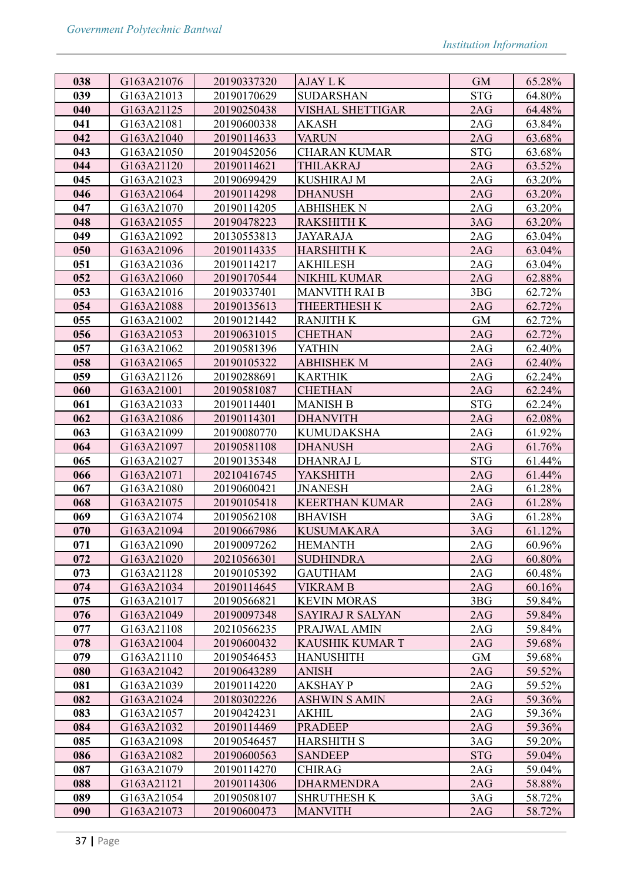| 038 | G163A21076 | 20190337320 | AJAY L K | GM | 65.28% |
|---|---|---|---|---|---|
| 039 | G163A21013 | 20190170629 | SUDARSHAN | STG | 64.80% |
| 040 | G163A21125 | 20190250438 | VISHAL SHETTIGAR | 2AG | 64.48% |
| 041 | G163A21081 | 20190600338 | AKASH | 2AG | 63.84% |
| 042 | G163A21040 | 20190114633 | VARUN | 2AG | 63.68% |
| 043 | G163A21050 | 20190452056 | CHARAN KUMAR | STG | 63.68% |
| 044 | G163A21120 | 20190114621 | THILAKRAJ | 2AG | 63.52% |
| 045 | G163A21023 | 20190699429 | KUSHIRAJ M | 2AG | 63.20% |
| 046 | G163A21064 | 20190114298 | DHANUSH | 2AG | 63.20% |
| 047 | G163A21070 | 20190114205 | ABHISHEK N | 2AG | 63.20% |
| 048 | G163A21055 | 20190478223 | RAKSHITH K | 3AG | 63.20% |
| 049 | G163A21092 | 20130553813 | JAYARAJA | 2AG | 63.04% |
| 050 | G163A21096 | 20190114335 | HARSHITH K | 2AG | 63.04% |
| 051 | G163A21036 | 20190114217 | AKHILESH | 2AG | 63.04% |
| 052 | G163A21060 | 20190170544 | NIKHIL KUMAR | 2AG | 62.88% |
| 053 | G163A21016 | 20190337401 | MANVITH RAI B | 3BG | 62.72% |
| 054 | G163A21088 | 20190135613 | THEERTHESH K | 2AG | 62.72% |
| 055 | G163A21002 | 20190121442 | RANJITH K | GM | 62.72% |
| 056 | G163A21053 | 20190631015 | CHETHAN | 2AG | 62.72% |
| 057 | G163A21062 | 20190581396 | YATHIN | 2AG | 62.40% |
| 058 | G163A21065 | 20190105322 | ABHISHEK M | 2AG | 62.40% |
| 059 | G163A21126 | 20190288691 | KARTHIK | 2AG | 62.24% |
| 060 | G163A21001 | 20190581087 | CHETHAN | 2AG | 62.24% |
| 061 | G163A21033 | 20190114401 | MANISH B | STG | 62.24% |
| 062 | G163A21086 | 20190114301 | DHANVITH | 2AG | 62.08% |
| 063 | G163A21099 | 20190080770 | KUMUDAKSHA | 2AG | 61.92% |
| 064 | G163A21097 | 20190581108 | DHANUSH | 2AG | 61.76% |
| 065 | G163A21027 | 20190135348 | DHANRAJ L | STG | 61.44% |
| 066 | G163A21071 | 20210416745 | YAKSHITH | 2AG | 61.44% |
| 067 | G163A21080 | 20190600421 | JNANESH | 2AG | 61.28% |
| 068 | G163A21075 | 20190105418 | KEERTHAN KUMAR | 2AG | 61.28% |
| 069 | G163A21074 | 20190562108 | BHAVISH | 3AG | 61.28% |
| 070 | G163A21094 | 20190667986 | KUSUMAKARA | 3AG | 61.12% |
| 071 | G163A21090 | 20190097262 | HEMANTH | 2AG | 60.96% |
| 072 | G163A21020 | 20210566301 | SUDHINDRA | 2AG | 60.80% |
| 073 | G163A21128 | 20190105392 | GAUTHAM | 2AG | 60.48% |
| 074 | G163A21034 | 20190114645 | VIKRAM B | 2AG | 60.16% |
| 075 | G163A21017 | 20190566821 | KEVIN MORAS | 3BG | 59.84% |
| 076 | G163A21049 | 20190097348 | SAYIRAJ R SALYAN | 2AG | 59.84% |
| 077 | G163A21108 | 20210566235 | PRAJWAL AMIN | 2AG | 59.84% |
| 078 | G163A21004 | 20190600432 | KAUSHIK KUMAR T | 2AG | 59.68% |
| 079 | G163A21110 | 20190546453 | HANUSHITH | GM | 59.68% |
| 080 | G163A21042 | 20190643289 | ANISH | 2AG | 59.52% |
| 081 | G163A21039 | 20190114220 | AKSHAY P | 2AG | 59.52% |
| 082 | G163A21024 | 20180302226 | ASHWIN S AMIN | 2AG | 59.36% |
| 083 | G163A21057 | 20190424231 | AKHIL | 2AG | 59.36% |
| 084 | G163A21032 | 20190114469 | PRADEEP | 2AG | 59.36% |
| 085 | G163A21098 | 20190546457 | HARSHITH S | 3AG | 59.20% |
| 086 | G163A21082 | 20190600563 | SANDEEP | STG | 59.04% |
| 087 | G163A21079 | 20190114270 | CHIRAG | 2AG | 59.04% |
| 088 | G163A21121 | 20190114306 | DHARMENDRA | 2AG | 58.88% |
| 089 | G163A21054 | 20190508107 | SHRUTHESH K | 3AG | 58.72% |
| 090 | G163A21073 | 20190600473 | MANVITH | 2AG | 58.72% |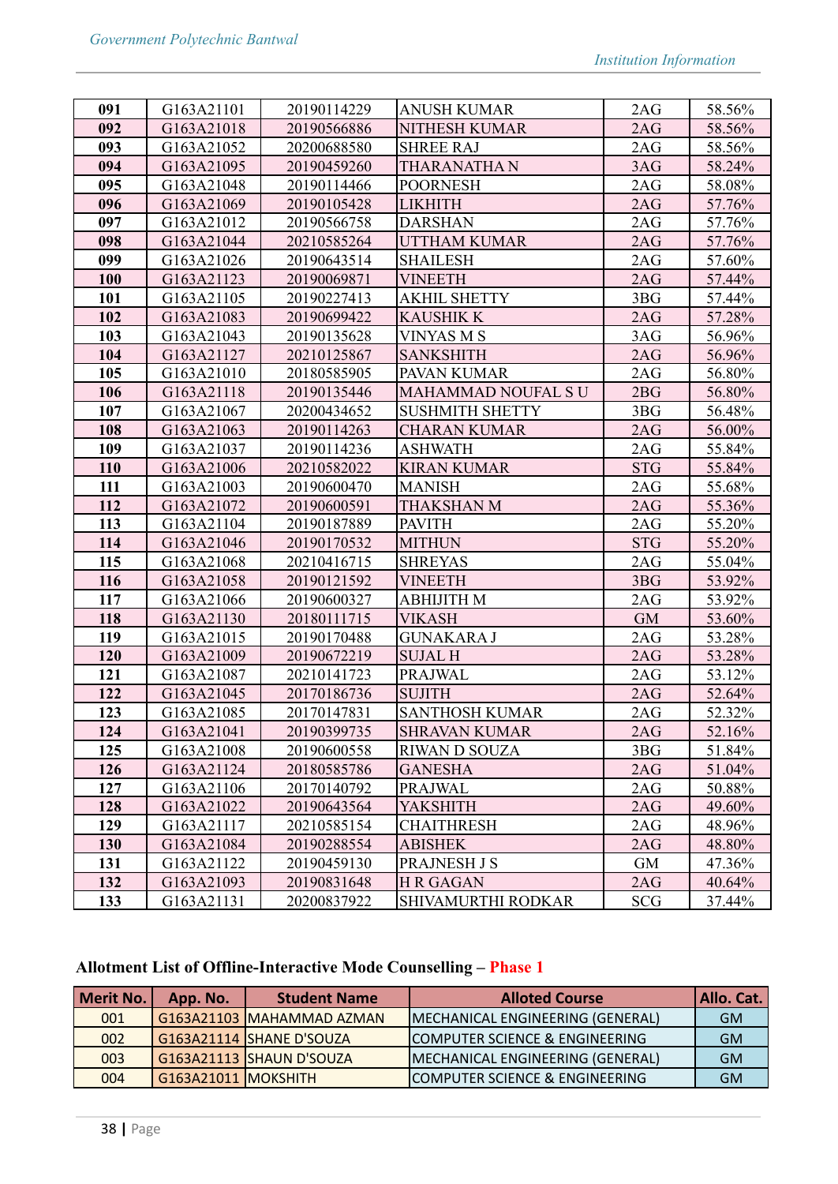| | | | | | |
|---|---|---|---|---|---|
| 091 | G163A21101 | 20190114229 | ANUSH KUMAR | 2AG | 58.56% |
| 092 | G163A21018 | 20190566886 | NITHESH KUMAR | 2AG | 58.56% |
| 093 | G163A21052 | 20200688580 | SHREE RAJ | 2AG | 58.56% |
| 094 | G163A21095 | 20190459260 | THARANATHA N | 3AG | 58.24% |
| 095 | G163A21048 | 20190114466 | POORNESH | 2AG | 58.08% |
| 096 | G163A21069 | 20190105428 | LIKHITH | 2AG | 57.76% |
| 097 | G163A21012 | 20190566758 | DARSHAN | 2AG | 57.76% |
| 098 | G163A21044 | 20210585264 | UTTHAM KUMAR | 2AG | 57.76% |
| 099 | G163A21026 | 20190643514 | SHAILESH | 2AG | 57.60% |
| 100 | G163A21123 | 20190069871 | VINEETH | 2AG | 57.44% |
| 101 | G163A21105 | 20190227413 | AKHIL SHETTY | 3BG | 57.44% |
| 102 | G163A21083 | 20190699422 | KAUSHIK K | 2AG | 57.28% |
| 103 | G163A21043 | 20190135628 | VINYAS M S | 3AG | 56.96% |
| 104 | G163A21127 | 20210125867 | SANKSHITH | 2AG | 56.96% |
| 105 | G163A21010 | 20180585905 | PAVAN KUMAR | 2AG | 56.80% |
| 106 | G163A21118 | 20190135446 | MAHAMMAD NOUFAL S U | 2BG | 56.80% |
| 107 | G163A21067 | 20200434652 | SUSHMITH SHETTY | 3BG | 56.48% |
| 108 | G163A21063 | 20190114263 | CHARAN KUMAR | 2AG | 56.00% |
| 109 | G163A21037 | 20190114236 | ASHWATH | 2AG | 55.84% |
| 110 | G163A21006 | 20210582022 | KIRAN KUMAR | STG | 55.84% |
| 111 | G163A21003 | 20190600470 | MANISH | 2AG | 55.68% |
| 112 | G163A21072 | 20190600591 | THAKSHAN M | 2AG | 55.36% |
| 113 | G163A21104 | 20190187889 | PAVITH | 2AG | 55.20% |
| 114 | G163A21046 | 20190170532 | MITHUN | STG | 55.20% |
| 115 | G163A21068 | 20210416715 | SHREYAS | 2AG | 55.04% |
| 116 | G163A21058 | 20190121592 | VINEETH | 3BG | 53.92% |
| 117 | G163A21066 | 20190600327 | ABHIJITH M | 2AG | 53.92% |
| 118 | G163A21130 | 20180111715 | VIKASH | GM | 53.60% |
| 119 | G163A21015 | 20190170488 | GUNAKARA J | 2AG | 53.28% |
| 120 | G163A21009 | 20190672219 | SUJAL H | 2AG | 53.28% |
| 121 | G163A21087 | 20210141723 | PRAJWAL | 2AG | 53.12% |
| 122 | G163A21045 | 20170186736 | SUJITH | 2AG | 52.64% |
| 123 | G163A21085 | 20170147831 | SANTHOSH KUMAR | 2AG | 52.32% |
| 124 | G163A21041 | 20190399735 | SHRAVAN KUMAR | 2AG | 52.16% |
| 125 | G163A21008 | 20190600558 | RIWAN D SOUZA | 3BG | 51.84% |
| 126 | G163A21124 | 20180585786 | GANESHA | 2AG | 51.04% |
| 127 | G163A21106 | 20170140792 | PRAJWAL | 2AG | 50.88% |
| 128 | G163A21022 | 20190643564 | YAKSHITH | 2AG | 49.60% |
| 129 | G163A21117 | 20210585154 | CHAITHRESH | 2AG | 48.96% |
| 130 | G163A21084 | 20190288554 | ABISHEK | 2AG | 48.80% |
| 131 | G163A21122 | 20190459130 | PRAJNESH J S | GM | 47.36% |
| 132 | G163A21093 | 20190831648 | H R GAGAN | 2AG | 40.64% |
| 133 | G163A21131 | 20200837922 | SHIVAMURTHI RODKAR | SCG | 37.44% |

**Allotment List of Offline-Interactive Mode Counselling – Phase 1**

| Merit No. | App. No. | Student Name | Alloted Course | Allo. Cat. |
|---|---|---|---|---|
| 001 | G163A21103 | MAHAMMAD AZMAN | MECHANICAL ENGINEERING (GENERAL) | GM |
| 002 | G163A21114 | SHANE D'SOUZA | COMPUTER SCIENCE & ENGINEERING | GM |
| 003 | G163A21113 | SHAUN D'SOUZA | MECHANICAL ENGINEERING (GENERAL) | GM |
| 004 | G163A21011 | MOKSHITH | COMPUTER SCIENCE & ENGINEERING | GM |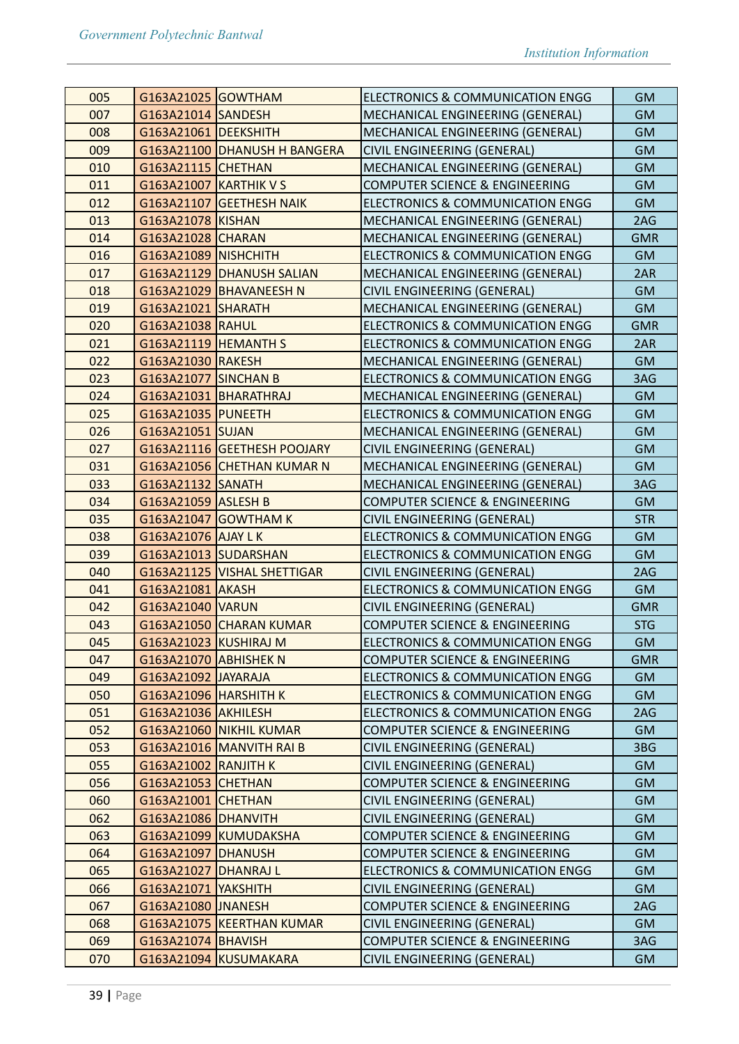| 005 | G163A21025 | GOWTHAM | ELECTRONICS & COMMUNICATION ENGG | GM |
|---|---|---|---|---|
| 007 | G163A21014 | SANDESH | MECHANICAL ENGINEERING (GENERAL) | GM |
| 008 | G163A21061 | DEEKSHITH | MECHANICAL ENGINEERING (GENERAL) | GM |
| 009 | G163A21100 | DHANUSH H BANGERA | CIVIL ENGINEERING (GENERAL) | GM |
| 010 | G163A21115 | CHETHAN | MECHANICAL ENGINEERING (GENERAL) | GM |
| 011 | G163A21007 | KARTHIK V S | COMPUTER SCIENCE & ENGINEERING | GM |
| 012 | G163A21107 | GEETHESH NAIK | ELECTRONICS & COMMUNICATION ENGG | GM |
| 013 | G163A21078 | KISHAN | MECHANICAL ENGINEERING (GENERAL) | 2AG |
| 014 | G163A21028 | CHARAN | MECHANICAL ENGINEERING (GENERAL) | GMR |
| 016 | G163A21089 | NISHCHITH | ELECTRONICS & COMMUNICATION ENGG | GM |
| 017 | G163A21129 | DHANUSH SALIAN | MECHANICAL ENGINEERING (GENERAL) | 2AR |
| 018 | G163A21029 | BHAVANEESH N | CIVIL ENGINEERING (GENERAL) | GM |
| 019 | G163A21021 | SHARATH | MECHANICAL ENGINEERING (GENERAL) | GM |
| 020 | G163A21038 | RAHUL | ELECTRONICS & COMMUNICATION ENGG | GMR |
| 021 | G163A21119 | HEMANTH S | ELECTRONICS & COMMUNICATION ENGG | 2AR |
| 022 | G163A21030 | RAKESH | MECHANICAL ENGINEERING (GENERAL) | GM |
| 023 | G163A21077 | SINCHAN B | ELECTRONICS & COMMUNICATION ENGG | 3AG |
| 024 | G163A21031 | BHARATHRAJ | MECHANICAL ENGINEERING (GENERAL) | GM |
| 025 | G163A21035 | PUNEETH | ELECTRONICS & COMMUNICATION ENGG | GM |
| 026 | G163A21051 | SUJAN | MECHANICAL ENGINEERING (GENERAL) | GM |
| 027 | G163A21116 | GEETHESH POOJARY | CIVIL ENGINEERING (GENERAL) | GM |
| 031 | G163A21056 | CHETHAN KUMAR N | MECHANICAL ENGINEERING (GENERAL) | GM |
| 033 | G163A21132 | SANATH | MECHANICAL ENGINEERING (GENERAL) | 3AG |
| 034 | G163A21059 | ASLESH B | COMPUTER SCIENCE & ENGINEERING | GM |
| 035 | G163A21047 | GOWTHAM K | CIVIL ENGINEERING (GENERAL) | STR |
| 038 | G163A21076 | AJAY L K | ELECTRONICS & COMMUNICATION ENGG | GM |
| 039 | G163A21013 | SUDARSHAN | ELECTRONICS & COMMUNICATION ENGG | GM |
| 040 | G163A21125 | VISHAL SHETTIGAR | CIVIL ENGINEERING (GENERAL) | 2AG |
| 041 | G163A21081 | AKASH | ELECTRONICS & COMMUNICATION ENGG | GM |
| 042 | G163A21040 | VARUN | CIVIL ENGINEERING (GENERAL) | GMR |
| 043 | G163A21050 | CHARAN KUMAR | COMPUTER SCIENCE & ENGINEERING | STG |
| 045 | G163A21023 | KUSHIRAJ M | ELECTRONICS & COMMUNICATION ENGG | GM |
| 047 | G163A21070 | ABHISHEK N | COMPUTER SCIENCE & ENGINEERING | GMR |
| 049 | G163A21092 | JAYARAJA | ELECTRONICS & COMMUNICATION ENGG | GM |
| 050 | G163A21096 | HARSHITH K | ELECTRONICS & COMMUNICATION ENGG | GM |
| 051 | G163A21036 | AKHILESH | ELECTRONICS & COMMUNICATION ENGG | 2AG |
| 052 | G163A21060 | NIKHIL KUMAR | COMPUTER SCIENCE & ENGINEERING | GM |
| 053 | G163A21016 | MANVITH RAI B | CIVIL ENGINEERING (GENERAL) | 3BG |
| 055 | G163A21002 | RANJITH K | CIVIL ENGINEERING (GENERAL) | GM |
| 056 | G163A21053 | CHETHAN | COMPUTER SCIENCE & ENGINEERING | GM |
| 060 | G163A21001 | CHETHAN | CIVIL ENGINEERING (GENERAL) | GM |
| 062 | G163A21086 | DHANVITH | CIVIL ENGINEERING (GENERAL) | GM |
| 063 | G163A21099 | KUMUDAKSHA | COMPUTER SCIENCE & ENGINEERING | GM |
| 064 | G163A21097 | DHANUSH | COMPUTER SCIENCE & ENGINEERING | GM |
| 065 | G163A21027 | DHANRAJ L | ELECTRONICS & COMMUNICATION ENGG | GM |
| 066 | G163A21071 | YAKSHITH | CIVIL ENGINEERING (GENERAL) | GM |
| 067 | G163A21080 | JNANESH | COMPUTER SCIENCE & ENGINEERING | 2AG |
| 068 | G163A21075 | KEERTHAN KUMAR | CIVIL ENGINEERING (GENERAL) | GM |
| 069 | G163A21074 | BHAVISH | COMPUTER SCIENCE & ENGINEERING | 3AG |
| 070 | G163A21094 | KUSUMAKARA | CIVIL ENGINEERING (GENERAL) | GM |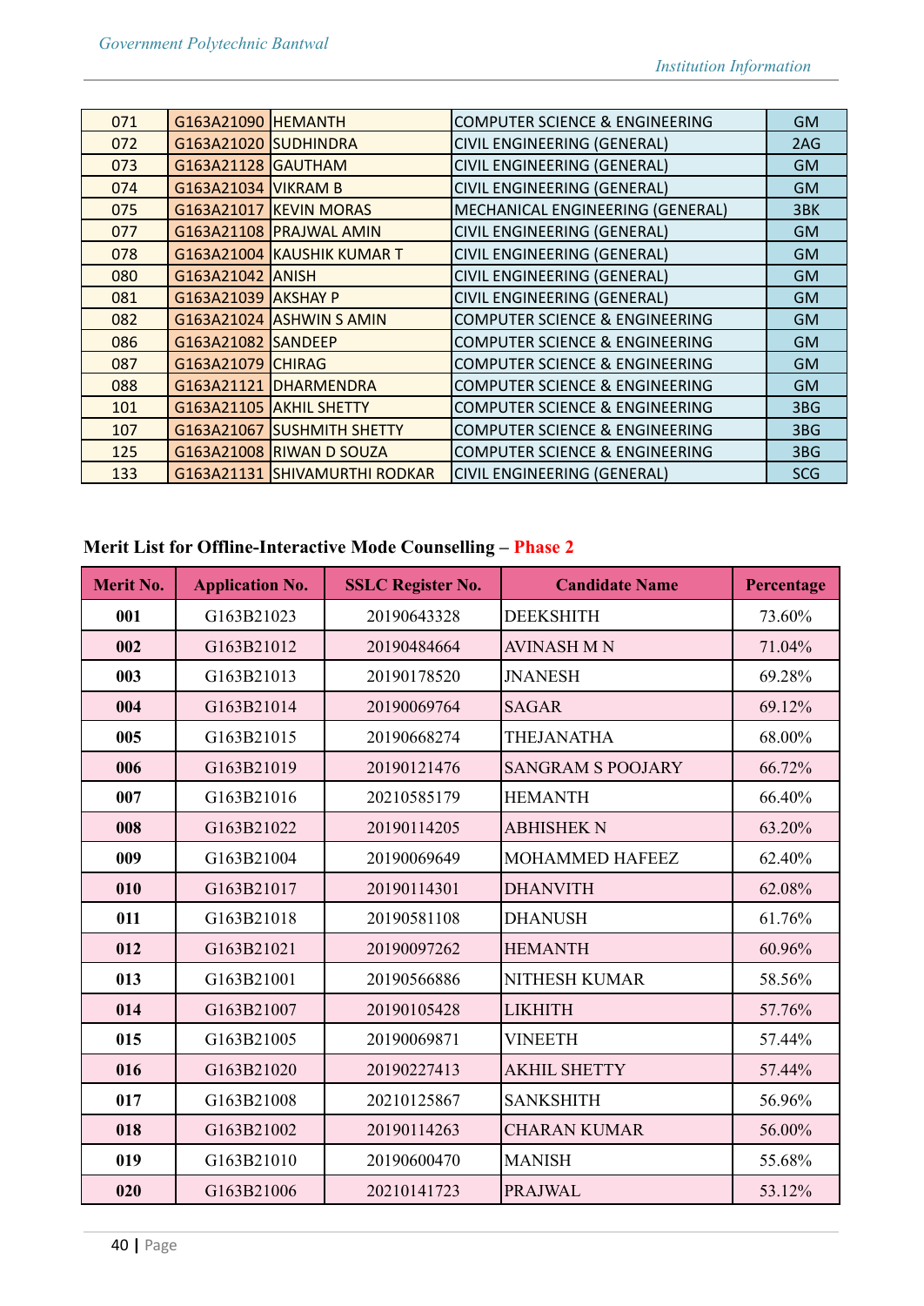| 071 | G163A21090 | HEMANTH | COMPUTER SCIENCE & ENGINEERING | GM |
|---|---|---|---|---|
| 072 | G163A21020 | SUDHINDRA | CIVIL ENGINEERING (GENERAL) | 2AG |
| 073 | G163A21128 | GAUTHAM | CIVIL ENGINEERING (GENERAL) | GM |
| 074 | G163A21034 | VIKRAM B | CIVIL ENGINEERING (GENERAL) | GM |
| 075 | G163A21017 | KEVIN MORAS | MECHANICAL ENGINEERING (GENERAL) | 3BK |
| 077 | G163A21108 | PRAJWAL AMIN | CIVIL ENGINEERING (GENERAL) | GM |
| 078 | G163A21004 | KAUSHIK KUMAR T | CIVIL ENGINEERING (GENERAL) | GM |
| 080 | G163A21042 | ANISH | CIVIL ENGINEERING (GENERAL) | GM |
| 081 | G163A21039 | AKSHAY P | CIVIL ENGINEERING (GENERAL) | GM |
| 082 | G163A21024 | ASHWIN S AMIN | COMPUTER SCIENCE & ENGINEERING | GM |
| 086 | G163A21082 | SANDEEP | COMPUTER SCIENCE & ENGINEERING | GM |
| 087 | G163A21079 | CHIRAG | COMPUTER SCIENCE & ENGINEERING | GM |
| 088 | G163A21121 | DHARMENDRA | COMPUTER SCIENCE & ENGINEERING | GM |
| 101 | G163A21105 | AKHIL SHETTY | COMPUTER SCIENCE & ENGINEERING | 3BG |
| 107 | G163A21067 | SUSHMITH SHETTY | COMPUTER SCIENCE & ENGINEERING | 3BG |
| 125 | G163A21008 | RIWAN D SOUZA | COMPUTER SCIENCE & ENGINEERING | 3BG |
| 133 | G163A21131 | SHIVAMURTHI RODKAR | CIVIL ENGINEERING (GENERAL) | SCG |

### Merit List for Offline-Interactive Mode Counselling – Phase 2

| Merit No. | Application No. | SSLC Register No. | Candidate Name | Percentage |
|---|---|---|---|---|
| 001 | G163B21023 | 20190643328 | DEEKSHITH | 73.60% |
| 002 | G163B21012 | 20190484664 | AVINASH M N | 71.04% |
| 003 | G163B21013 | 20190178520 | JNANESH | 69.28% |
| 004 | G163B21014 | 20190069764 | SAGAR | 69.12% |
| 005 | G163B21015 | 20190668274 | THEJANATHA | 68.00% |
| 006 | G163B21019 | 20190121476 | SANGRAM S POOJARY | 66.72% |
| 007 | G163B21016 | 20210585179 | HEMANTH | 66.40% |
| 008 | G163B21022 | 20190114205 | ABHISHEK N | 63.20% |
| 009 | G163B21004 | 20190069649 | MOHAMMED HAFEEZ | 62.40% |
| 010 | G163B21017 | 20190114301 | DHANVITH | 62.08% |
| 011 | G163B21018 | 20190581108 | DHANUSH | 61.76% |
| 012 | G163B21021 | 20190097262 | HEMANTH | 60.96% |
| 013 | G163B21001 | 20190566886 | NITHESH KUMAR | 58.56% |
| 014 | G163B21007 | 20190105428 | LIKHITH | 57.76% |
| 015 | G163B21005 | 20190069871 | VINEETH | 57.44% |
| 016 | G163B21020 | 20190227413 | AKHIL SHETTY | 57.44% |
| 017 | G163B21008 | 20210125867 | SANKSHITH | 56.96% |
| 018 | G163B21002 | 20190114263 | CHARAN KUMAR | 56.00% |
| 019 | G163B21010 | 20190600470 | MANISH | 55.68% |
| 020 | G163B21006 | 20210141723 | PRAJWAL | 53.12% |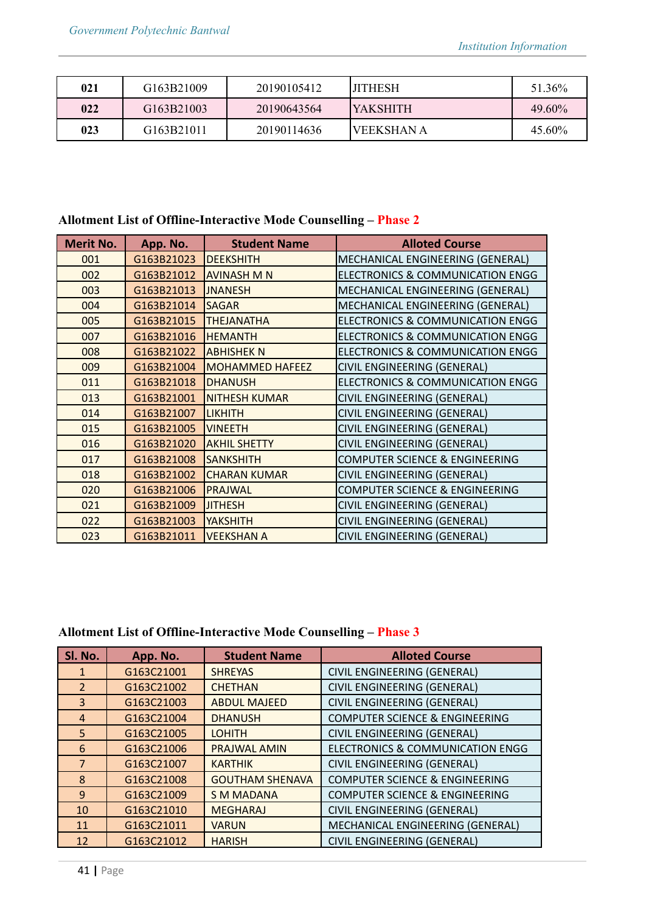| 021 | G163B21009 | 20190105412 | JITHESH | 51.36% |
|---|---|---|---|---|
| 022 | G163B21003 | 20190643564 | YAKSHITH | 49.60% |
| 023 | G163B21011 | 20190114636 | VEEKSHAN A | 45.60% |

**Allotment List of Offline-Interactive Mode Counselling – Phase 2**

| Merit No. | App. No. | Student Name | Alloted Course |
|---|---|---|---|
| 001 | G163B21023 | DEEKSHITH | MECHANICAL ENGINEERING (GENERAL) |
| 002 | G163B21012 | AVINASH M N | ELECTRONICS & COMMUNICATION ENGG |
| 003 | G163B21013 | JNANESH | MECHANICAL ENGINEERING (GENERAL) |
| 004 | G163B21014 | SAGAR | MECHANICAL ENGINEERING (GENERAL) |
| 005 | G163B21015 | THEJANATHA | ELECTRONICS & COMMUNICATION ENGG |
| 007 | G163B21016 | HEMANTH | ELECTRONICS & COMMUNICATION ENGG |
| 008 | G163B21022 | ABHISHEK N | ELECTRONICS & COMMUNICATION ENGG |
| 009 | G163B21004 | MOHAMMED HAFEEZ | CIVIL ENGINEERING (GENERAL) |
| 011 | G163B21018 | DHANUSH | ELECTRONICS & COMMUNICATION ENGG |
| 013 | G163B21001 | NITHESH KUMAR | CIVIL ENGINEERING (GENERAL) |
| 014 | G163B21007 | LIKHITH | CIVIL ENGINEERING (GENERAL) |
| 015 | G163B21005 | VINEETH | CIVIL ENGINEERING (GENERAL) |
| 016 | G163B21020 | AKHIL SHETTY | CIVIL ENGINEERING (GENERAL) |
| 017 | G163B21008 | SANKSHITH | COMPUTER SCIENCE & ENGINEERING |
| 018 | G163B21002 | CHARAN KUMAR | CIVIL ENGINEERING (GENERAL) |
| 020 | G163B21006 | PRAJWAL | COMPUTER SCIENCE & ENGINEERING |
| 021 | G163B21009 | JITHESH | CIVIL ENGINEERING (GENERAL) |
| 022 | G163B21003 | YAKSHITH | CIVIL ENGINEERING (GENERAL) |
| 023 | G163B21011 | VEEKSHAN A | CIVIL ENGINEERING (GENERAL) |

**Allotment List of Offline-Interactive Mode Counselling – Phase 3**

| Sl. No. | App. No. | Student Name | Alloted Course |
|---|---|---|---|
| 1 | G163C21001 | SHREYAS | CIVIL ENGINEERING (GENERAL) |
| 2 | G163C21002 | CHETHAN | CIVIL ENGINEERING (GENERAL) |
| 3 | G163C21003 | ABDUL MAJEED | CIVIL ENGINEERING (GENERAL) |
| 4 | G163C21004 | DHANUSH | COMPUTER SCIENCE & ENGINEERING |
| 5 | G163C21005 | LOHITH | CIVIL ENGINEERING (GENERAL) |
| 6 | G163C21006 | PRAJWAL AMIN | ELECTRONICS & COMMUNICATION ENGG |
| 7 | G163C21007 | KARTHIK | CIVIL ENGINEERING (GENERAL) |
| 8 | G163C21008 | GOUTHAM SHENAVA | COMPUTER SCIENCE & ENGINEERING |
| 9 | G163C21009 | S M MADANA | COMPUTER SCIENCE & ENGINEERING |
| 10 | G163C21010 | MEGHARAJ | CIVIL ENGINEERING (GENERAL) |
| 11 | G163C21011 | VARUN | MECHANICAL ENGINEERING (GENERAL) |
| 12 | G163C21012 | HARISH | CIVIL ENGINEERING (GENERAL) |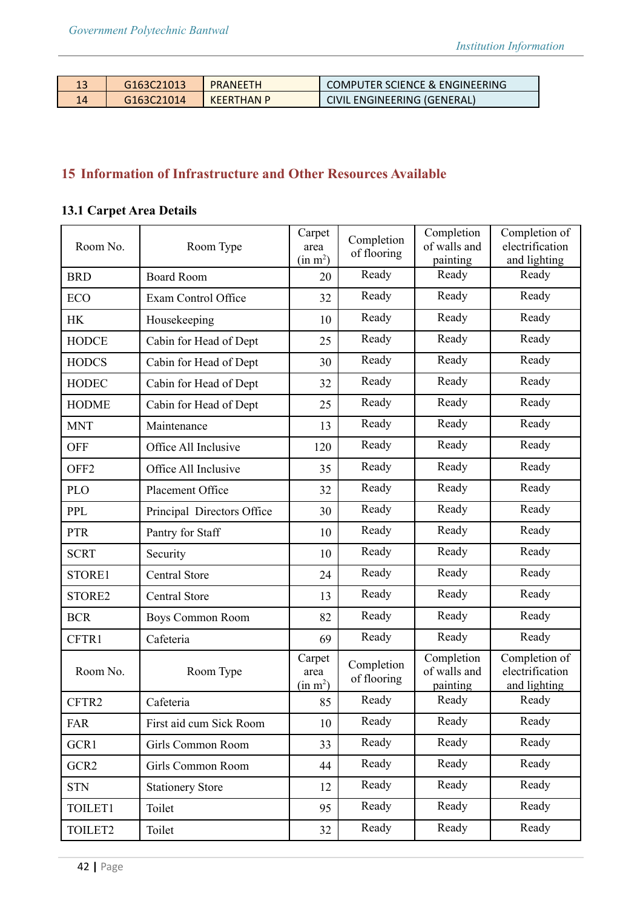| 13 | G163C21013 | PRANEETH | COMPUTER SCIENCE & ENGINEERING |
|---|---|---|---|
| 14 | G163C21014 | KEERTHAN P | CIVIL ENGINEERING (GENERAL) |

## 15 Information of Infrastructure and Other Resources Available

### 13.1 Carpet Area Details

| Room No. | Room Type | Carpet area (in $m^2$) | Completion of flooring | Completion of walls and painting | Completion of electrification and lighting |
|---|---|---|---|---|---|
| BRD | Board Room | 20 | Ready | Ready | Ready |
| ECO | Exam Control Office | 32 | Ready | Ready | Ready |
| HK | Housekeeping | 10 | Ready | Ready | Ready |
| HODCE | Cabin for Head of Dept | 25 | Ready | Ready | Ready |
| HODCS | Cabin for Head of Dept | 30 | Ready | Ready | Ready |
| HODEC | Cabin for Head of Dept | 32 | Ready | Ready | Ready |
| HODME | Cabin for Head of Dept | 25 | Ready | Ready | Ready |
| MNT | Maintenance | 13 | Ready | Ready | Ready |
| OFF | Office All Inclusive | 120 | Ready | Ready | Ready |
| OFF2 | Office All Inclusive | 35 | Ready | Ready | Ready |
| PLO | Placement Office | 32 | Ready | Ready | Ready |
| PPL | Principal Directors Office | 30 | Ready | Ready | Ready |
| PTR | Pantry for Staff | 10 | Ready | Ready | Ready |
| SCRT | Security | 10 | Ready | Ready | Ready |
| STORE1 | Central Store | 24 | Ready | Ready | Ready |
| STORE2 | Central Store | 13 | Ready | Ready | Ready |
| BCR | Boys Common Room | 82 | Ready | Ready | Ready |
| CFTR1 | Cafeteria | 69 | Ready | Ready | Ready |
| CFTR2 | Cafeteria | 85 | Ready | Ready | Ready |
| FAR | First aid cum Sick Room | 10 | Ready | Ready | Ready |
| GCR1 | Girls Common Room | 33 | Ready | Ready | Ready |
| GCR2 | Girls Common Room | 44 | Ready | Ready | Ready |
| STN | Stationery Store | 12 | Ready | Ready | Ready |
| TOILET1 | Toilet | 95 | Ready | Ready | Ready |
| TOILET2 | Toilet | 32 | Ready | Ready | Ready |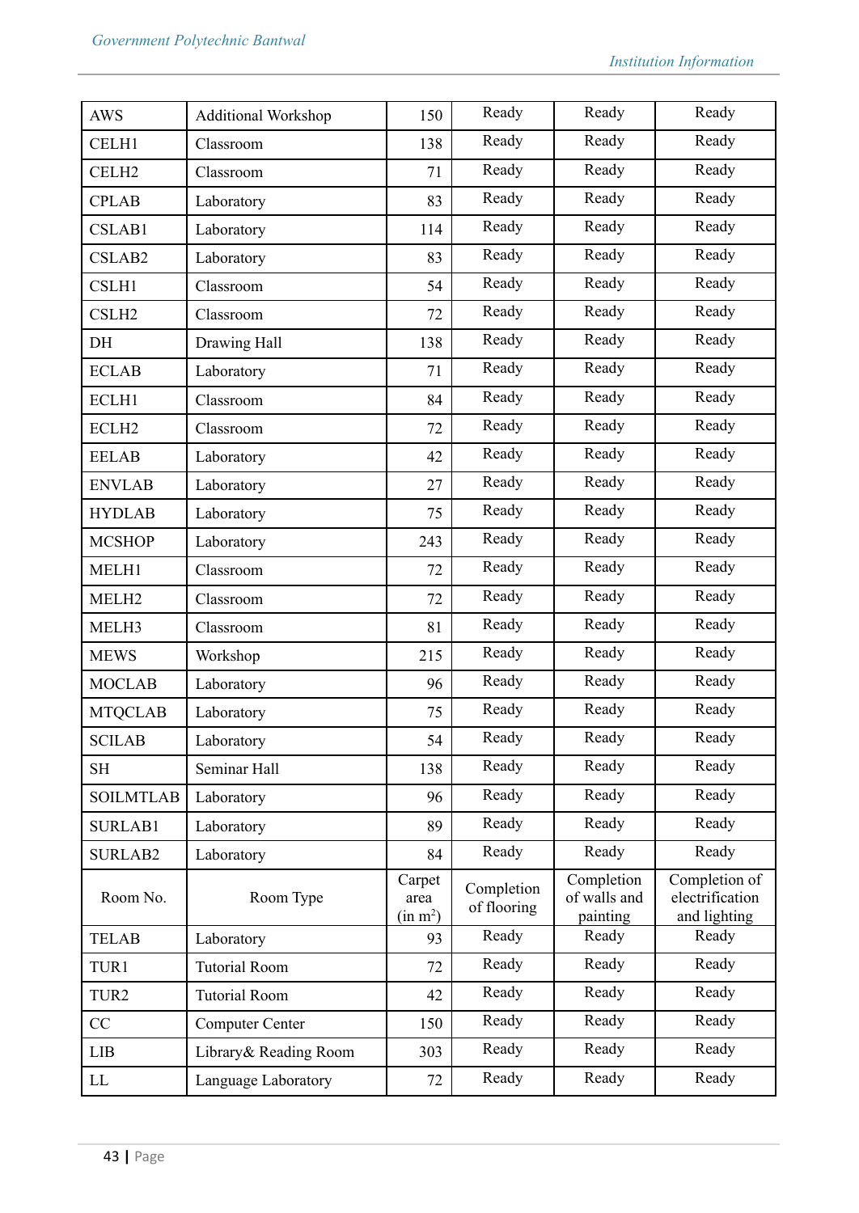| Room No. | Room Type | Carpet area (in $m^2$) | Completion of flooring | Completion of walls and painting | Completion of electrification and lighting |
|---|---|---|---|---|---|
| AWS | Additional Workshop | 150 | Ready | Ready | Ready |
| CELH1 | Classroom | 138 | Ready | Ready | Ready |
| CELH2 | Classroom | 71 | Ready | Ready | Ready |
| CPLAB | Laboratory | 83 | Ready | Ready | Ready |
| CSLAB1 | Laboratory | 114 | Ready | Ready | Ready |
| CSLAB2 | Laboratory | 83 | Ready | Ready | Ready |
| CSLH1 | Classroom | 54 | Ready | Ready | Ready |
| CSLH2 | Classroom | 72 | Ready | Ready | Ready |
| DH | Drawing Hall | 138 | Ready | Ready | Ready |
| ECLAB | Laboratory | 71 | Ready | Ready | Ready |
| ECLH1 | Classroom | 84 | Ready | Ready | Ready |
| ECLH2 | Classroom | 72 | Ready | Ready | Ready |
| EELAB | Laboratory | 42 | Ready | Ready | Ready |
| ENVLAB | Laboratory | 27 | Ready | Ready | Ready |
| HYDLAB | Laboratory | 75 | Ready | Ready | Ready |
| MCSHOP | Laboratory | 243 | Ready | Ready | Ready |
| MELH1 | Classroom | 72 | Ready | Ready | Ready |
| MELH2 | Classroom | 72 | Ready | Ready | Ready |
| MELH3 | Classroom | 81 | Ready | Ready | Ready |
| MEWS | Workshop | 215 | Ready | Ready | Ready |
| MOCLAB | Laboratory | 96 | Ready | Ready | Ready |
| MTQCLAB | Laboratory | 75 | Ready | Ready | Ready |
| SCILAB | Laboratory | 54 | Ready | Ready | Ready |
| SH | Seminar Hall | 138 | Ready | Ready | Ready |
| SOILMTLAB | Laboratory | 96 | Ready | Ready | Ready |
| SURLAB1 | Laboratory | 89 | Ready | Ready | Ready |
| SURLAB2 | Laboratory | 84 | Ready | Ready | Ready |
| TELAB | Laboratory | 93 | Ready | Ready | Ready |
| TUR1 | Tutorial Room | 72 | Ready | Ready | Ready |
| TUR2 | Tutorial Room | 42 | Ready | Ready | Ready |
| CC | Computer Center | 150 | Ready | Ready | Ready |
| LIB | Library& Reading Room | 303 | Ready | Ready | Ready |
| LL | Language Laboratory | 72 | Ready | Ready | Ready |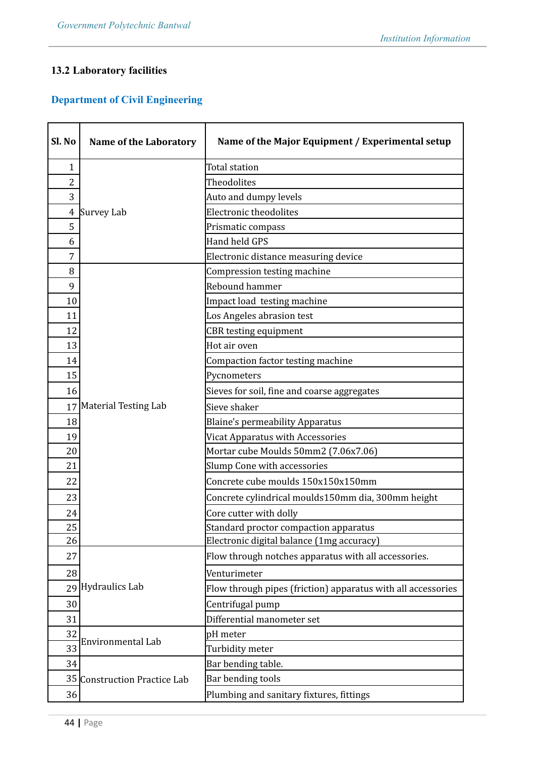### 13.2 Laboratory facilities

### Department of Civil Engineering

| Sl. No | Name of the Laboratory | Name of the Major Equipment / Experimental setup |
|---|---|---|
| 1 | Survey Lab | Total station |
| 2 | | Theodolites |
| 3 | | Auto and dumpy levels |
| 4 | | Electronic theodolites |
| 5 | | Prismatic compass |
| 6 | | Hand held GPS |
| 7 | | Electronic distance measuring device |
| 8 | Material Testing Lab | Compression testing machine |
| 9 | | Rebound hammer |
| 10 | | Impact load testing machine |
| 11 | | Los Angeles abrasion test |
| 12 | | CBR testing equipment |
| 13 | | Hot air oven |
| 14 | | Compaction factor testing machine |
| 15 | | Pycnometers |
| 16 | | Sieves for soil, fine and coarse aggregates |
| 17 | | Sieve shaker |
| 18 | | Blaine's permeability Apparatus |
| 19 | | Vicat Apparatus with Accessories |
| 20 | | Mortar cube Moulds 50mm2 (7.06x7.06) |
| 21 | | Slump Cone with accessories |
| 22 | | Concrete cube moulds 150x150x150mm |
| 23 | | Concrete cylindrical moulds150mm dia, 300mm height |
| 24 | | Core cutter with dolly |
| 25 | | Standard proctor compaction apparatus |
| 26 | | Electronic digital balance (1mg accuracy) |
| 27 | Hydraulics Lab | Flow through notches apparatus with all accessories. |
| 28 | | Venturimeter |
| 29 | | Flow through pipes (friction) apparatus with all accessories |
| 30 | | Centrifugal pump |
| 31 | | Differential manometer set |
| 32 | Environmental Lab | pH meter |
| 33 | | Turbidity meter |
| 34 | Construction Practice Lab | Bar bending table. |
| 35 | | Bar bending tools |
| 36 | | Plumbing and sanitary fixtures, fittings |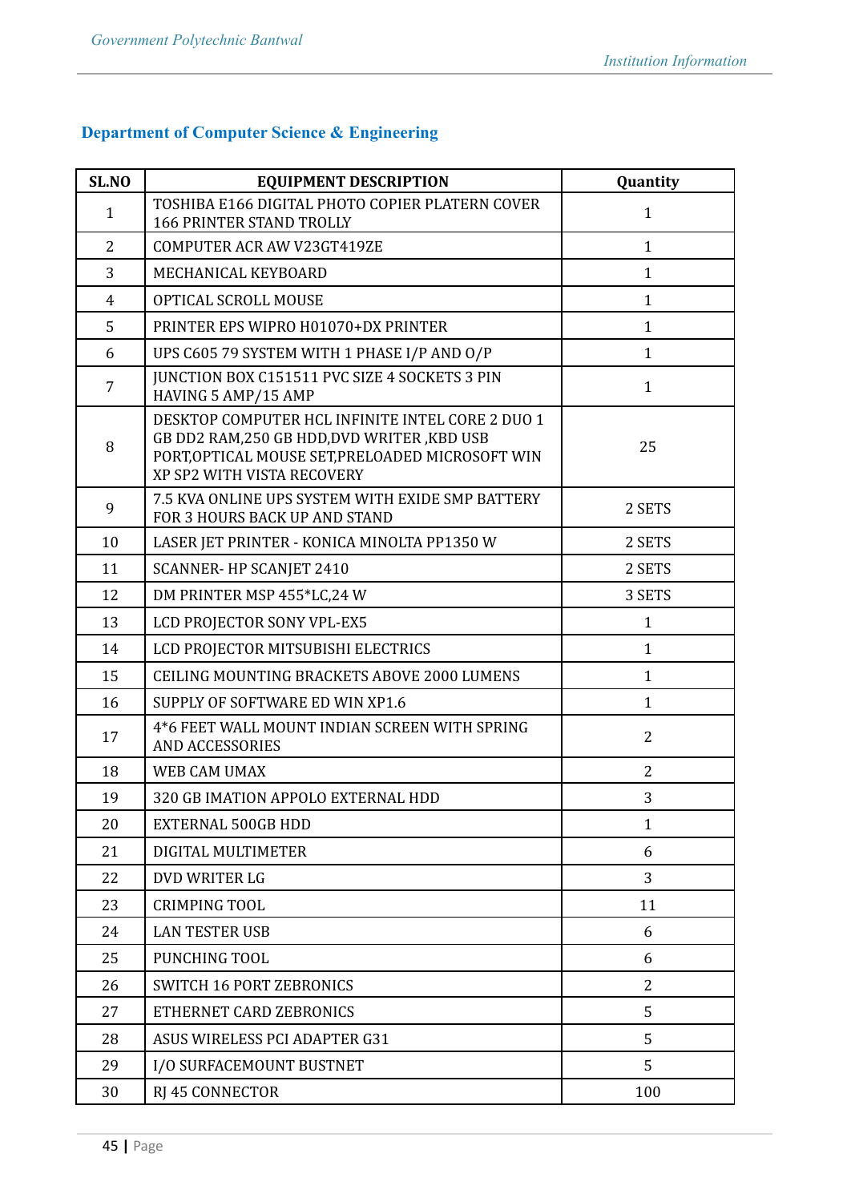## Department of Computer Science & Engineering

| SL.NO | EQUIPMENT DESCRIPTION | Quantity |
|---|---|---|
| 1 | TOSHIBA E166 DIGITAL PHOTO COPIER PLATERN COVER 166 PRINTER STAND TROLLY | 1 |
| 2 | COMPUTER ACR AW V23GT419ZE | 1 |
| 3 | MECHANICAL KEYBOARD | 1 |
| 4 | OPTICAL SCROLL MOUSE | 1 |
| 5 | PRINTER EPS WIPRO H01070+DX PRINTER | 1 |
| 6 | UPS C605 79 SYSTEM WITH 1 PHASE I/P AND O/P | 1 |
| 7 | JUNCTION BOX C151511 PVC SIZE 4 SOCKETS 3 PIN HAVING 5 AMP/15 AMP | 1 |
| 8 | DESKTOP COMPUTER HCL INFINITE INTEL CORE 2 DUO 1 GB DD2 RAM,250 GB HDD,DVD WRITER ,KBD USB PORT,OPTICAL MOUSE SET,PRELOADED MICROSOFT WIN XP SP2 WITH VISTA RECOVERY | 25 |
| 9 | 7.5 KVA ONLINE UPS SYSTEM WITH EXIDE SMP BATTERY FOR 3 HOURS BACK UP AND STAND | 2 SETS |
| 10 | LASER JET PRINTER - KONICA MINOLTA PP1350 W | 2 SETS |
| 11 | SCANNER- HP SCANJET 2410 | 2 SETS |
| 12 | DM PRINTER MSP 455*LC,24 W | 3 SETS |
| 13 | LCD PROJECTOR SONY VPL-EX5 | 1 |
| 14 | LCD PROJECTOR MITSUBISHI ELECTRICS | 1 |
| 15 | CEILING MOUNTING BRACKETS ABOVE 2000 LUMENS | 1 |
| 16 | SUPPLY OF SOFTWARE ED WIN XP1.6 | 1 |
| 17 | 4*6 FEET WALL MOUNT INDIAN SCREEN WITH SPRING AND ACCESSORIES | 2 |
| 18 | WEB CAM UMAX | 2 |
| 19 | 320 GB IMATION APPOLO EXTERNAL HDD | 3 |
| 20 | EXTERNAL 500GB HDD | 1 |
| 21 | DIGITAL MULTIMETER | 6 |
| 22 | DVD WRITER LG | 3 |
| 23 | CRIMPING TOOL | 11 |
| 24 | LAN TESTER USB | 6 |
| 25 | PUNCHING TOOL | 6 |
| 26 | SWITCH 16 PORT ZEBRONICS | 2 |
| 27 | ETHERNET CARD ZEBRONICS | 5 |
| 28 | ASUS WIRELESS PCI ADAPTER G31 | 5 |
| 29 | I/O SURFACEMOUNT BUSTNET | 5 |
| 30 | RJ 45 CONNECTOR | 100 |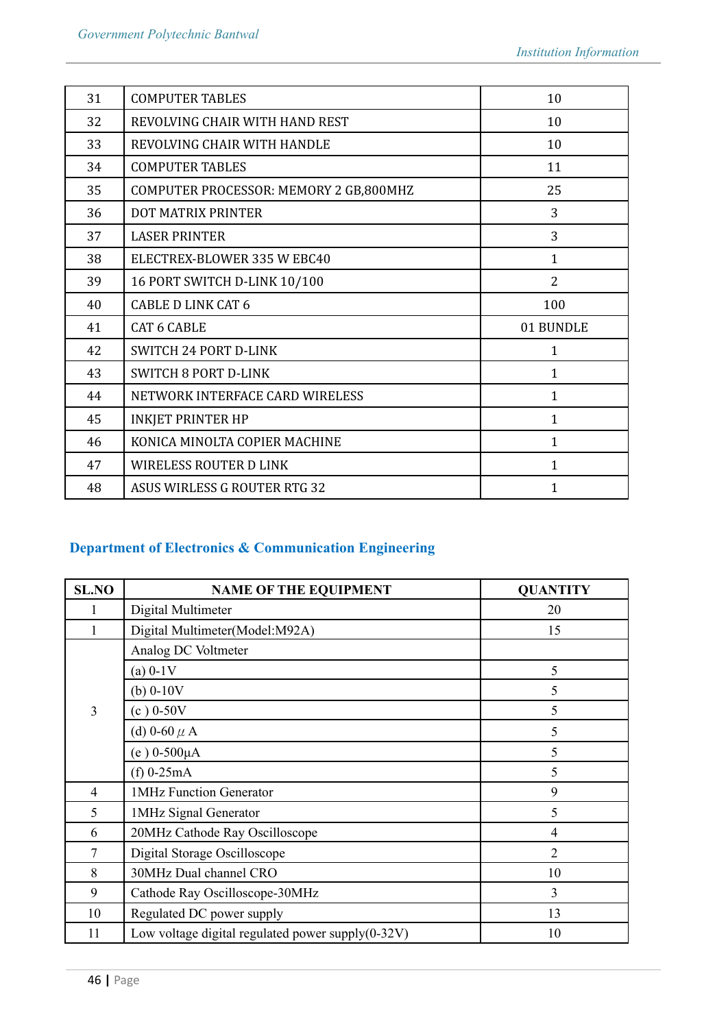| | | |
|---|---|---|
| 31 | COMPUTER TABLES | 10 |
| 32 | REVOLVING CHAIR WITH HAND REST | 10 |
| 33 | REVOLVING CHAIR WITH HANDLE | 10 |
| 34 | COMPUTER TABLES | 11 |
| 35 | COMPUTER PROCESSOR: MEMORY 2 GB,800MHZ | 25 |
| 36 | DOT MATRIX PRINTER | 3 |
| 37 | LASER PRINTER | 3 |
| 38 | ELECTREX-BLOWER 335 W EBC40 | 1 |
| 39 | 16 PORT SWITCH D-LINK 10/100 | 2 |
| 40 | CABLE D LINK CAT 6 | 100 |
| 41 | CAT 6 CABLE | 01 BUNDLE |
| 42 | SWITCH 24 PORT D-LINK | 1 |
| 43 | SWITCH 8 PORT D-LINK | 1 |
| 44 | NETWORK INTERFACE CARD WIRELESS | 1 |
| 45 | INKJET PRINTER HP | 1 |
| 46 | KONICA MINOLTA COPIER MACHINE | 1 |
| 47 | WIRELESS ROUTER D LINK | 1 |
| 48 | ASUS WIRLESS G ROUTER RTG 32 | 1 |

## Department of Electronics & Communication Engineering

| SL.NO | NAME OF THE EQUIPMENT | QUANTITY |
|---|---|---|
| 1 | Digital Multimeter | 20 |
| 1 | Digital Multimeter(Model:M92A) | 15 |
| 3 | Analog DC Voltmeter | |
| | (a) 0-1V | 5 |
| | (b) 0-10V | 5 |
| | (c ) 0-50V | 5 |
| | (d) 0-60 μ A | 5 |
| | (e ) 0-500μA | 5 |
| | (f) 0-25mA | 5 |
| 4 | 1MHz Function Generator | 9 |
| 5 | 1MHz Signal Generator | 5 |
| 6 | 20MHz Cathode Ray Oscilloscope | 4 |
| 7 | Digital Storage Oscilloscope | 2 |
| 8 | 30MHz Dual channel CRO | 10 |
| 9 | Cathode Ray Oscilloscope-30MHz | 3 |
| 10 | Regulated DC power supply | 13 |
| 11 | Low voltage digital regulated power supply(0-32V) | 10 |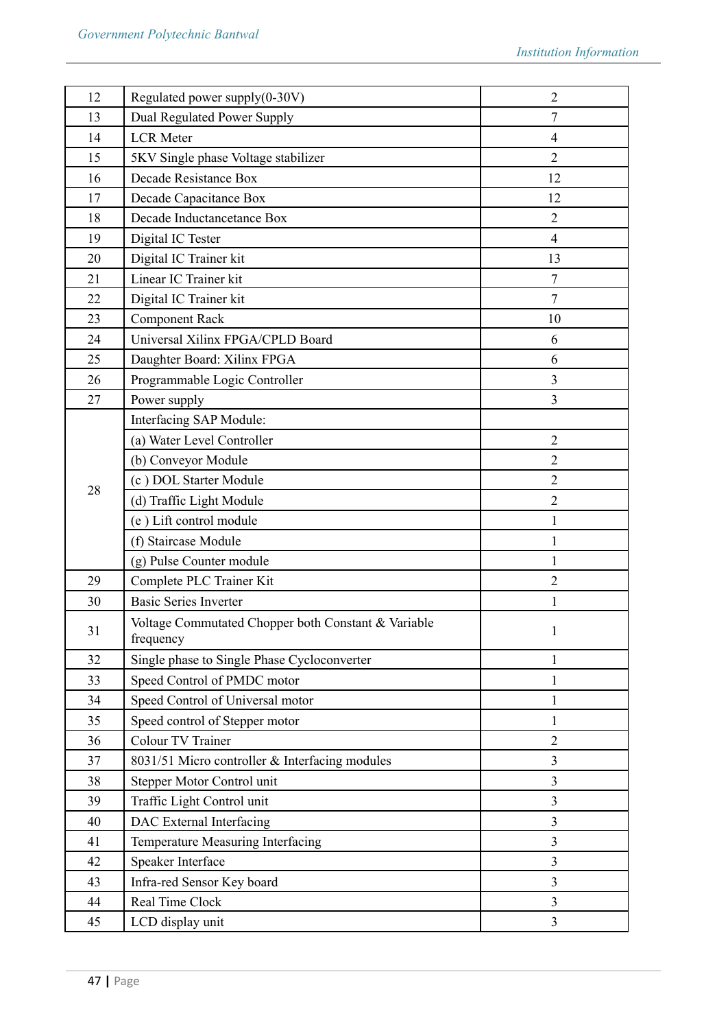| | | |
|---|---|---|
| 12 | Regulated power supply(0-30V) | 2 |
| 13 | Dual Regulated Power Supply | 7 |
| 14 | LCR Meter | 4 |
| 15 | 5KV Single phase Voltage stabilizer | 2 |
| 16 | Decade Resistance Box | 12 |
| 17 | Decade Capacitance Box | 12 |
| 18 | Decade Inductancetance Box | 2 |
| 19 | Digital IC Tester | 4 |
| 20 | Digital IC Trainer kit | 13 |
| 21 | Linear IC Trainer kit | 7 |
| 22 | Digital IC Trainer kit | 7 |
| 23 | Component Rack | 10 |
| 24 | Universal Xilinx FPGA/CPLD Board | 6 |
| 25 | Daughter Board: Xilinx FPGA | 6 |
| 26 | Programmable Logic Controller | 3 |
| 27 | Power supply | 3 |
| 28 | Interfacing SAP Module: | |
| | (a) Water Level Controller | 2 |
| | (b) Conveyor Module | 2 |
| | (c ) DOL Starter Module | 2 |
| | (d) Traffic Light Module | 2 |
| | (e ) Lift control module | 1 |
| | (f) Staircase Module | 1 |
| | (g) Pulse Counter module | 1 |
| 29 | Complete PLC Trainer Kit | 2 |
| 30 | Basic Series Inverter | 1 |
| 31 | Voltage Commutated Chopper both Constant & Variable frequency | 1 |
| 32 | Single phase to Single Phase Cycloconverter | 1 |
| 33 | Speed Control of PMDC motor | 1 |
| 34 | Speed Control of Universal motor | 1 |
| 35 | Speed control of Stepper motor | 1 |
| 36 | Colour TV Trainer | 2 |
| 37 | 8031/51 Micro controller & Interfacing modules | 3 |
| 38 | Stepper Motor Control unit | 3 |
| 39 | Traffic Light Control unit | 3 |
| 40 | DAC External Interfacing | 3 |
| 41 | Temperature Measuring Interfacing | 3 |
| 42 | Speaker Interface | 3 |
| 43 | Infra-red Sensor Key board | 3 |
| 44 | Real Time Clock | 3 |
| 45 | LCD display unit | 3 |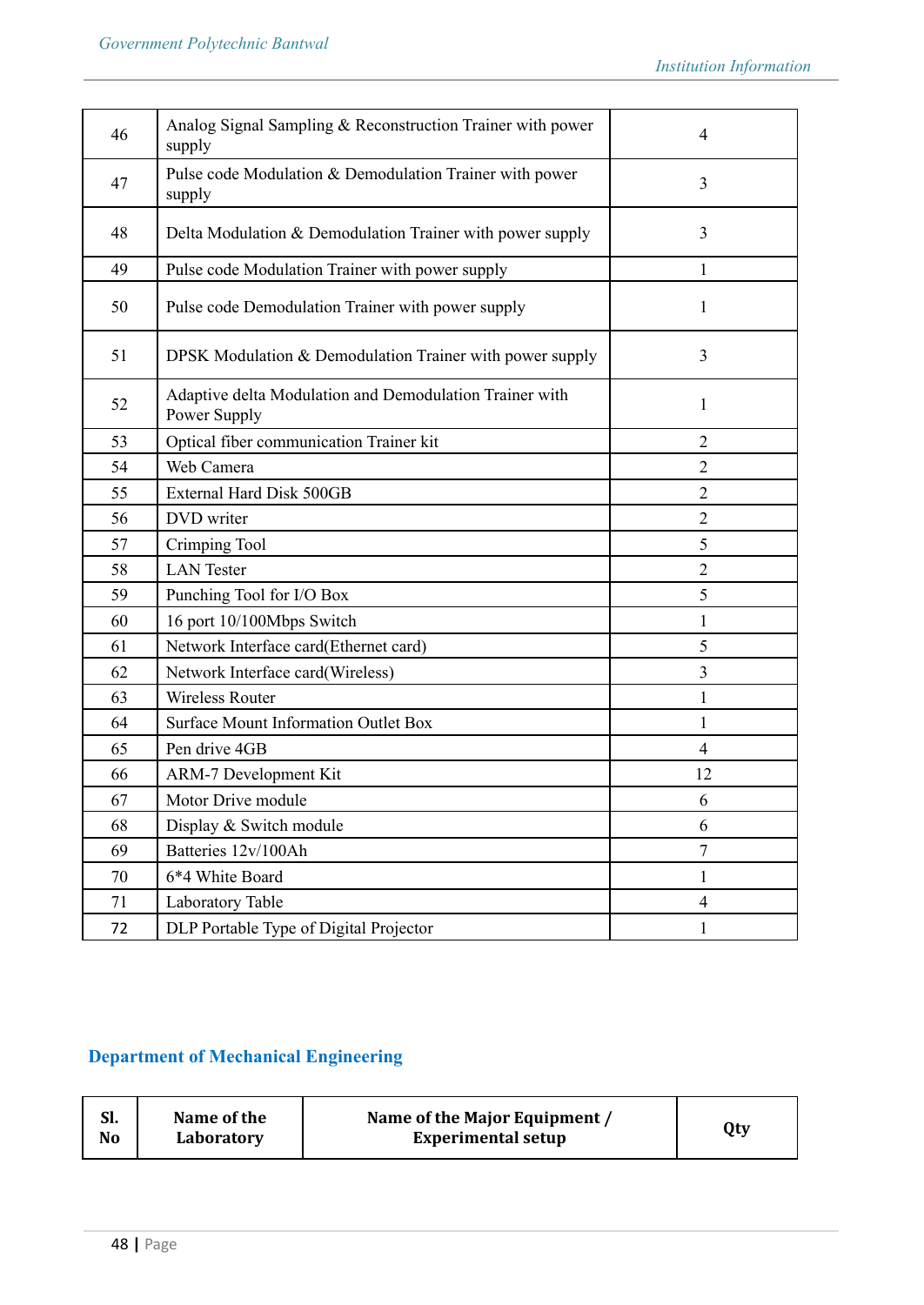| | | |
|---|---|---|
| 46 | Analog Signal Sampling & Reconstruction Trainer with power supply | 4 |
| 47 | Pulse code Modulation & Demodulation Trainer with power supply | 3 |
| 48 | Delta Modulation & Demodulation Trainer with power supply | 3 |
| 49 | Pulse code Modulation Trainer with power supply | 1 |
| 50 | Pulse code Demodulation Trainer with power supply | 1 |
| 51 | DPSK Modulation & Demodulation Trainer with power supply | 3 |
| 52 | Adaptive delta Modulation and Demodulation Trainer with Power Supply | 1 |
| 53 | Optical fiber communication Trainer kit | 2 |
| 54 | Web Camera | 2 |
| 55 | External Hard Disk 500GB | 2 |
| 56 | DVD writer | 2 |
| 57 | Crimping Tool | 5 |
| 58 | LAN Tester | 2 |
| 59 | Punching Tool for I/O Box | 5 |
| 60 | 16 port 10/100Mbps Switch | 1 |
| 61 | Network Interface card(Ethernet card) | 5 |
| 62 | Network Interface card(Wireless) | 3 |
| 63 | Wireless Router | 1 |
| 64 | Surface Mount Information Outlet Box | 1 |
| 65 | Pen drive 4GB | 4 |
| 66 | ARM-7 Development Kit | 12 |
| 67 | Motor Drive module | 6 |
| 68 | Display & Switch module | 6 |
| 69 | Batteries 12v/100Ah | 7 |
| 70 | 6*4 White Board | 1 |
| 71 | Laboratory Table | 4 |
| 72 | DLP Portable Type of Digital Projector | 1 |

## Department of Mechanical Engineering

| Sl. No | Name of the Laboratory | Name of the Major Equipment / Experimental setup | Qty |
|---|---|---|---|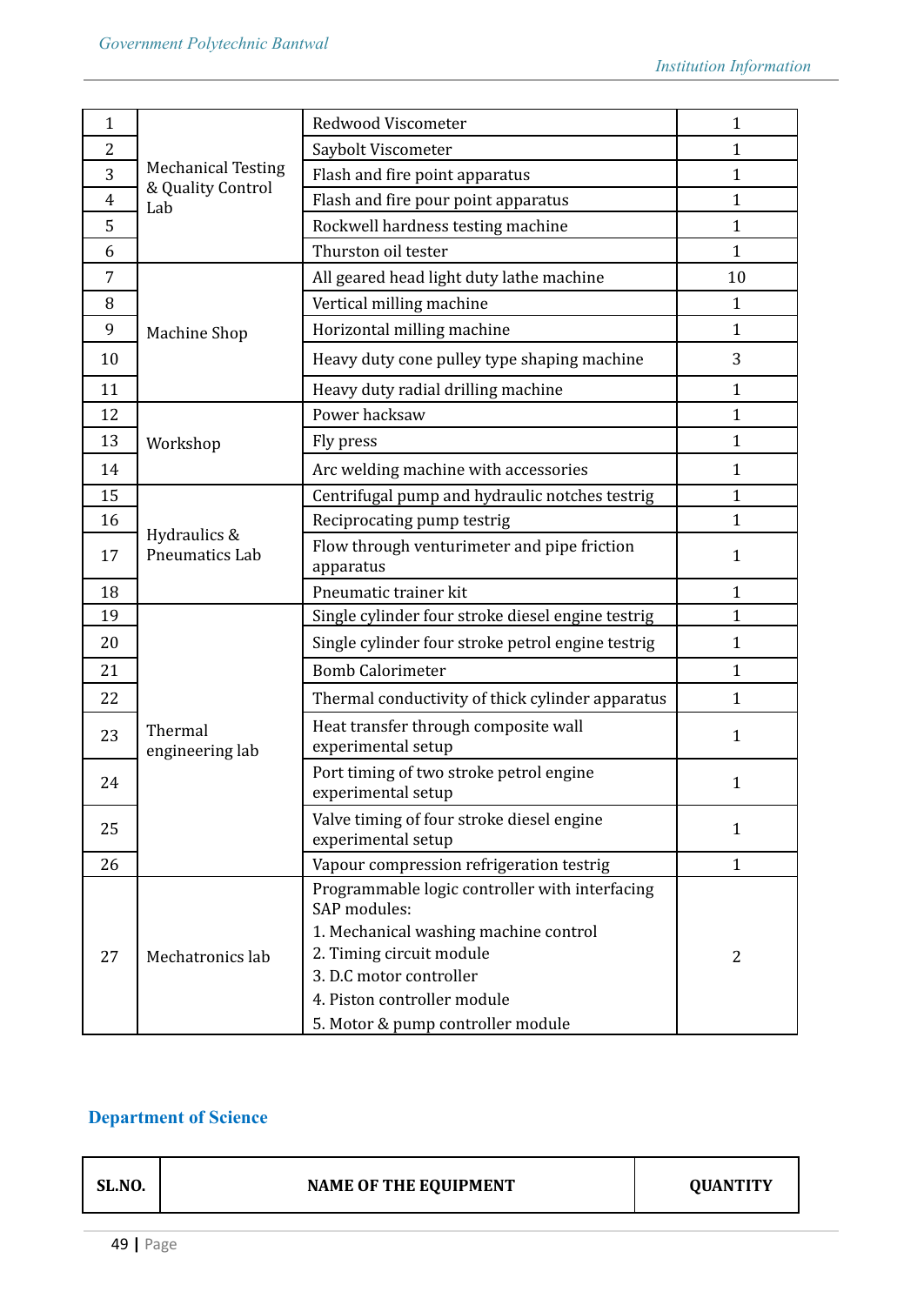| | | | |
|---|---|---|---|
| 1 | Mechanical Testing & Quality Control Lab | Redwood Viscometer | 1 |
| 2 | | Saybolt Viscometer | 1 |
| 3 | | Flash and fire point apparatus | 1 |
| 4 | | Flash and fire pour point apparatus | 1 |
| 5 | | Rockwell hardness testing machine | 1 |
| 6 | | Thurston oil tester | 1 |
| 7 | Machine Shop | All geared head light duty lathe machine | 10 |
| 8 | | Vertical milling machine | 1 |
| 9 | | Horizontal milling machine | 1 |
| 10 | | Heavy duty cone pulley type shaping machine | 3 |
| 11 | | Heavy duty radial drilling machine | 1 |
| 12 | Workshop | Power hacksaw | 1 |
| 13 | | Fly press | 1 |
| 14 | | Arc welding machine with accessories | 1 |
| 15 | Hydraulics & Pneumatics Lab | Centrifugal pump and hydraulic notches testrig | 1 |
| 16 | | Reciprocating pump testrig | 1 |
| 17 | | Flow through venturimeter and pipe friction apparatus | 1 |
| 18 | | Pneumatic trainer kit | 1 |
| 19 | Thermal engineering lab | Single cylinder four stroke diesel engine testrig | 1 |
| 20 | | Single cylinder four stroke petrol engine testrig | 1 |
| 21 | | Bomb Calorimeter | 1 |
| 22 | | Thermal conductivity of thick cylinder apparatus | 1 |
| 23 | | Heat transfer through composite wall experimental setup | 1 |
| 24 | | Port timing of two stroke petrol engine experimental setup | 1 |
| 25 | | Valve timing of four stroke diesel engine experimental setup | 1 |
| 26 | | Vapour compression refrigeration testrig | 1 |
| 27 | Mechatronics lab | Programmable logic controller with interfacing SAP modules:<br>1. Mechanical washing machine control<br>2. Timing circuit module<br>3. D.C motor controller<br>4. Piston controller module<br>5. Motor & pump controller module | 2 |

## Department of Science

| SL.NO. | NAME OF THE EQUIPMENT | QUANTITY |
|---|---|---|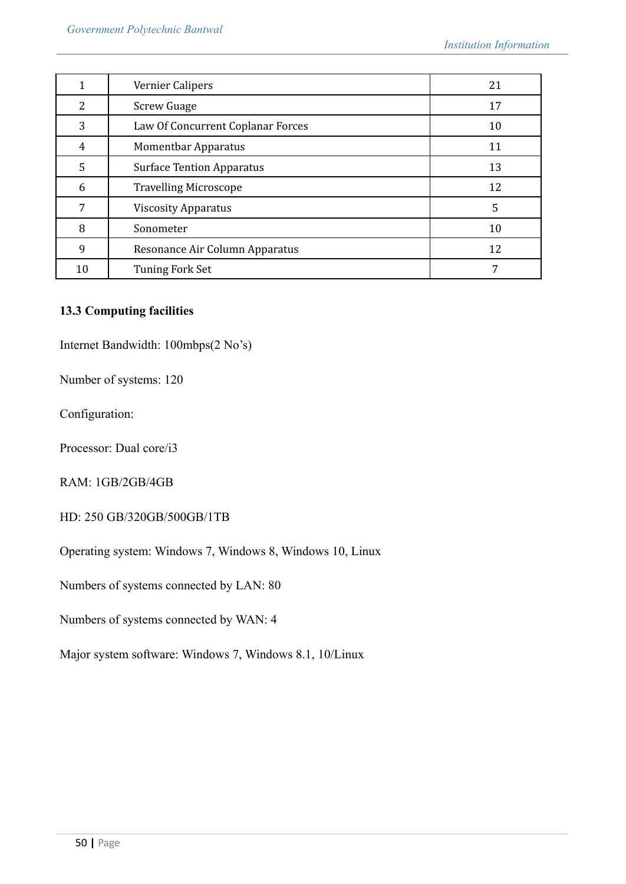| 1 | Vernier Calipers | 21 |
|---|---|---|
| 2 | Screw Guage | 17 |
| 3 | Law Of Concurrent Coplanar Forces | 10 |
| 4 | Momentbar Apparatus | 11 |
| 5 | Surface Tention Apparatus | 13 |
| 6 | Travelling Microscope | 12 |
| 7 | Viscosity Apparatus | 5 |
| 8 | Sonometer | 10 |
| 9 | Resonance Air Column Apparatus | 12 |
| 10 | Tuning Fork Set | 7 |

### 13.3 Computing facilities

Internet Bandwidth: 100mbps(2 No's)

Number of systems: 120

Configuration:

Processor: Dual core/i3

RAM: 1GB/2GB/4GB

HD: 250 GB/320GB/500GB/1TB

Operating system: Windows 7, Windows 8, Windows 10, Linux

Numbers of systems connected by LAN: 80

Numbers of systems connected by WAN: 4

Major system software: Windows 7, Windows 8.1, 10/Linux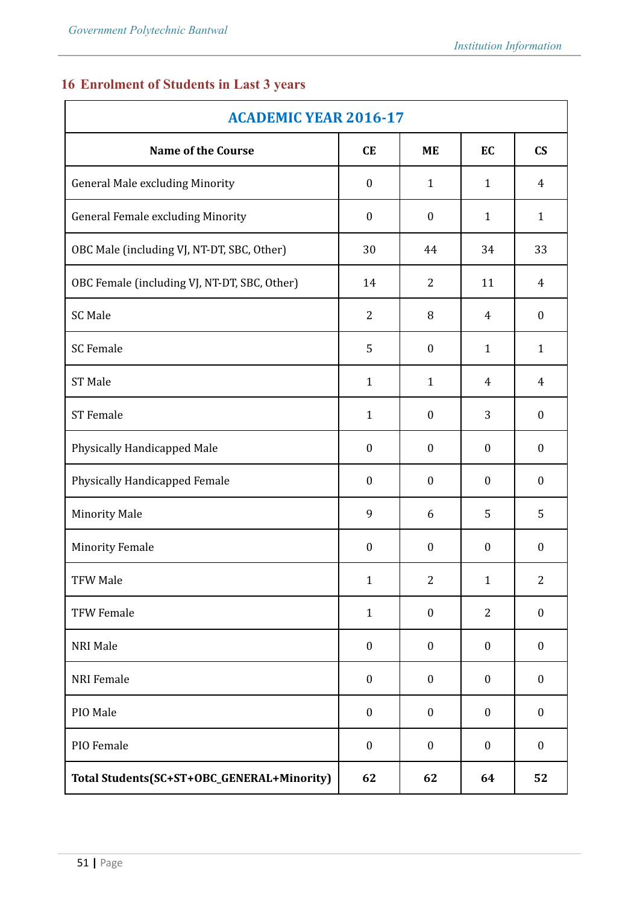## 16 Enrolment of Students in Last 3 years

| ACADEMIC YEAR 2016-17 | | | | |
|---|---|---|---|---|
| **Name of the Course** | **CE** | **ME** | **EC** | **CS** |
| General Male excluding Minority | 0 | 1 | 1 | 4 |
| General Female excluding Minority | 0 | 0 | 1 | 1 |
| OBC Male (including VJ, NT-DT, SBC, Other) | 30 | 44 | 34 | 33 |
| OBC Female (including VJ, NT-DT, SBC, Other) | 14 | 2 | 11 | 4 |
| SC Male | 2 | 8 | 4 | 0 |
| SC Female | 5 | 0 | 1 | 1 |
| ST Male | 1 | 1 | 4 | 4 |
| ST Female | 1 | 0 | 3 | 0 |
| Physically Handicapped Male | 0 | 0 | 0 | 0 |
| Physically Handicapped Female | 0 | 0 | 0 | 0 |
| Minority Male | 9 | 6 | 5 | 5 |
| Minority Female | 0 | 0 | 0 | 0 |
| TFW Male | 1 | 2 | 1 | 2 |
| TFW Female | 1 | 0 | 2 | 0 |
| NRI Male | 0 | 0 | 0 | 0 |
| NRI Female | 0 | 0 | 0 | 0 |
| PIO Male | 0 | 0 | 0 | 0 |
| PIO Female | 0 | 0 | 0 | 0 |
| **Total Students(SC+ST+OBC_GENERAL+Minority)** | **62** | **62** | **64** | **52** |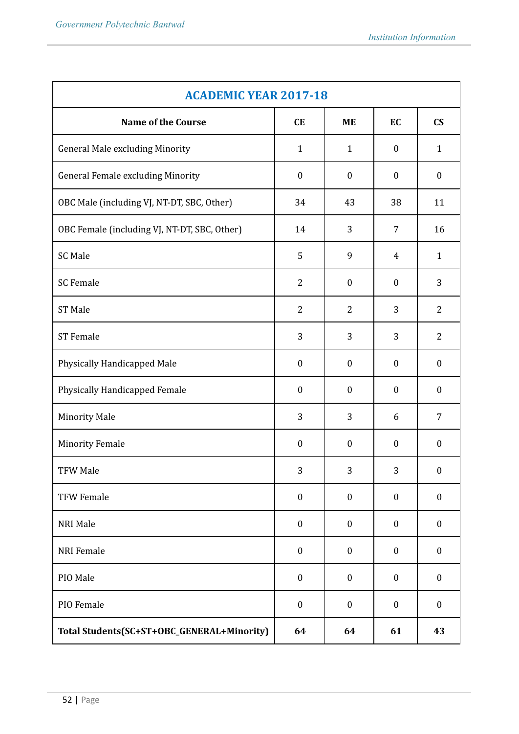| ACADEMIC YEAR 2017-18 | | | | |
|---|---|---|---|---|
| **Name of the Course** | **CE** | **ME** | **EC** | **CS** |
| General Male excluding Minority | 1 | 1 | 0 | 1 |
| General Female excluding Minority | 0 | 0 | 0 | 0 |
| OBC Male (including VJ, NT-DT, SBC, Other) | 34 | 43 | 38 | 11 |
| OBC Female (including VJ, NT-DT, SBC, Other) | 14 | 3 | 7 | 16 |
| SC Male | 5 | 9 | 4 | 1 |
| SC Female | 2 | 0 | 0 | 3 |
| ST Male | 2 | 2 | 3 | 2 |
| ST Female | 3 | 3 | 3 | 2 |
| Physically Handicapped Male | 0 | 0 | 0 | 0 |
| Physically Handicapped Female | 0 | 0 | 0 | 0 |
| Minority Male | 3 | 3 | 6 | 7 |
| Minority Female | 0 | 0 | 0 | 0 |
| TFW Male | 3 | 3 | 3 | 0 |
| TFW Female | 0 | 0 | 0 | 0 |
| NRI Male | 0 | 0 | 0 | 0 |
| NRI Female | 0 | 0 | 0 | 0 |
| PIO Male | 0 | 0 | 0 | 0 |
| PIO Female | 0 | 0 | 0 | 0 |
| **Total Students(SC+ST+OBC_GENERAL+Minority)** | **64** | **64** | **61** | **43** |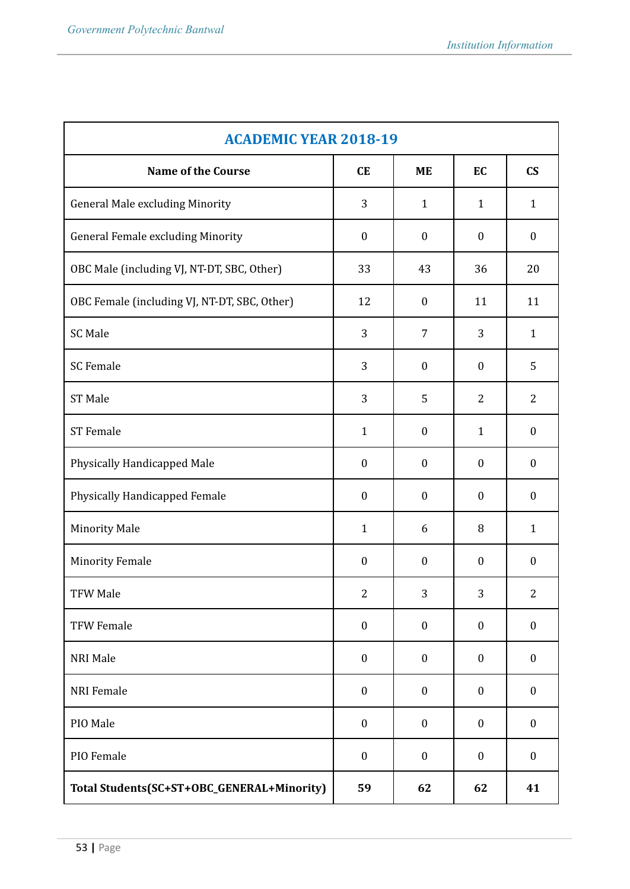| ACADEMIC YEAR 2018-19 | | | | |
|---|---|---|---|---|
| **Name of the Course** | **CE** | **ME** | **EC** | **CS** |
| General Male excluding Minority | 3 | 1 | 1 | 1 |
| General Female excluding Minority | 0 | 0 | 0 | 0 |
| OBC Male (including VJ, NT-DT, SBC, Other) | 33 | 43 | 36 | 20 |
| OBC Female (including VJ, NT-DT, SBC, Other) | 12 | 0 | 11 | 11 |
| SC Male | 3 | 7 | 3 | 1 |
| SC Female | 3 | 0 | 0 | 5 |
| ST Male | 3 | 5 | 2 | 2 |
| ST Female | 1 | 0 | 1 | 0 |
| Physically Handicapped Male | 0 | 0 | 0 | 0 |
| Physically Handicapped Female | 0 | 0 | 0 | 0 |
| Minority Male | 1 | 6 | 8 | 1 |
| Minority Female | 0 | 0 | 0 | 0 |
| TFW Male | 2 | 3 | 3 | 2 |
| TFW Female | 0 | 0 | 0 | 0 |
| NRI Male | 0 | 0 | 0 | 0 |
| NRI Female | 0 | 0 | 0 | 0 |
| PIO Male | 0 | 0 | 0 | 0 |
| PIO Female | 0 | 0 | 0 | 0 |
| **Total Students(SC+ST+OBC_GENERAL+Minority)** | **59** | **62** | **62** | **41** |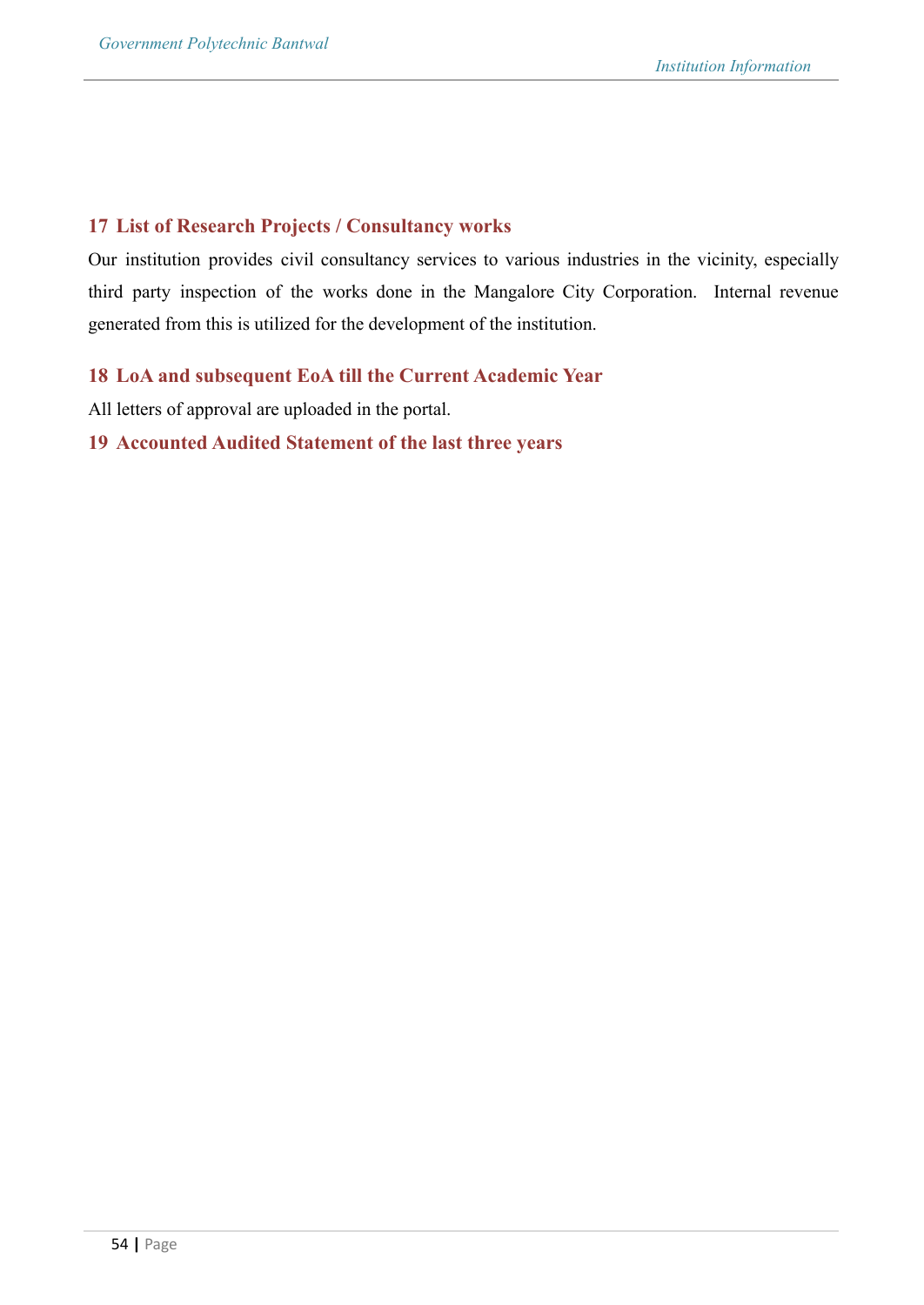## 17 List of Research Projects / Consultancy works

Our institution provides civil consultancy services to various industries in the vicinity, especially third party inspection of the works done in the Mangalore City Corporation. Internal revenue generated from this is utilized for the development of the institution.

## 18 LoA and subsequent EoA till the Current Academic Year

All letters of approval are uploaded in the portal.

## 19 Accounted Audited Statement of the last three years